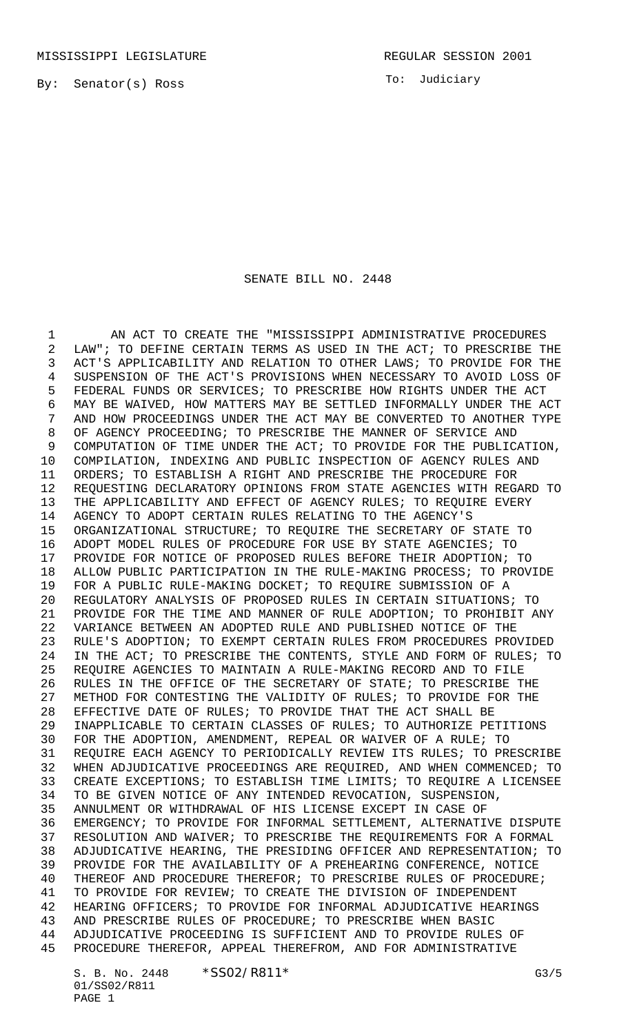MISSISSIPPI LEGISLATURE REGULAR SESSION 2001

By: Senator(s) Ross

To: Judiciary

# SENATE BILL NO. 2448

AN ACT TO CREATE THE "MISSISSIPPI ADMINISTRATIVE PROCEDURES LAW"; TO DEFINE CERTAIN TERMS AS USED IN THE ACT; TO PRESCRIBE THE ACT'S APPLICABILITY AND RELATION TO OTHER LAWS; TO PROVIDE FOR THE SUSPENSION OF THE ACT'S PROVISIONS WHEN NECESSARY TO AVOID LOSS OF FEDERAL FUNDS OR SERVICES; TO PRESCRIBE HOW RIGHTS UNDER THE ACT MAY BE WAIVED, HOW MATTERS MAY BE SETTLED INFORMALLY UNDER THE ACT AND HOW PROCEEDINGS UNDER THE ACT MAY BE CONVERTED TO ANOTHER TYPE OF AGENCY PROCEEDING; TO PRESCRIBE THE MANNER OF SERVICE AND COMPUTATION OF TIME UNDER THE ACT; TO PROVIDE FOR THE PUBLICATION, COMPILATION, INDEXING AND PUBLIC INSPECTION OF AGENCY RULES AND ORDERS; TO ESTABLISH A RIGHT AND PRESCRIBE THE PROCEDURE FOR REQUESTING DECLARATORY OPINIONS FROM STATE AGENCIES WITH REGARD TO THE APPLICABILITY AND EFFECT OF AGENCY RULES; TO REQUIRE EVERY AGENCY TO ADOPT CERTAIN RULES RELATING TO THE AGENCY'S ORGANIZATIONAL STRUCTURE; TO REQUIRE THE SECRETARY OF STATE TO ADOPT MODEL RULES OF PROCEDURE FOR USE BY STATE AGENCIES; TO PROVIDE FOR NOTICE OF PROPOSED RULES BEFORE THEIR ADOPTION; TO ALLOW PUBLIC PARTICIPATION IN THE RULE-MAKING PROCESS; TO PROVIDE FOR A PUBLIC RULE-MAKING DOCKET; TO REQUIRE SUBMISSION OF A REGULATORY ANALYSIS OF PROPOSED RULES IN CERTAIN SITUATIONS; TO PROVIDE FOR THE TIME AND MANNER OF RULE ADOPTION; TO PROHIBIT ANY VARIANCE BETWEEN AN ADOPTED RULE AND PUBLISHED NOTICE OF THE RULE'S ADOPTION; TO EXEMPT CERTAIN RULES FROM PROCEDURES PROVIDED IN THE ACT; TO PRESCRIBE THE CONTENTS, STYLE AND FORM OF RULES; TO REQUIRE AGENCIES TO MAINTAIN A RULE-MAKING RECORD AND TO FILE RULES IN THE OFFICE OF THE SECRETARY OF STATE; TO PRESCRIBE THE METHOD FOR CONTESTING THE VALIDITY OF RULES; TO PROVIDE FOR THE EFFECTIVE DATE OF RULES; TO PROVIDE THAT THE ACT SHALL BE INAPPLICABLE TO CERTAIN CLASSES OF RULES; TO AUTHORIZE PETITIONS FOR THE ADOPTION, AMENDMENT, REPEAL OR WAIVER OF A RULE; TO REQUIRE EACH AGENCY TO PERIODICALLY REVIEW ITS RULES; TO PRESCRIBE WHEN ADJUDICATIVE PROCEEDINGS ARE REQUIRED, AND WHEN COMMENCED; TO CREATE EXCEPTIONS; TO ESTABLISH TIME LIMITS; TO REQUIRE A LICENSEE TO BE GIVEN NOTICE OF ANY INTENDED REVOCATION, SUSPENSION, ANNULMENT OR WITHDRAWAL OF HIS LICENSE EXCEPT IN CASE OF EMERGENCY; TO PROVIDE FOR INFORMAL SETTLEMENT, ALTERNATIVE DISPUTE RESOLUTION AND WAIVER; TO PRESCRIBE THE REQUIREMENTS FOR A FORMAL ADJUDICATIVE HEARING, THE PRESIDING OFFICER AND REPRESENTATION; TO PROVIDE FOR THE AVAILABILITY OF A PREHEARING CONFERENCE, NOTICE THEREOF AND PROCEDURE THEREFOR; TO PRESCRIBE RULES OF PROCEDURE; TO PROVIDE FOR REVIEW; TO CREATE THE DIVISION OF INDEPENDENT HEARING OFFICERS; TO PROVIDE FOR INFORMAL ADJUDICATIVE HEARINGS AND PRESCRIBE RULES OF PROCEDURE; TO PRESCRIBE WHEN BASIC ADJUDICATIVE PROCEEDING IS SUFFICIENT AND TO PROVIDE RULES OF PROCEDURE THEREFOR, APPEAL THEREFROM, AND FOR ADMINISTRATIVE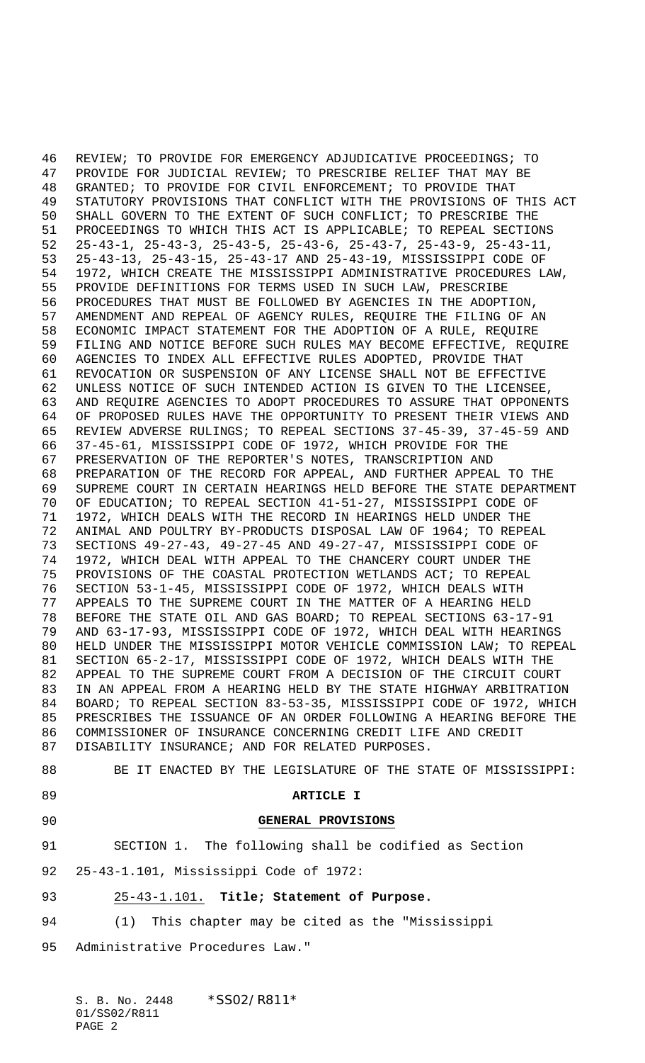REVIEW; TO PROVIDE FOR EMERGENCY ADJUDICATIVE PROCEEDINGS; TO PROVIDE FOR JUDICIAL REVIEW; TO PRESCRIBE RELIEF THAT MAY BE GRANTED; TO PROVIDE FOR CIVIL ENFORCEMENT; TO PROVIDE THAT STATUTORY PROVISIONS THAT CONFLICT WITH THE PROVISIONS OF THIS ACT SHALL GOVERN TO THE EXTENT OF SUCH CONFLICT; TO PRESCRIBE THE PROCEEDINGS TO WHICH THIS ACT IS APPLICABLE; TO REPEAL SECTIONS 25-43-1, 25-43-3, 25-43-5, 25-43-6, 25-43-7, 25-43-9, 25-43-11, 25-43-13, 25-43-15, 25-43-17 AND 25-43-19, MISSISSIPPI CODE OF 1972, WHICH CREATE THE MISSISSIPPI ADMINISTRATIVE PROCEDURES LAW, PROVIDE DEFINITIONS FOR TERMS USED IN SUCH LAW, PRESCRIBE PROCEDURES THAT MUST BE FOLLOWED BY AGENCIES IN THE ADOPTION, AMENDMENT AND REPEAL OF AGENCY RULES, REQUIRE THE FILING OF AN ECONOMIC IMPACT STATEMENT FOR THE ADOPTION OF A RULE, REQUIRE FILING AND NOTICE BEFORE SUCH RULES MAY BECOME EFFECTIVE, REQUIRE AGENCIES TO INDEX ALL EFFECTIVE RULES ADOPTED, PROVIDE THAT REVOCATION OR SUSPENSION OF ANY LICENSE SHALL NOT BE EFFECTIVE UNLESS NOTICE OF SUCH INTENDED ACTION IS GIVEN TO THE LICENSEE, AND REQUIRE AGENCIES TO ADOPT PROCEDURES TO ASSURE THAT OPPONENTS OF PROPOSED RULES HAVE THE OPPORTUNITY TO PRESENT THEIR VIEWS AND REVIEW ADVERSE RULINGS; TO REPEAL SECTIONS 37-45-39, 37-45-59 AND 37-45-61, MISSISSIPPI CODE OF 1972, WHICH PROVIDE FOR THE PRESERVATION OF THE REPORTER'S NOTES, TRANSCRIPTION AND PREPARATION OF THE RECORD FOR APPEAL, AND FURTHER APPEAL TO THE SUPREME COURT IN CERTAIN HEARINGS HELD BEFORE THE STATE DEPARTMENT OF EDUCATION; TO REPEAL SECTION 41-51-27, MISSISSIPPI CODE OF 1972, WHICH DEALS WITH THE RECORD IN HEARINGS HELD UNDER THE ANIMAL AND POULTRY BY-PRODUCTS DISPOSAL LAW OF 1964; TO REPEAL SECTIONS 49-27-43, 49-27-45 AND 49-27-47, MISSISSIPPI CODE OF 1972, WHICH DEAL WITH APPEAL TO THE CHANCERY COURT UNDER THE PROVISIONS OF THE COASTAL PROTECTION WETLANDS ACT; TO REPEAL SECTION 53-1-45, MISSISSIPPI CODE OF 1972, WHICH DEALS WITH APPEALS TO THE SUPREME COURT IN THE MATTER OF A HEARING HELD BEFORE THE STATE OIL AND GAS BOARD; TO REPEAL SECTIONS 63-17-91 AND 63-17-93, MISSISSIPPI CODE OF 1972, WHICH DEAL WITH HEARINGS HELD UNDER THE MISSISSIPPI MOTOR VEHICLE COMMISSION LAW; TO REPEAL SECTION 65-2-17, MISSISSIPPI CODE OF 1972, WHICH DEALS WITH THE APPEAL TO THE SUPREME COURT FROM A DECISION OF THE CIRCUIT COURT IN AN APPEAL FROM A HEARING HELD BY THE STATE HIGHWAY ARBITRATION BOARD; TO REPEAL SECTION 83-53-35, MISSISSIPPI CODE OF 1972, WHICH PRESCRIBES THE ISSUANCE OF AN ORDER FOLLOWING A HEARING BEFORE THE COMMISSIONER OF INSURANCE CONCERNING CREDIT LIFE AND CREDIT DISABILITY INSURANCE; AND FOR RELATED PURPOSES.

BE IT ENACTED BY THE LEGISLATURE OF THE STATE OF MISSISSIPPI:

## ARTICLE I

## GENERAL PROVISIONS

SECTION 1. The following shall be codified as Section 25-43-1.101, Mississippi Code of 1972:

25-43-1.101. **Title; Statement of Purpose.**

(1) This chapter may be cited as the "Mississippi Administrative Procedures Law."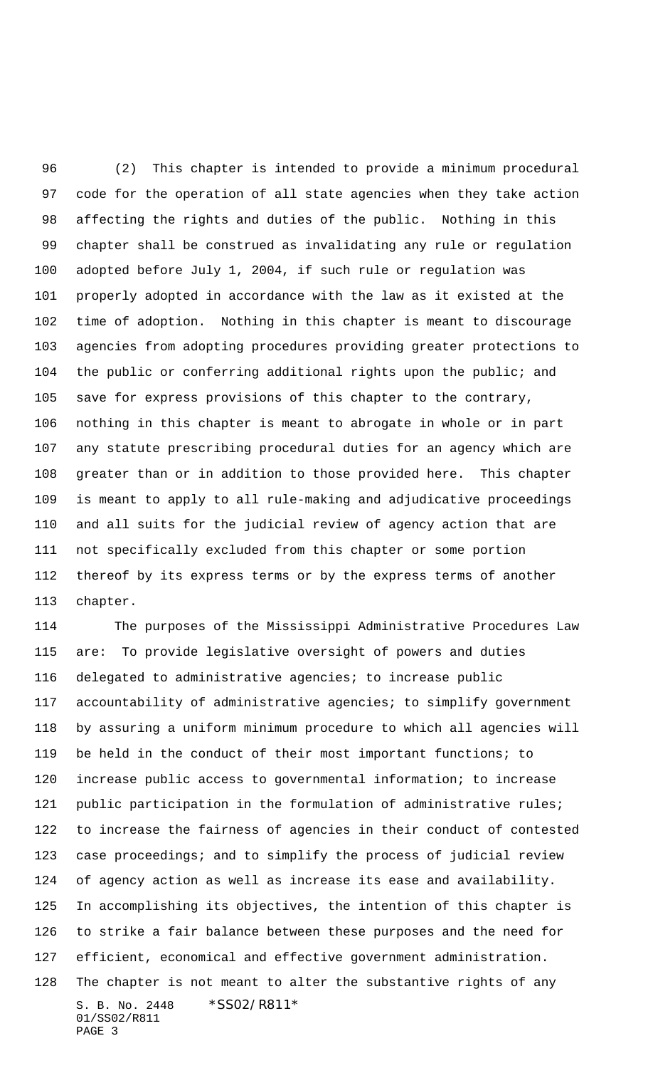(2) This chapter is intended to provide a minimum procedural code for the operation of all state agencies when they take action affecting the rights and duties of the public. Nothing in this chapter shall be construed as invalidating any rule or regulation adopted before July 1, 2004, if such rule or regulation was properly adopted in accordance with the law as it existed at the time of adoption. Nothing in this chapter is meant to discourage agencies from adopting procedures providing greater protections to the public or conferring additional rights upon the public; and save for express provisions of this chapter to the contrary, nothing in this chapter is meant to abrogate in whole or in part any statute prescribing procedural duties for an agency which are greater than or in addition to those provided here. This chapter is meant to apply to all rule-making and adjudicative proceedings and all suits for the judicial review of agency action that are not specifically excluded from this chapter or some portion thereof by its express terms or by the express terms of another chapter.

The purposes of the Mississippi Administrative Procedures Law are: To provide legislative oversight of powers and duties delegated to administrative agencies; to increase public accountability of administrative agencies; to simplify government by assuring a uniform minimum procedure to which all agencies will be held in the conduct of their most important functions; to increase public access to governmental information; to increase public participation in the formulation of administrative rules; to increase the fairness of agencies in their conduct of contested case proceedings; and to simplify the process of judicial review of agency action as well as increase its ease and availability. In accomplishing its objectives, the intention of this chapter is to strike a fair balance between these purposes and the need for efficient, economical and effective government administration. The chapter is not meant to alter the substantive rights of any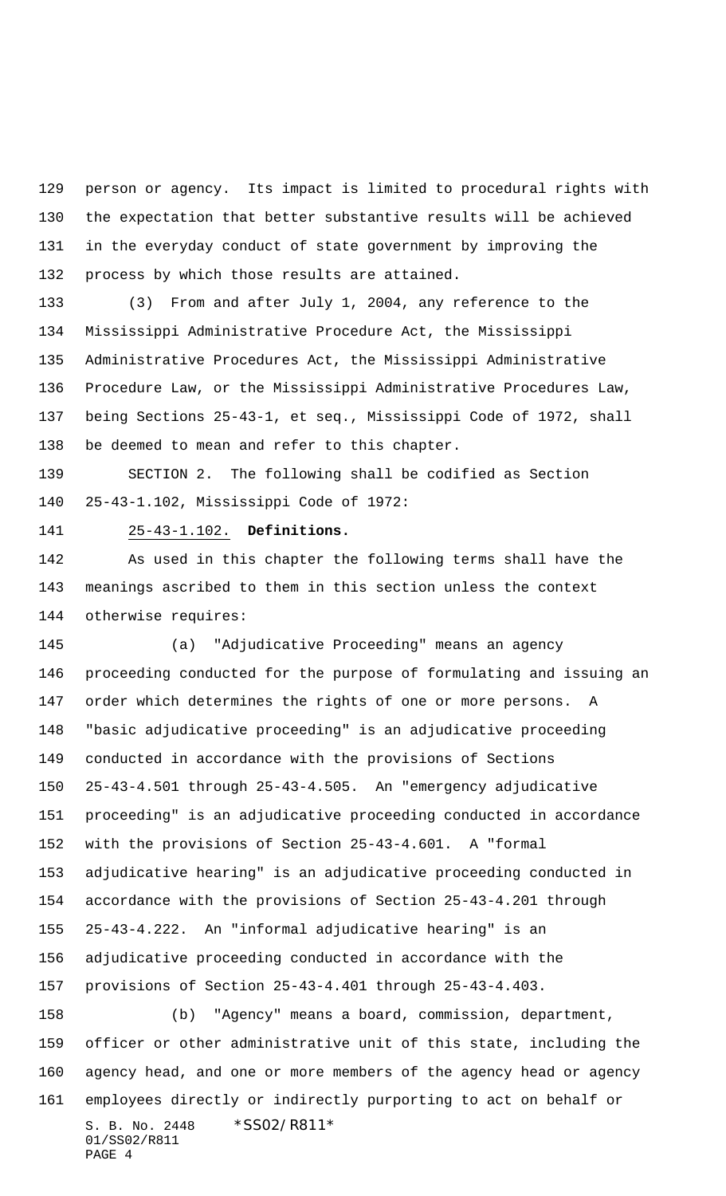person or agency. Its impact is limited to procedural rights with the expectation that better substantive results will be achieved in the everyday conduct of state government by improving the process by which those results are attained.

(3) From and after July 1, 2004, any reference to the Mississippi Administrative Procedure Act, the Mississippi Administrative Procedures Act, the Mississippi Administrative Procedure Law, or the Mississippi Administrative Procedures Law, being Sections 25-43-1, et seq., Mississippi Code of 1972, shall be deemed to mean and refer to this chapter.

SECTION 2. The following shall be codified as Section 25-43-1.102, Mississippi Code of 1972:

25-43-1.102. **Definitions.**

As used in this chapter the following terms shall have the meanings ascribed to them in this section unless the context otherwise requires:

(a) "Adjudicative Proceeding" means an agency proceeding conducted for the purpose of formulating and issuing an order which determines the rights of one or more persons. A "basic adjudicative proceeding" is an adjudicative proceeding conducted in accordance with the provisions of Sections 25-43-4.501 through 25-43-4.505. An "emergency adjudicative proceeding" is an adjudicative proceeding conducted in accordance with the provisions of Section 25-43-4.601. A "formal adjudicative hearing" is an adjudicative proceeding conducted in accordance with the provisions of Section 25-43-4.201 through 25-43-4.222. An "informal adjudicative hearing" is an adjudicative proceeding conducted in accordance with the provisions of Section 25-43-4.401 through 25-43-4.403.

(b) "Agency" means a board, commission, department, officer or other administrative unit of this state, including the agency head, and one or more members of the agency head or agency employees directly or indirectly purporting to act on behalf or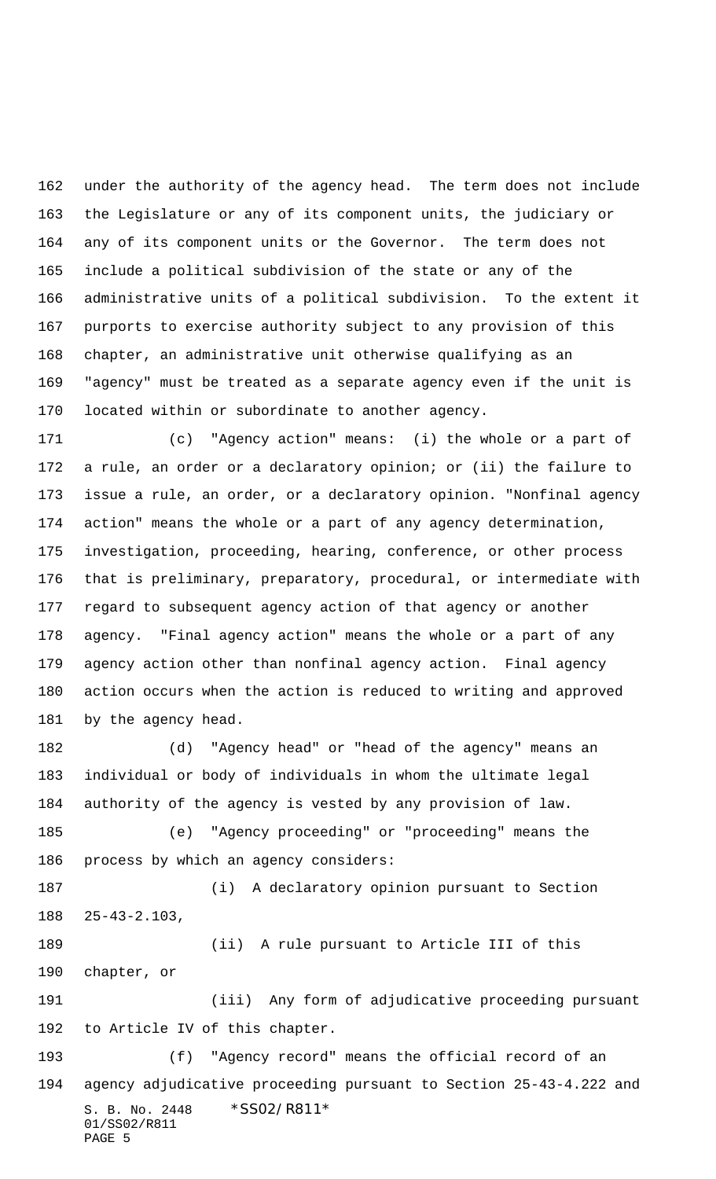under the authority of the agency head. The term does not include the Legislature or any of its component units, the judiciary or any of its component units or the Governor. The term does not include a political subdivision of the state or any of the administrative units of a political subdivision. To the extent it purports to exercise authority subject to any provision of this chapter, an administrative unit otherwise qualifying as an "agency" must be treated as a separate agency even if the unit is located within or subordinate to another agency.

(c) "Agency action" means: (i) the whole or a part of a rule, an order or a declaratory opinion; or (ii) the failure to issue a rule, an order, or a declaratory opinion. "Nonfinal agency action" means the whole or a part of any agency determination, investigation, proceeding, hearing, conference, or other process that is preliminary, preparatory, procedural, or intermediate with regard to subsequent agency action of that agency or another agency. "Final agency action" means the whole or a part of any agency action other than nonfinal agency action. Final agency action occurs when the action is reduced to writing and approved by the agency head.

(d) "Agency head" or "head of the agency" means an individual or body of individuals in whom the ultimate legal authority of the agency is vested by any provision of law.

(e) "Agency proceeding" or "proceeding" means the process by which an agency considers:

(i) A declaratory opinion pursuant to Section 25-43-2.103,

(ii) A rule pursuant to Article III of this chapter, or

(iii) Any form of adjudicative proceeding pursuant to Article IV of this chapter.

(f) "Agency record" means the official record of an agency adjudicative proceeding pursuant to Section 25-43-4.222 and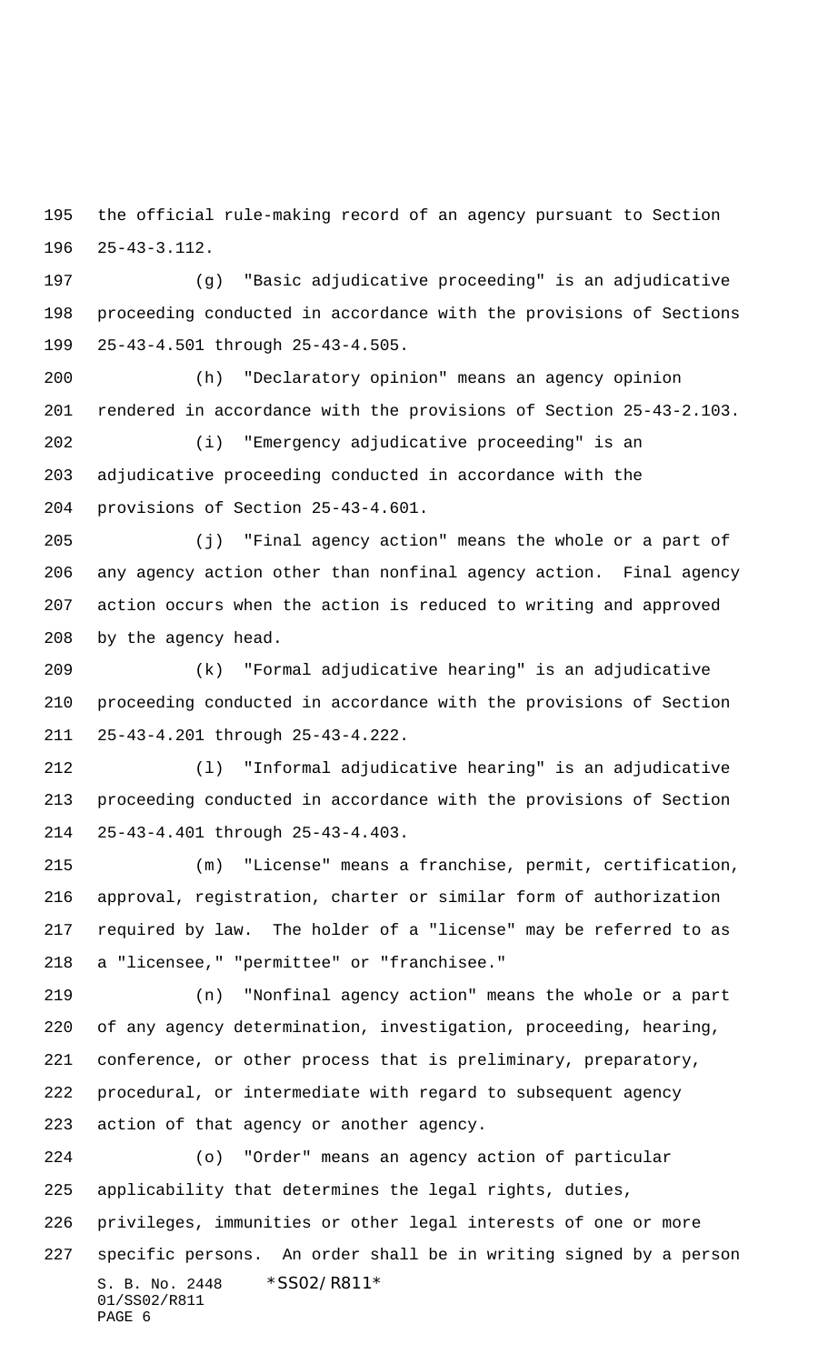the official rule-making record of an agency pursuant to Section 25-43-3.112.

(g) "Basic adjudicative proceeding" is an adjudicative proceeding conducted in accordance with the provisions of Sections 25-43-4.501 through 25-43-4.505.

(h) "Declaratory opinion" means an agency opinion rendered in accordance with the provisions of Section 25-43-2.103.

(i) "Emergency adjudicative proceeding" is an adjudicative proceeding conducted in accordance with the provisions of Section 25-43-4.601.

(j) "Final agency action" means the whole or a part of any agency action other than nonfinal agency action. Final agency action occurs when the action is reduced to writing and approved by the agency head.

(k) "Formal adjudicative hearing" is an adjudicative proceeding conducted in accordance with the provisions of Section 25-43-4.201 through 25-43-4.222.

(l) "Informal adjudicative hearing" is an adjudicative proceeding conducted in accordance with the provisions of Section 25-43-4.401 through 25-43-4.403.

(m) "License" means a franchise, permit, certification, approval, registration, charter or similar form of authorization required by law. The holder of a "license" may be referred to as a "licensee," "permittee" or "franchisee."

(n) "Nonfinal agency action" means the whole or a part of any agency determination, investigation, proceeding, hearing, conference, or other process that is preliminary, preparatory, procedural, or intermediate with regard to subsequent agency action of that agency or another agency.

(o) "Order" means an agency action of particular applicability that determines the legal rights, duties, privileges, immunities or other legal interests of one or more specific persons. An order shall be in writing signed by a person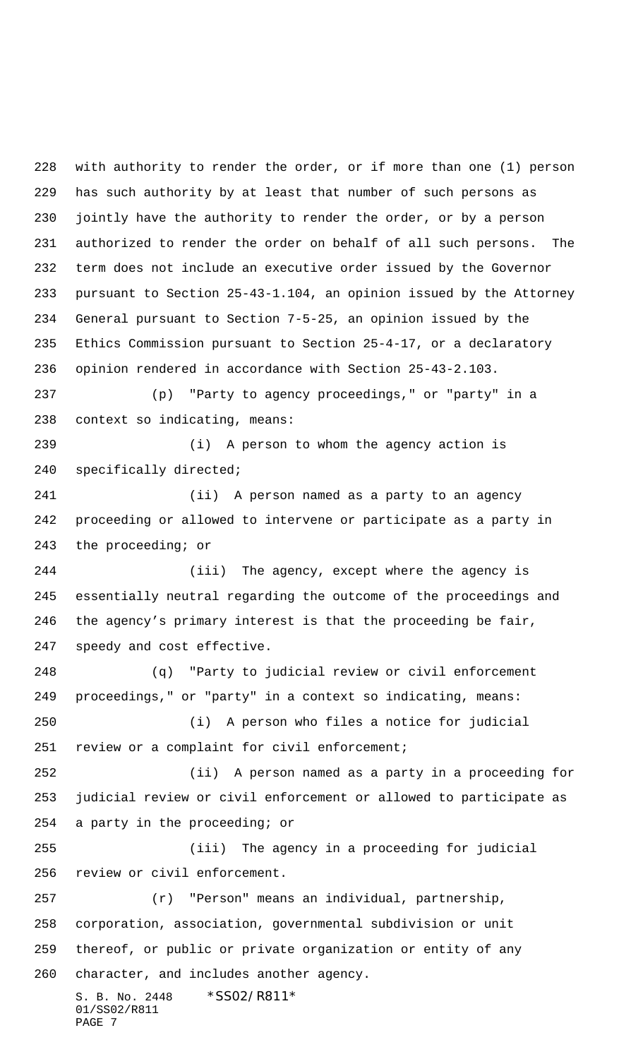with authority to render the order, or if more than one (1) person has such authority by at least that number of such persons as jointly have the authority to render the order, or by a person authorized to render the order on behalf of all such persons. The term does not include an executive order issued by the Governor pursuant to Section 25-43-1.104, an opinion issued by the Attorney General pursuant to Section 7-5-25, an opinion issued by the Ethics Commission pursuant to Section 25-4-17, or a declaratory opinion rendered in accordance with Section 25-43-2.103.

(p) "Party to agency proceedings," or "party" in a context so indicating, means:

(i) A person to whom the agency action is specifically directed;

(ii) A person named as a party to an agency proceeding or allowed to intervene or participate as a party in the proceeding; or

(iii) The agency, except where the agency is essentially neutral regarding the outcome of the proceedings and the agency's primary interest is that the proceeding be fair, speedy and cost effective.

(q) "Party to judicial review or civil enforcement proceedings," or "party" in a context so indicating, means:

(i) A person who files a notice for judicial review or a complaint for civil enforcement;

(ii) A person named as a party in a proceeding for judicial review or civil enforcement or allowed to participate as a party in the proceeding; or

(iii) The agency in a proceeding for judicial review or civil enforcement.

(r) "Person" means an individual, partnership, corporation, association, governmental subdivision or unit thereof, or public or private organization or entity of any character, and includes another agency.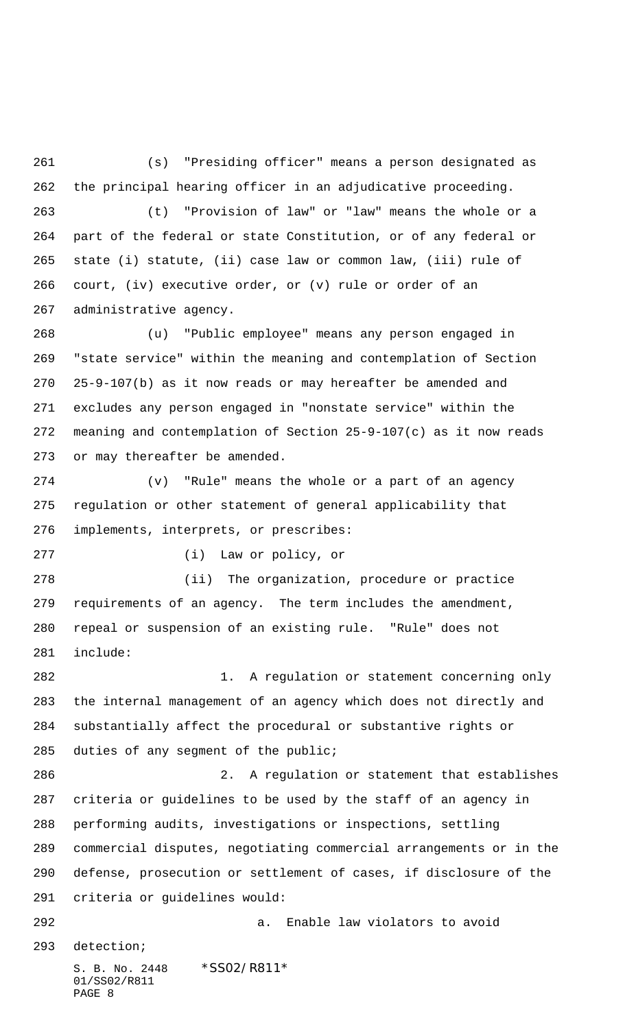(s) "Presiding officer" means a person designated as the principal hearing officer in an adjudicative proceeding.

(t) "Provision of law" or "law" means the whole or a part of the federal or state Constitution, or of any federal or state (i) statute, (ii) case law or common law, (iii) rule of court, (iv) executive order, or (v) rule or order of an administrative agency.

(u) "Public employee" means any person engaged in "state service" within the meaning and contemplation of Section 25-9-107(b) as it now reads or may hereafter be amended and excludes any person engaged in "nonstate service" within the meaning and contemplation of Section 25-9-107(c) as it now reads or may thereafter be amended.

(v) "Rule" means the whole or a part of an agency regulation or other statement of general applicability that implements, interprets, or prescribes:

(i) Law or policy, or

(ii) The organization, procedure or practice requirements of an agency. The term includes the amendment, repeal or suspension of an existing rule. "Rule" does not include:

1. A regulation or statement concerning only the internal management of an agency which does not directly and substantially affect the procedural or substantive rights or duties of any segment of the public;

2. A regulation or statement that establishes criteria or guidelines to be used by the staff of an agency in performing audits, investigations or inspections, settling commercial disputes, negotiating commercial arrangements or in the defense, prosecution or settlement of cases, if disclosure of the criteria or guidelines would:

a. Enable law violators to avoid detection;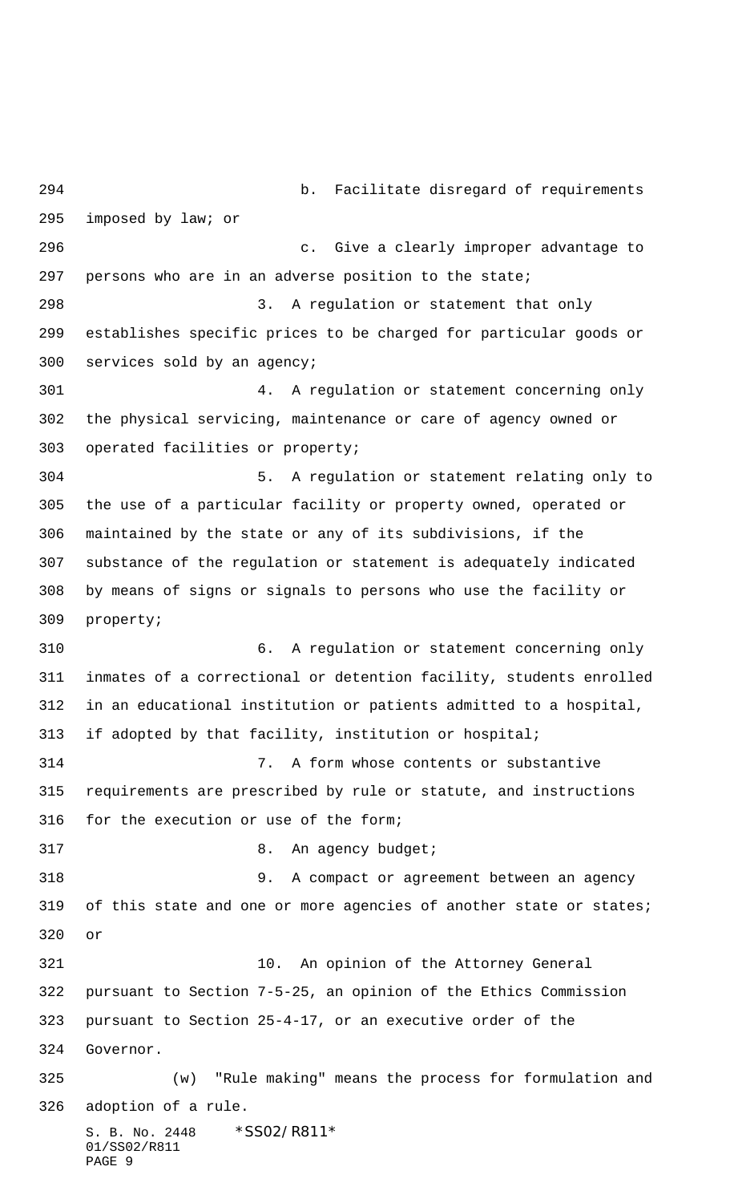b. Facilitate disregard of requirements imposed by law; or

c. Give a clearly improper advantage to persons who are in an adverse position to the state;

3. A regulation or statement that only establishes specific prices to be charged for particular goods or services sold by an agency;

4. A regulation or statement concerning only the physical servicing, maintenance or care of agency owned or operated facilities or property;

5. A regulation or statement relating only to the use of a particular facility or property owned, operated or maintained by the state or any of its subdivisions, if the substance of the regulation or statement is adequately indicated by means of signs or signals to persons who use the facility or property;

6. A regulation or statement concerning only inmates of a correctional or detention facility, students enrolled in an educational institution or patients admitted to a hospital, if adopted by that facility, institution or hospital;

7. A form whose contents or substantive requirements are prescribed by rule or statute, and instructions for the execution or use of the form;

8. An agency budget;

9. A compact or agreement between an agency of this state and one or more agencies of another state or states; or

10. An opinion of the Attorney General pursuant to Section 7-5-25, an opinion of the Ethics Commission pursuant to Section 25-4-17, or an executive order of the Governor.

(w) "Rule making" means the process for formulation and adoption of a rule.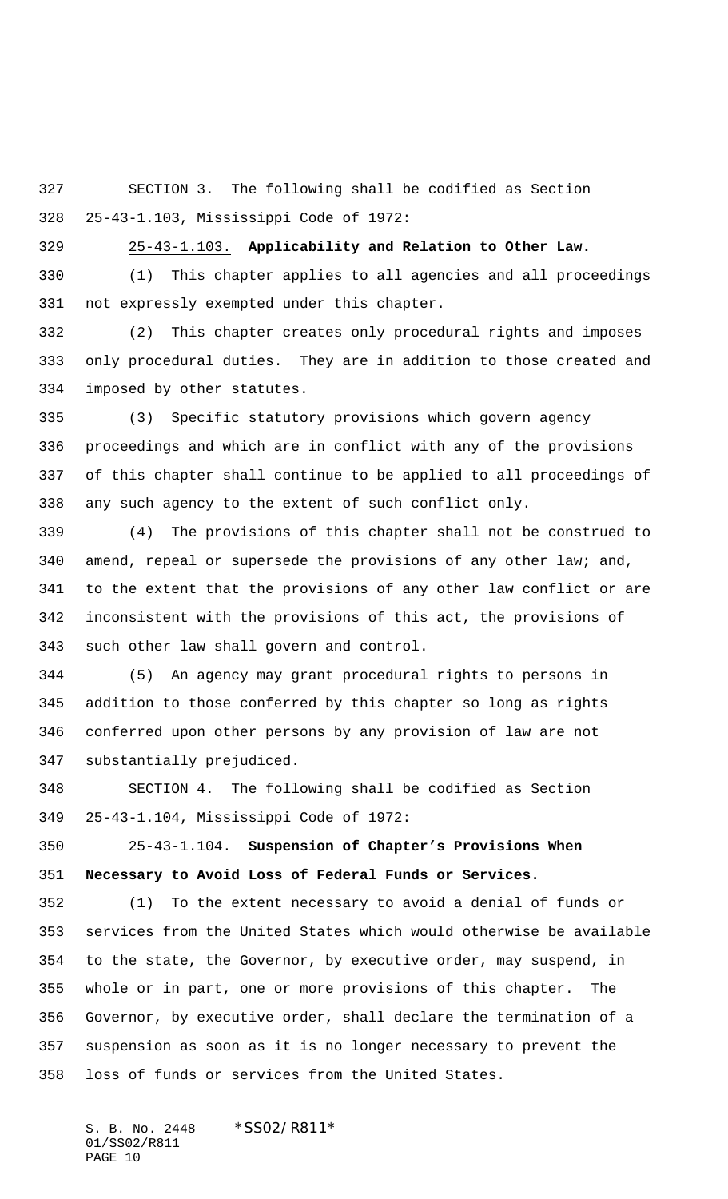SECTION 3. The following shall be codified as Section 25-43-1.103, Mississippi Code of 1972:

25-43-1.103. **Applicability and Relation to Other Law.**

(1) This chapter applies to all agencies and all proceedings not expressly exempted under this chapter.

(2) This chapter creates only procedural rights and imposes only procedural duties. They are in addition to those created and imposed by other statutes.

(3) Specific statutory provisions which govern agency proceedings and which are in conflict with any of the provisions of this chapter shall continue to be applied to all proceedings of any such agency to the extent of such conflict only.

(4) The provisions of this chapter shall not be construed to amend, repeal or supersede the provisions of any other law; and, to the extent that the provisions of any other law conflict or are inconsistent with the provisions of this act, the provisions of such other law shall govern and control.

(5) An agency may grant procedural rights to persons in addition to those conferred by this chapter so long as rights conferred upon other persons by any provision of law are not substantially prejudiced.

SECTION 4. The following shall be codified as Section 25-43-1.104, Mississippi Code of 1972:

25-43-1.104. **Suspension of Chapter's Provisions When Necessary to Avoid Loss of Federal Funds or Services.**

(1) To the extent necessary to avoid a denial of funds or services from the United States which would otherwise be available to the state, the Governor, by executive order, may suspend, in whole or in part, one or more provisions of this chapter. The Governor, by executive order, shall declare the termination of a suspension as soon as it is no longer necessary to prevent the loss of funds or services from the United States.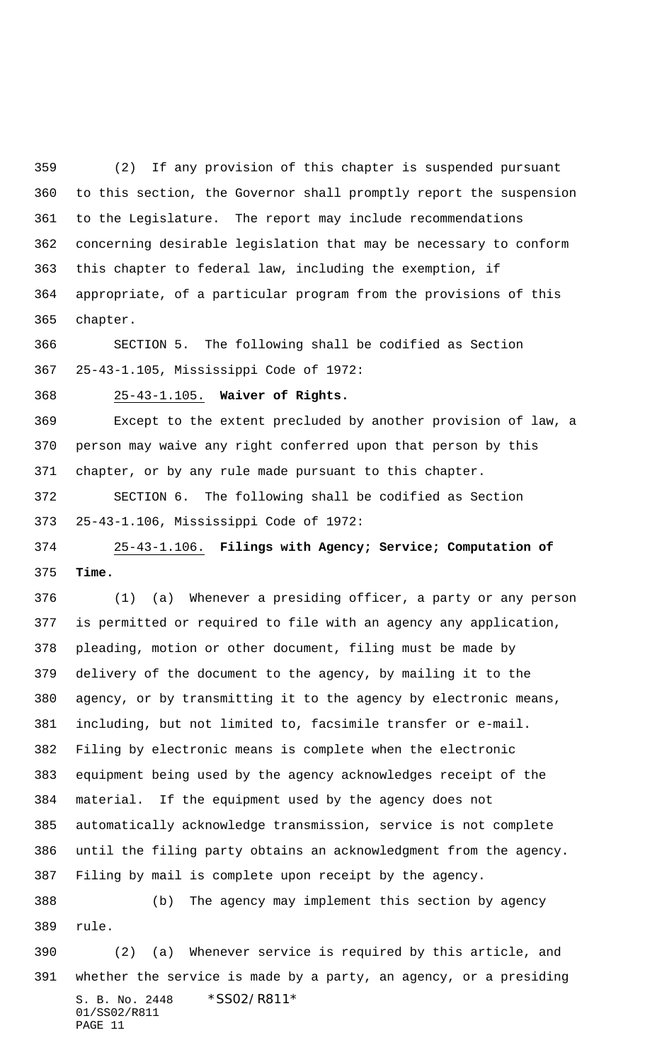(2) If any provision of this chapter is suspended pursuant to this section, the Governor shall promptly report the suspension to the Legislature. The report may include recommendations concerning desirable legislation that may be necessary to conform this chapter to federal law, including the exemption, if appropriate, of a particular program from the provisions of this chapter.

SECTION 5. The following shall be codified as Section 25-43-1.105, Mississippi Code of 1972:

25-43-1.105. **Waiver of Rights.**

Except to the extent precluded by another provision of law, a person may waive any right conferred upon that person by this chapter, or by any rule made pursuant to this chapter.

SECTION 6. The following shall be codified as Section 25-43-1.106, Mississippi Code of 1972:

25-43-1.106. **Filings with Agency; Service; Computation of Time.**

(1) (a) Whenever a presiding officer, a party or any person is permitted or required to file with an agency any application, pleading, motion or other document, filing must be made by delivery of the document to the agency, by mailing it to the agency, or by transmitting it to the agency by electronic means, including, but not limited to, facsimile transfer or e-mail. Filing by electronic means is complete when the electronic equipment being used by the agency acknowledges receipt of the material. If the equipment used by the agency does not automatically acknowledge transmission, service is not complete until the filing party obtains an acknowledgment from the agency. Filing by mail is complete upon receipt by the agency.

(b) The agency may implement this section by agency rule.

(2) (a) Whenever service is required by this article, and whether the service is made by a party, an agency, or a presiding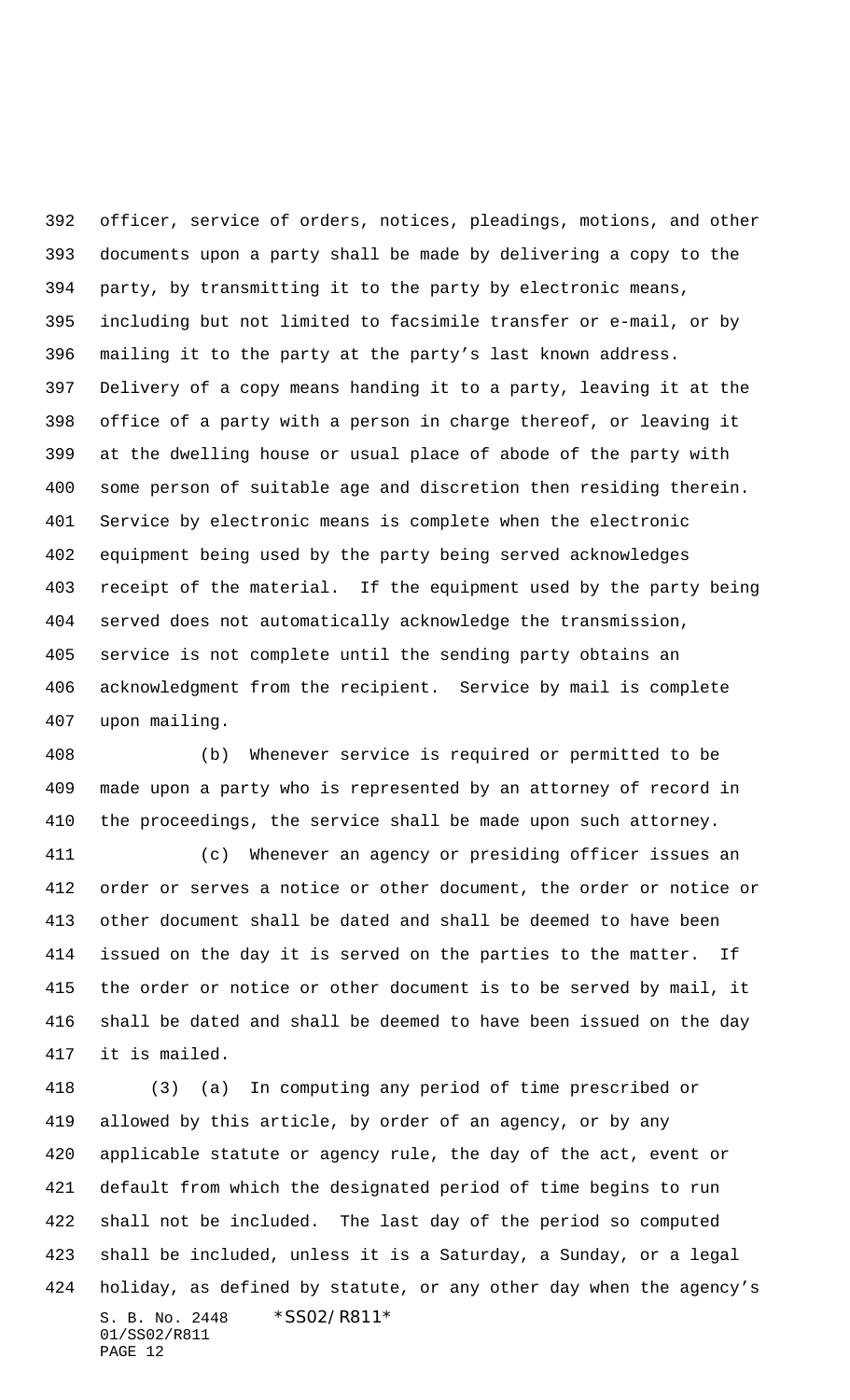officer, service of orders, notices, pleadings, motions, and other documents upon a party shall be made by delivering a copy to the party, by transmitting it to the party by electronic means, including but not limited to facsimile transfer or e-mail, or by mailing it to the party at the party's last known address. Delivery of a copy means handing it to a party, leaving it at the office of a party with a person in charge thereof, or leaving it at the dwelling house or usual place of abode of the party with some person of suitable age and discretion then residing therein. Service by electronic means is complete when the electronic equipment being used by the party being served acknowledges receipt of the material. If the equipment used by the party being served does not automatically acknowledge the transmission, service is not complete until the sending party obtains an acknowledgment from the recipient. Service by mail is complete upon mailing.

(b) Whenever service is required or permitted to be made upon a party who is represented by an attorney of record in the proceedings, the service shall be made upon such attorney.

(c) Whenever an agency or presiding officer issues an order or serves a notice or other document, the order or notice or other document shall be dated and shall be deemed to have been issued on the day it is served on the parties to the matter. If the order or notice or other document is to be served by mail, it shall be dated and shall be deemed to have been issued on the day it is mailed.

(3) (a) In computing any period of time prescribed or allowed by this article, by order of an agency, or by any applicable statute or agency rule, the day of the act, event or default from which the designated period of time begins to run shall not be included. The last day of the period so computed shall be included, unless it is a Saturday, a Sunday, or a legal holiday, as defined by statute, or any other day when the agency's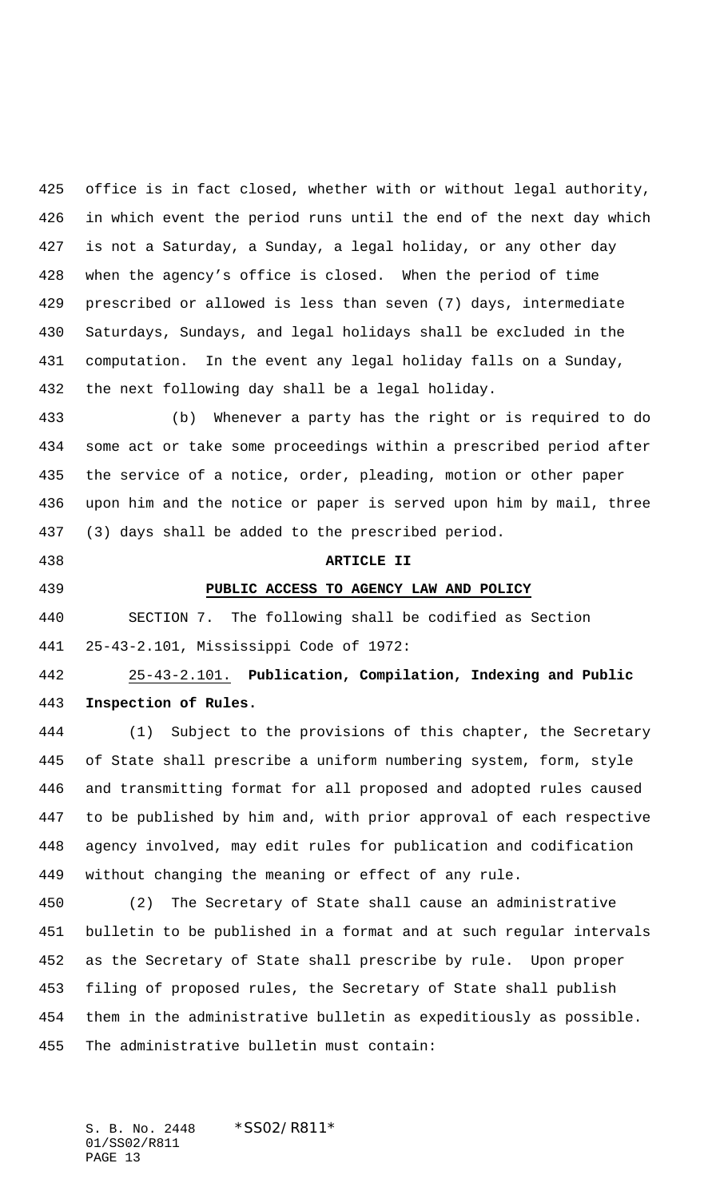office is in fact closed, whether with or without legal authority, in which event the period runs until the end of the next day which is not a Saturday, a Sunday, a legal holiday, or any other day when the agency's office is closed. When the period of time prescribed or allowed is less than seven (7) days, intermediate Saturdays, Sundays, and legal holidays shall be excluded in the computation. In the event any legal holiday falls on a Sunday, the next following day shall be a legal holiday.

(b) Whenever a party has the right or is required to do some act or take some proceedings within a prescribed period after the service of a notice, order, pleading, motion or other paper upon him and the notice or paper is served upon him by mail, three (3) days shall be added to the prescribed period.

## ARTICLE II

## PUBLIC ACCESS TO AGENCY LAW AND POLICY

SECTION 7. The following shall be codified as Section 25-43-2.101, Mississippi Code of 1972:

25-43-2.101. **Publication, Compilation, Indexing and Public Inspection of Rules.**

(1) Subject to the provisions of this chapter, the Secretary of State shall prescribe a uniform numbering system, form, style and transmitting format for all proposed and adopted rules caused to be published by him and, with prior approval of each respective agency involved, may edit rules for publication and codification without changing the meaning or effect of any rule.

(2) The Secretary of State shall cause an administrative bulletin to be published in a format and at such regular intervals as the Secretary of State shall prescribe by rule. Upon proper filing of proposed rules, the Secretary of State shall publish them in the administrative bulletin as expeditiously as possible. The administrative bulletin must contain: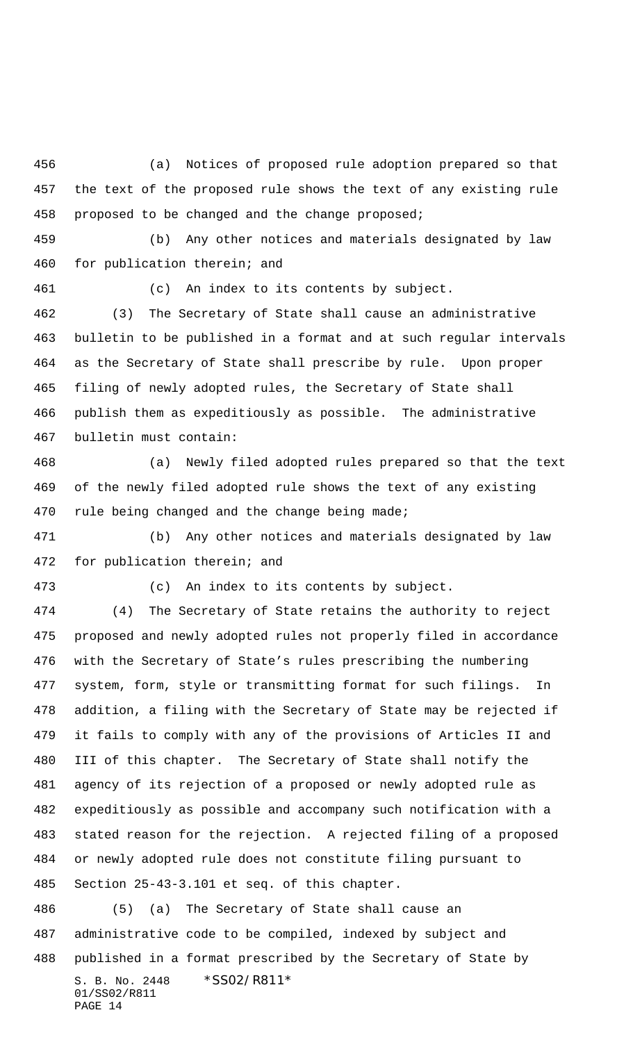(a) Notices of proposed rule adoption prepared so that the text of the proposed rule shows the text of any existing rule proposed to be changed and the change proposed;

(b) Any other notices and materials designated by law for publication therein; and

(c) An index to its contents by subject.

(3) The Secretary of State shall cause an administrative bulletin to be published in a format and at such regular intervals as the Secretary of State shall prescribe by rule. Upon proper filing of newly adopted rules, the Secretary of State shall publish them as expeditiously as possible. The administrative bulletin must contain:

(a) Newly filed adopted rules prepared so that the text of the newly filed adopted rule shows the text of any existing rule being changed and the change being made;

(b) Any other notices and materials designated by law for publication therein; and

(c) An index to its contents by subject.

(4) The Secretary of State retains the authority to reject proposed and newly adopted rules not properly filed in accordance with the Secretary of State's rules prescribing the numbering system, form, style or transmitting format for such filings. In addition, a filing with the Secretary of State may be rejected if it fails to comply with any of the provisions of Articles II and III of this chapter. The Secretary of State shall notify the agency of its rejection of a proposed or newly adopted rule as expeditiously as possible and accompany such notification with a stated reason for the rejection. A rejected filing of a proposed or newly adopted rule does not constitute filing pursuant to Section 25-43-3.101 et seq. of this chapter.

(5) (a) The Secretary of State shall cause an administrative code to be compiled, indexed by subject and published in a format prescribed by the Secretary of State by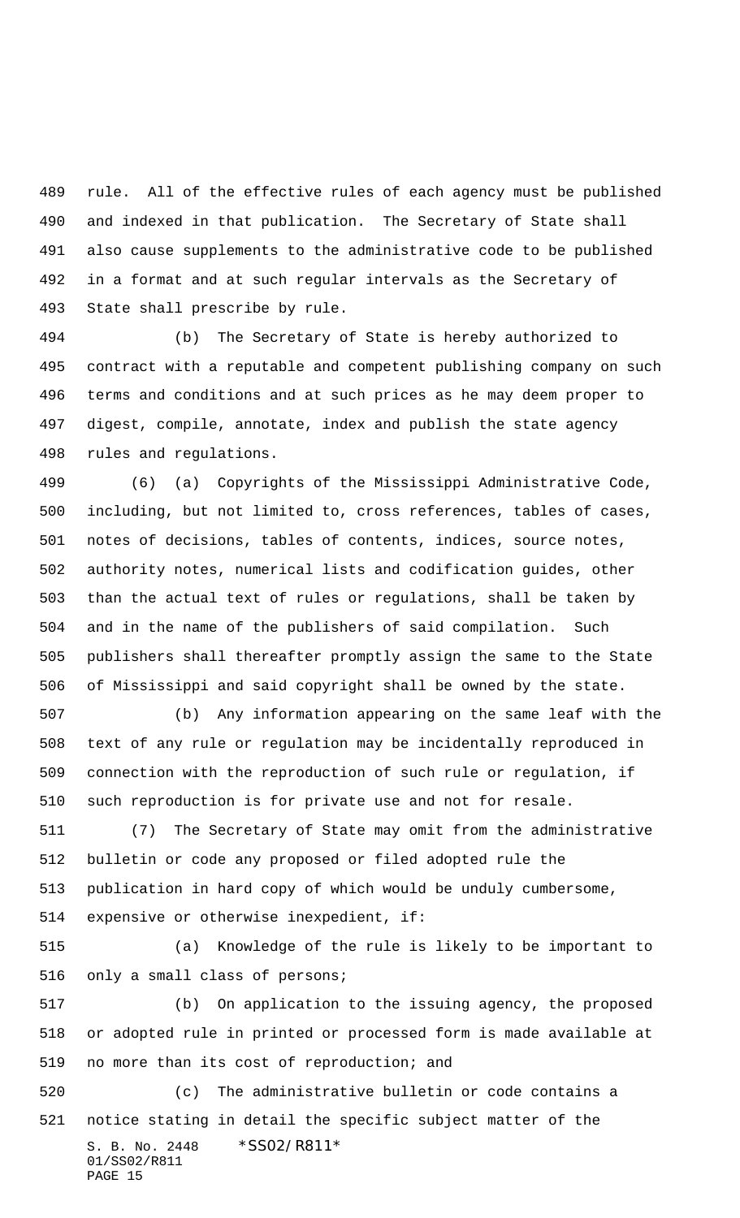rule. All of the effective rules of each agency must be published and indexed in that publication. The Secretary of State shall also cause supplements to the administrative code to be published in a format and at such regular intervals as the Secretary of State shall prescribe by rule.

(b) The Secretary of State is hereby authorized to contract with a reputable and competent publishing company on such terms and conditions and at such prices as he may deem proper to digest, compile, annotate, index and publish the state agency rules and regulations.

(6) (a) Copyrights of the Mississippi Administrative Code, including, but not limited to, cross references, tables of cases, notes of decisions, tables of contents, indices, source notes, authority notes, numerical lists and codification guides, other than the actual text of rules or regulations, shall be taken by and in the name of the publishers of said compilation. Such publishers shall thereafter promptly assign the same to the State of Mississippi and said copyright shall be owned by the state.

(b) Any information appearing on the same leaf with the text of any rule or regulation may be incidentally reproduced in connection with the reproduction of such rule or regulation, if such reproduction is for private use and not for resale.

(7) The Secretary of State may omit from the administrative bulletin or code any proposed or filed adopted rule the publication in hard copy of which would be unduly cumbersome, expensive or otherwise inexpedient, if:

(a) Knowledge of the rule is likely to be important to only a small class of persons;

(b) On application to the issuing agency, the proposed or adopted rule in printed or processed form is made available at no more than its cost of reproduction; and

(c) The administrative bulletin or code contains a notice stating in detail the specific subject matter of the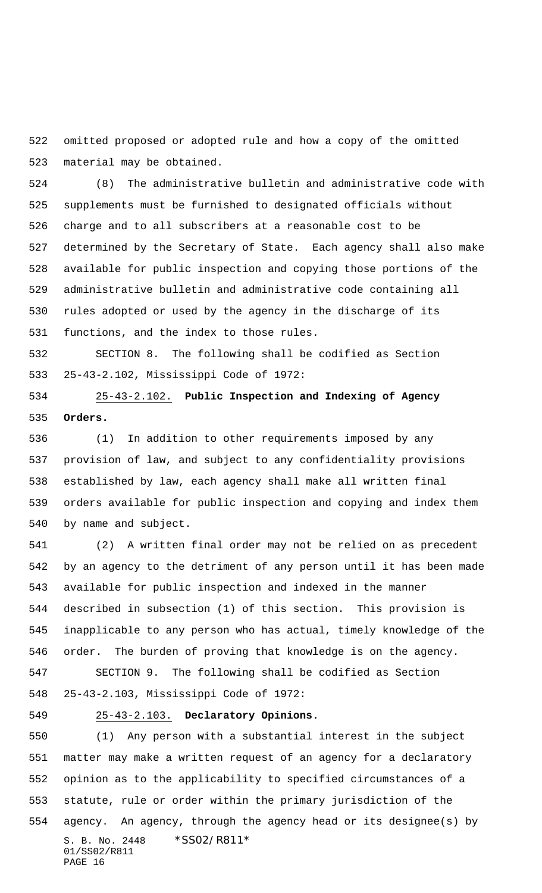omitted proposed or adopted rule and how a copy of the omitted material may be obtained.

(8) The administrative bulletin and administrative code with supplements must be furnished to designated officials without charge and to all subscribers at a reasonable cost to be determined by the Secretary of State. Each agency shall also make available for public inspection and copying those portions of the administrative bulletin and administrative code containing all rules adopted or used by the agency in the discharge of its functions, and the index to those rules.

SECTION 8. The following shall be codified as Section 25-43-2.102, Mississippi Code of 1972:

25-43-2.102. **Public Inspection and Indexing of Agency Orders.**

(1) In addition to other requirements imposed by any provision of law, and subject to any confidentiality provisions established by law, each agency shall make all written final orders available for public inspection and copying and index them by name and subject.

(2) A written final order may not be relied on as precedent by an agency to the detriment of any person until it has been made available for public inspection and indexed in the manner described in subsection (1) of this section. This provision is inapplicable to any person who has actual, timely knowledge of the order. The burden of proving that knowledge is on the agency.

SECTION 9. The following shall be codified as Section 25-43-2.103, Mississippi Code of 1972:

25-43-2.103. **Declaratory Opinions.**

(1) Any person with a substantial interest in the subject matter may make a written request of an agency for a declaratory opinion as to the applicability to specified circumstances of a statute, rule or order within the primary jurisdiction of the agency. An agency, through the agency head or its designee(s) by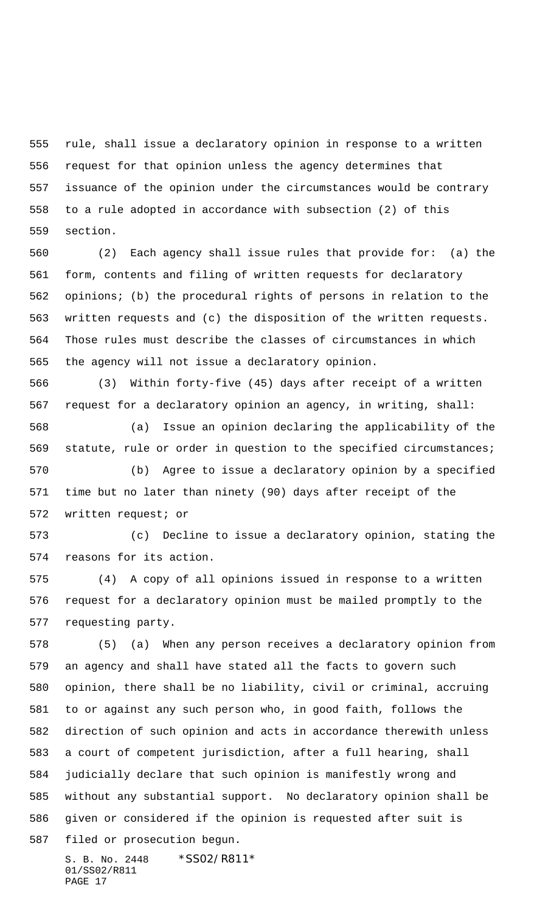rule, shall issue a declaratory opinion in response to a written request for that opinion unless the agency determines that issuance of the opinion under the circumstances would be contrary to a rule adopted in accordance with subsection (2) of this section.

(2) Each agency shall issue rules that provide for: (a) the form, contents and filing of written requests for declaratory opinions; (b) the procedural rights of persons in relation to the written requests and (c) the disposition of the written requests. Those rules must describe the classes of circumstances in which the agency will not issue a declaratory opinion.

(3) Within forty-five (45) days after receipt of a written request for a declaratory opinion an agency, in writing, shall:

(a) Issue an opinion declaring the applicability of the statute, rule or order in question to the specified circumstances;

(b) Agree to issue a declaratory opinion by a specified time but no later than ninety (90) days after receipt of the written request; or

(c) Decline to issue a declaratory opinion, stating the reasons for its action.

(4) A copy of all opinions issued in response to a written request for a declaratory opinion must be mailed promptly to the requesting party.

(5) (a) When any person receives a declaratory opinion from an agency and shall have stated all the facts to govern such opinion, there shall be no liability, civil or criminal, accruing to or against any such person who, in good faith, follows the direction of such opinion and acts in accordance therewith unless a court of competent jurisdiction, after a full hearing, shall judicially declare that such opinion is manifestly wrong and without any substantial support. No declaratory opinion shall be given or considered if the opinion is requested after suit is filed or prosecution begun.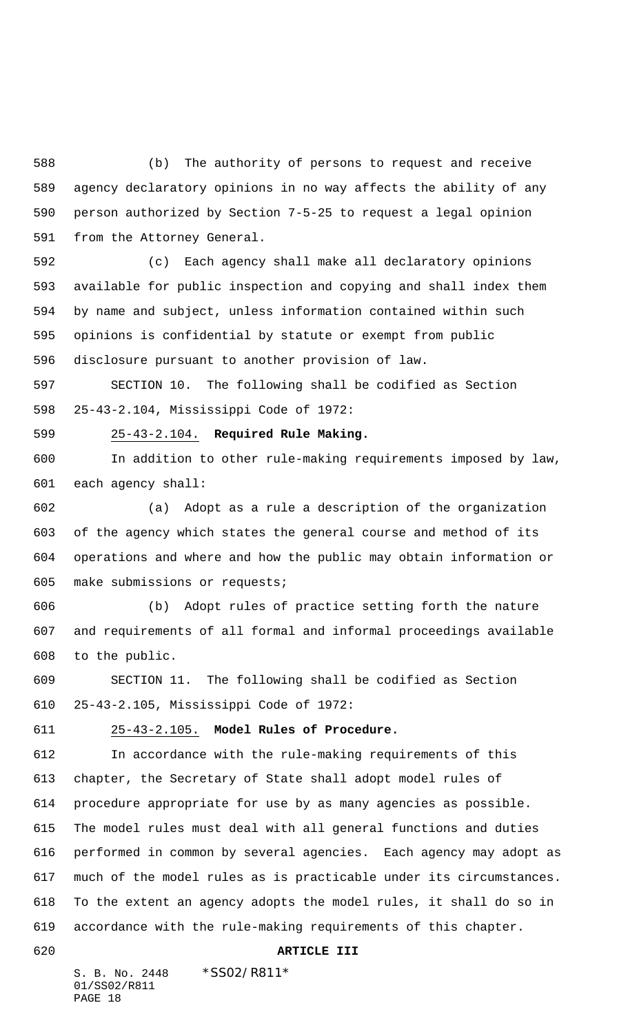(b) The authority of persons to request and receive agency declaratory opinions in no way affects the ability of any person authorized by Section 7-5-25 to request a legal opinion from the Attorney General.

(c) Each agency shall make all declaratory opinions available for public inspection and copying and shall index them by name and subject, unless information contained within such opinions is confidential by statute or exempt from public disclosure pursuant to another provision of law.

SECTION 10. The following shall be codified as Section 25-43-2.104, Mississippi Code of 1972:

25-43-2.104. **Required Rule Making.**

In addition to other rule-making requirements imposed by law, each agency shall:

(a) Adopt as a rule a description of the organization of the agency which states the general course and method of its operations and where and how the public may obtain information or make submissions or requests;

(b) Adopt rules of practice setting forth the nature and requirements of all formal and informal proceedings available to the public.

SECTION 11. The following shall be codified as Section 25-43-2.105, Mississippi Code of 1972:

25-43-2.105. **Model Rules of Procedure.**

In accordance with the rule-making requirements of this chapter, the Secretary of State shall adopt model rules of procedure appropriate for use by as many agencies as possible. The model rules must deal with all general functions and duties performed in common by several agencies. Each agency may adopt as much of the model rules as is practicable under its circumstances. To the extent an agency adopts the model rules, it shall do so in accordance with the rule-making requirements of this chapter.

**ARTICLE III**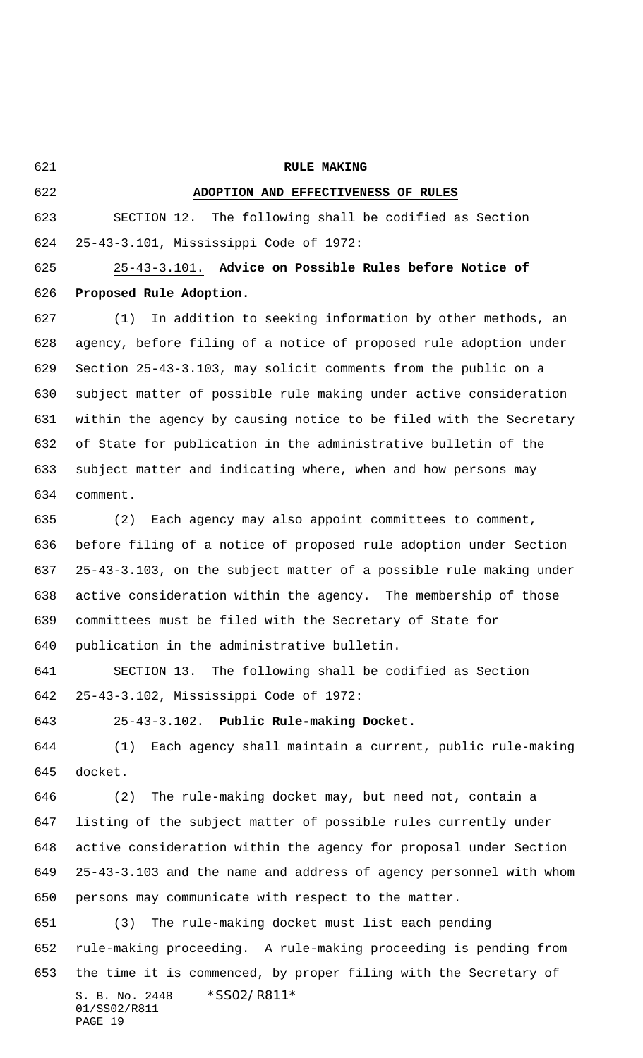**RULE MAKING**

**ADOPTION AND EFFECTIVENESS OF RULES**

SECTION 12. The following shall be codified as Section 25-43-3.101, Mississippi Code of 1972:

25-43-3.101. **Advice on Possible Rules before Notice of Proposed Rule Adoption.**

(1) In addition to seeking information by other methods, an agency, before filing of a notice of proposed rule adoption under Section 25-43-3.103, may solicit comments from the public on a subject matter of possible rule making under active consideration within the agency by causing notice to be filed with the Secretary of State for publication in the administrative bulletin of the subject matter and indicating where, when and how persons may comment.

(2) Each agency may also appoint committees to comment, before filing of a notice of proposed rule adoption under Section 25-43-3.103, on the subject matter of a possible rule making under active consideration within the agency. The membership of those committees must be filed with the Secretary of State for publication in the administrative bulletin.

SECTION 13. The following shall be codified as Section 25-43-3.102, Mississippi Code of 1972:

25-43-3.102. **Public Rule-making Docket.**

(1) Each agency shall maintain a current, public rule-making docket.

(2) The rule-making docket may, but need not, contain a listing of the subject matter of possible rules currently under active consideration within the agency for proposal under Section 25-43-3.103 and the name and address of agency personnel with whom persons may communicate with respect to the matter.

(3) The rule-making docket must list each pending rule-making proceeding. A rule-making proceeding is pending from the time it is commenced, by proper filing with the Secretary of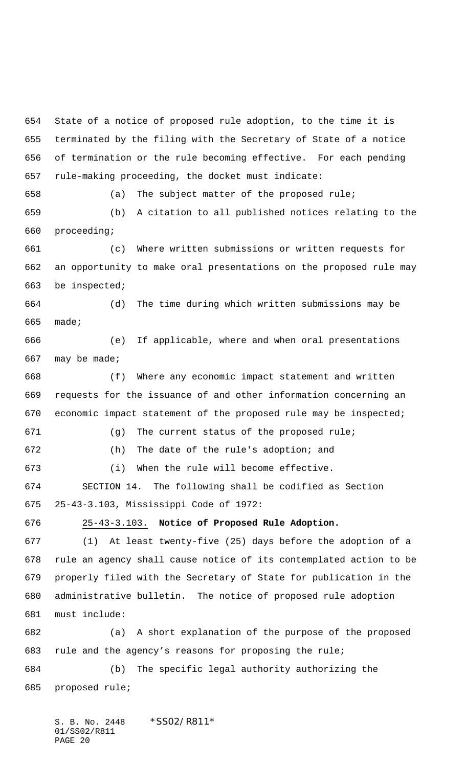State of a notice of proposed rule adoption, to the time it is terminated by the filing with the Secretary of State of a notice of termination or the rule becoming effective. For each pending rule-making proceeding, the docket must indicate:

(a) The subject matter of the proposed rule;

(b) A citation to all published notices relating to the proceeding;

(c) Where written submissions or written requests for an opportunity to make oral presentations on the proposed rule may be inspected;

(d) The time during which written submissions may be made;

(e) If applicable, where and when oral presentations may be made;

(f) Where any economic impact statement and written requests for the issuance of and other information concerning an economic impact statement of the proposed rule may be inspected;

(g) The current status of the proposed rule;

(h) The date of the rule's adoption; and

(i) When the rule will become effective.

SECTION 14. The following shall be codified as Section 25-43-3.103, Mississippi Code of 1972:

25-43-3.103. **Notice of Proposed Rule Adoption.**

(1) At least twenty-five (25) days before the adoption of a rule an agency shall cause notice of its contemplated action to be properly filed with the Secretary of State for publication in the administrative bulletin. The notice of proposed rule adoption must include:

(a) A short explanation of the purpose of the proposed rule and the agency's reasons for proposing the rule;

(b) The specific legal authority authorizing the proposed rule;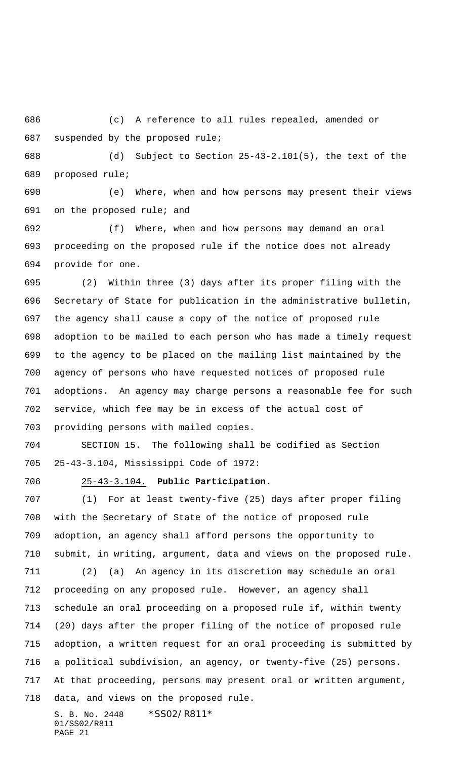(c) A reference to all rules repealed, amended or suspended by the proposed rule;

(d) Subject to Section 25-43-2.101(5), the text of the proposed rule;

(e) Where, when and how persons may present their views on the proposed rule; and

(f) Where, when and how persons may demand an oral proceeding on the proposed rule if the notice does not already provide for one.

(2) Within three (3) days after its proper filing with the Secretary of State for publication in the administrative bulletin, the agency shall cause a copy of the notice of proposed rule adoption to be mailed to each person who has made a timely request to the agency to be placed on the mailing list maintained by the agency of persons who have requested notices of proposed rule adoptions. An agency may charge persons a reasonable fee for such service, which fee may be in excess of the actual cost of providing persons with mailed copies.

SECTION 15. The following shall be codified as Section 25-43-3.104, Mississippi Code of 1972:

25-43-3.104. **Public Participation.**

(1) For at least twenty-five (25) days after proper filing with the Secretary of State of the notice of proposed rule adoption, an agency shall afford persons the opportunity to submit, in writing, argument, data and views on the proposed rule.

(2) (a) An agency in its discretion may schedule an oral proceeding on any proposed rule. However, an agency shall schedule an oral proceeding on a proposed rule if, within twenty (20) days after the proper filing of the notice of proposed rule adoption, a written request for an oral proceeding is submitted by a political subdivision, an agency, or twenty-five (25) persons. At that proceeding, persons may present oral or written argument, data, and views on the proposed rule.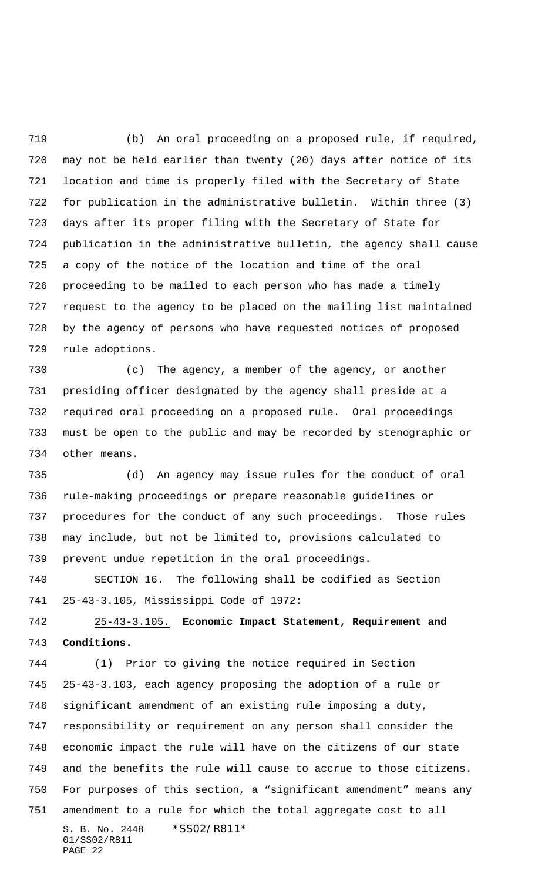(b) An oral proceeding on a proposed rule, if required, may not be held earlier than twenty (20) days after notice of its location and time is properly filed with the Secretary of State for publication in the administrative bulletin. Within three (3) days after its proper filing with the Secretary of State for publication in the administrative bulletin, the agency shall cause a copy of the notice of the location and time of the oral proceeding to be mailed to each person who has made a timely request to the agency to be placed on the mailing list maintained by the agency of persons who have requested notices of proposed rule adoptions.

(c) The agency, a member of the agency, or another presiding officer designated by the agency shall preside at a required oral proceeding on a proposed rule. Oral proceedings must be open to the public and may be recorded by stenographic or other means.

(d) An agency may issue rules for the conduct of oral rule-making proceedings or prepare reasonable guidelines or procedures for the conduct of any such proceedings. Those rules may include, but not be limited to, provisions calculated to prevent undue repetition in the oral proceedings.

SECTION 16. The following shall be codified as Section 25-43-3.105, Mississippi Code of 1972:

25-43-3.105. **Economic Impact Statement, Requirement and Conditions.**

(1) Prior to giving the notice required in Section 25-43-3.103, each agency proposing the adoption of a rule or significant amendment of an existing rule imposing a duty, responsibility or requirement on any person shall consider the economic impact the rule will have on the citizens of our state and the benefits the rule will cause to accrue to those citizens. For purposes of this section, a "significant amendment" means any amendment to a rule for which the total aggregate cost to all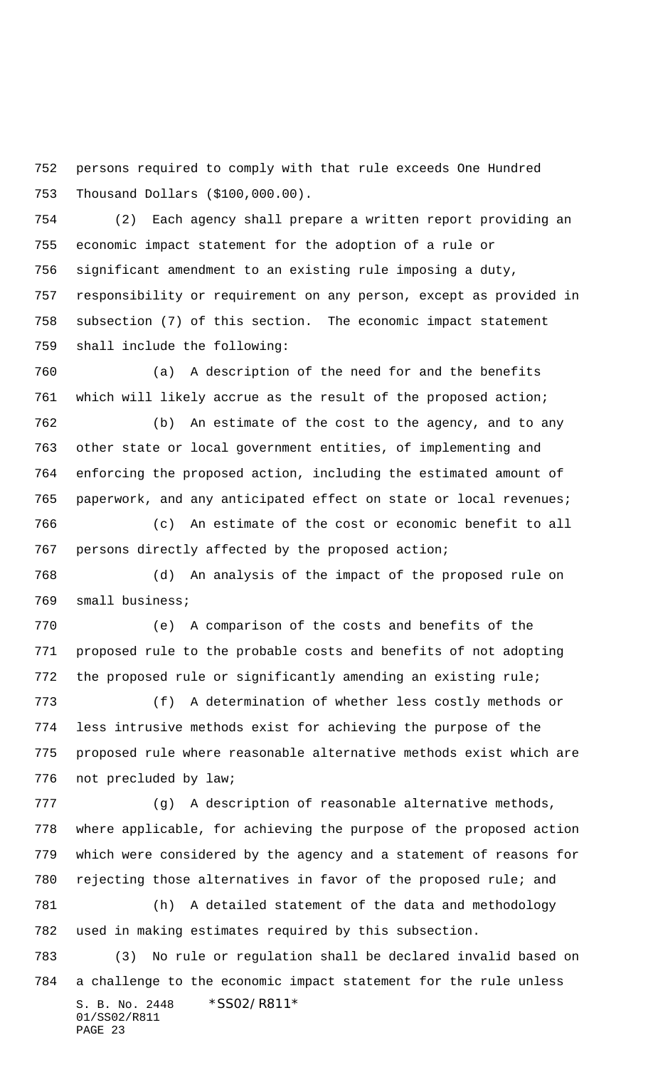persons required to comply with that rule exceeds One Hundred Thousand Dollars ($100,000.00).

(2) Each agency shall prepare a written report providing an economic impact statement for the adoption of a rule or significant amendment to an existing rule imposing a duty, responsibility or requirement on any person, except as provided in subsection (7) of this section. The economic impact statement shall include the following:

(a) A description of the need for and the benefits which will likely accrue as the result of the proposed action;

(b) An estimate of the cost to the agency, and to any other state or local government entities, of implementing and enforcing the proposed action, including the estimated amount of paperwork, and any anticipated effect on state or local revenues;

(c) An estimate of the cost or economic benefit to all persons directly affected by the proposed action;

(d) An analysis of the impact of the proposed rule on small business;

(e) A comparison of the costs and benefits of the proposed rule to the probable costs and benefits of not adopting the proposed rule or significantly amending an existing rule;

(f) A determination of whether less costly methods or less intrusive methods exist for achieving the purpose of the proposed rule where reasonable alternative methods exist which are not precluded by law;

(g) A description of reasonable alternative methods, where applicable, for achieving the purpose of the proposed action which were considered by the agency and a statement of reasons for rejecting those alternatives in favor of the proposed rule; and

(h) A detailed statement of the data and methodology used in making estimates required by this subsection.

(3) No rule or regulation shall be declared invalid based on a challenge to the economic impact statement for the rule unless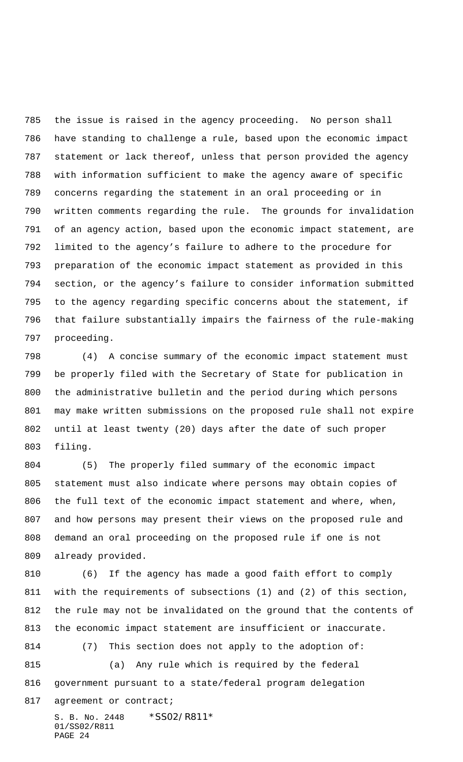the issue is raised in the agency proceeding. No person shall have standing to challenge a rule, based upon the economic impact statement or lack thereof, unless that person provided the agency with information sufficient to make the agency aware of specific concerns regarding the statement in an oral proceeding or in written comments regarding the rule. The grounds for invalidation of an agency action, based upon the economic impact statement, are limited to the agency's failure to adhere to the procedure for preparation of the economic impact statement as provided in this section, or the agency's failure to consider information submitted to the agency regarding specific concerns about the statement, if that failure substantially impairs the fairness of the rule-making proceeding.

(4) A concise summary of the economic impact statement must be properly filed with the Secretary of State for publication in the administrative bulletin and the period during which persons may make written submissions on the proposed rule shall not expire until at least twenty (20) days after the date of such proper filing.

(5) The properly filed summary of the economic impact statement must also indicate where persons may obtain copies of the full text of the economic impact statement and where, when, and how persons may present their views on the proposed rule and demand an oral proceeding on the proposed rule if one is not already provided.

(6) If the agency has made a good faith effort to comply with the requirements of subsections (1) and (2) of this section, the rule may not be invalidated on the ground that the contents of the economic impact statement are insufficient or inaccurate.

(7) This section does not apply to the adoption of:

(a) Any rule which is required by the federal government pursuant to a state/federal program delegation agreement or contract;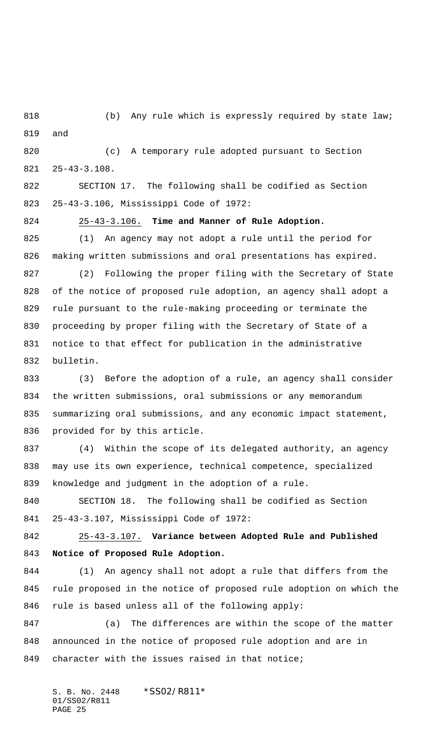(b) Any rule which is expressly required by state law; and

(c) A temporary rule adopted pursuant to Section 25-43-3.108.

SECTION 17. The following shall be codified as Section 25-43-3.106, Mississippi Code of 1972:

25-43-3.106. **Time and Manner of Rule Adoption.**

(1) An agency may not adopt a rule until the period for making written submissions and oral presentations has expired.

(2) Following the proper filing with the Secretary of State of the notice of proposed rule adoption, an agency shall adopt a rule pursuant to the rule-making proceeding or terminate the proceeding by proper filing with the Secretary of State of a notice to that effect for publication in the administrative bulletin.

(3) Before the adoption of a rule, an agency shall consider the written submissions, oral submissions or any memorandum summarizing oral submissions, and any economic impact statement, provided for by this article.

(4) Within the scope of its delegated authority, an agency may use its own experience, technical competence, specialized knowledge and judgment in the adoption of a rule.

SECTION 18. The following shall be codified as Section 25-43-3.107, Mississippi Code of 1972:

25-43-3.107. **Variance between Adopted Rule and Published Notice of Proposed Rule Adoption.**

(1) An agency shall not adopt a rule that differs from the rule proposed in the notice of proposed rule adoption on which the rule is based unless all of the following apply:

(a) The differences are within the scope of the matter announced in the notice of proposed rule adoption and are in character with the issues raised in that notice;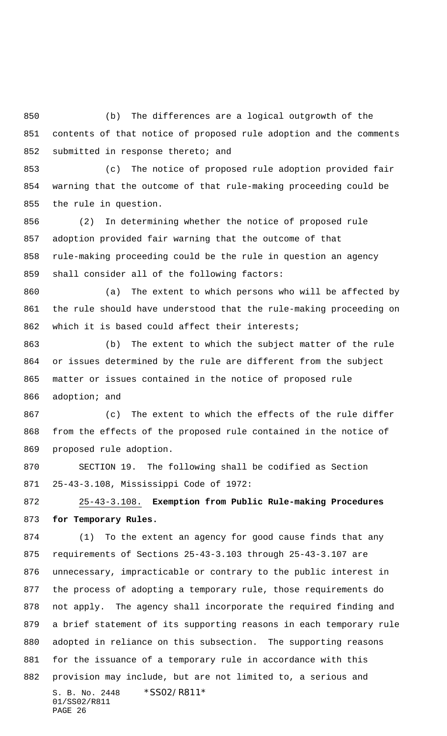(b) The differences are a logical outgrowth of the contents of that notice of proposed rule adoption and the comments submitted in response thereto; and

(c) The notice of proposed rule adoption provided fair warning that the outcome of that rule-making proceeding could be the rule in question.

(2) In determining whether the notice of proposed rule adoption provided fair warning that the outcome of that rule-making proceeding could be the rule in question an agency shall consider all of the following factors:

(a) The extent to which persons who will be affected by the rule should have understood that the rule-making proceeding on which it is based could affect their interests;

(b) The extent to which the subject matter of the rule or issues determined by the rule are different from the subject matter or issues contained in the notice of proposed rule adoption; and

(c) The extent to which the effects of the rule differ from the effects of the proposed rule contained in the notice of proposed rule adoption.

SECTION 19. The following shall be codified as Section 25-43-3.108, Mississippi Code of 1972:

25-43-3.108. **Exemption from Public Rule-making Procedures for Temporary Rules.**

(1) To the extent an agency for good cause finds that any requirements of Sections 25-43-3.103 through 25-43-3.107 are unnecessary, impracticable or contrary to the public interest in the process of adopting a temporary rule, those requirements do not apply. The agency shall incorporate the required finding and a brief statement of its supporting reasons in each temporary rule adopted in reliance on this subsection. The supporting reasons for the issuance of a temporary rule in accordance with this provision may include, but are not limited to, a serious and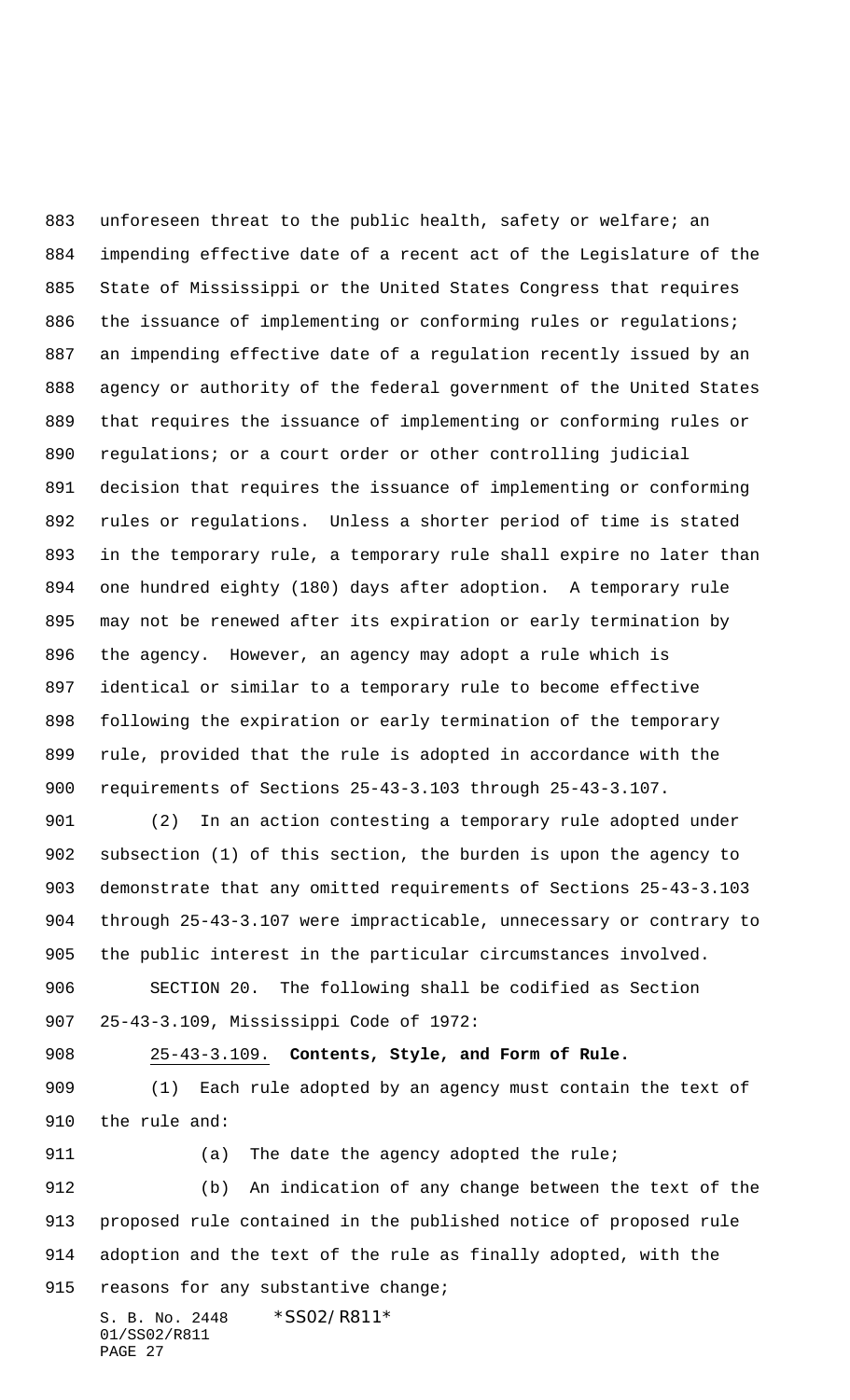unforeseen threat to the public health, safety or welfare; an impending effective date of a recent act of the Legislature of the State of Mississippi or the United States Congress that requires the issuance of implementing or conforming rules or regulations; an impending effective date of a regulation recently issued by an agency or authority of the federal government of the United States that requires the issuance of implementing or conforming rules or regulations; or a court order or other controlling judicial decision that requires the issuance of implementing or conforming rules or regulations. Unless a shorter period of time is stated in the temporary rule, a temporary rule shall expire no later than one hundred eighty (180) days after adoption. A temporary rule may not be renewed after its expiration or early termination by the agency. However, an agency may adopt a rule which is identical or similar to a temporary rule to become effective following the expiration or early termination of the temporary rule, provided that the rule is adopted in accordance with the requirements of Sections 25-43-3.103 through 25-43-3.107.

(2) In an action contesting a temporary rule adopted under subsection (1) of this section, the burden is upon the agency to demonstrate that any omitted requirements of Sections 25-43-3.103 through 25-43-3.107 were impracticable, unnecessary or contrary to the public interest in the particular circumstances involved.

SECTION 20. The following shall be codified as Section 25-43-3.109, Mississippi Code of 1972:

25-43-3.109. **Contents, Style, and Form of Rule.**

(1) Each rule adopted by an agency must contain the text of the rule and:

(a) The date the agency adopted the rule;

(b) An indication of any change between the text of the proposed rule contained in the published notice of proposed rule adoption and the text of the rule as finally adopted, with the reasons for any substantive change;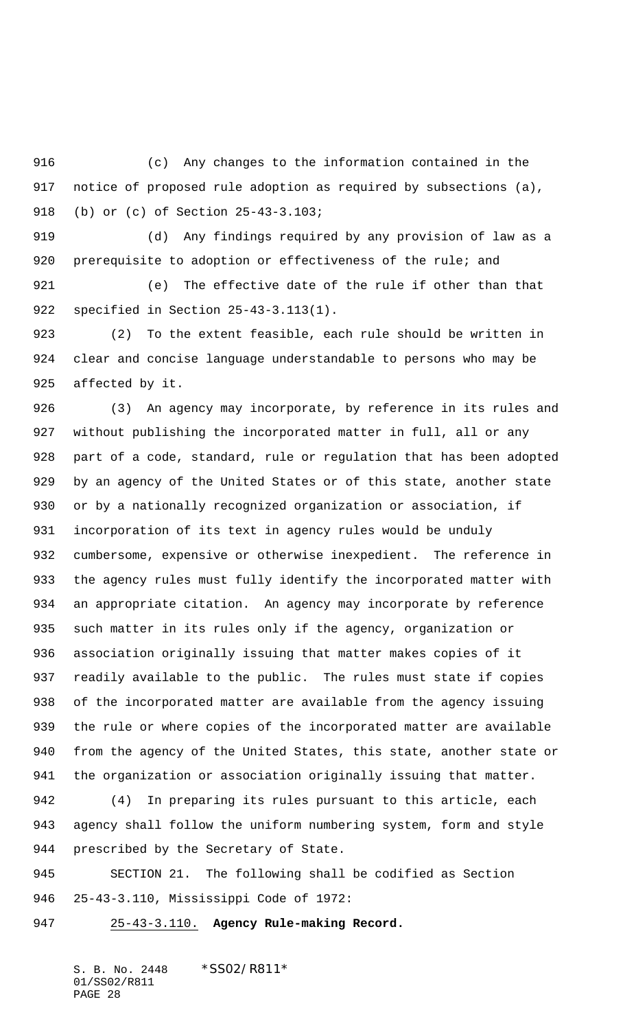(c) Any changes to the information contained in the notice of proposed rule adoption as required by subsections (a), (b) or (c) of Section 25-43-3.103;

(d) Any findings required by any provision of law as a prerequisite to adoption or effectiveness of the rule; and

(e) The effective date of the rule if other than that specified in Section 25-43-3.113(1).

(2) To the extent feasible, each rule should be written in clear and concise language understandable to persons who may be affected by it.

(3) An agency may incorporate, by reference in its rules and without publishing the incorporated matter in full, all or any part of a code, standard, rule or regulation that has been adopted by an agency of the United States or of this state, another state or by a nationally recognized organization or association, if incorporation of its text in agency rules would be unduly cumbersome, expensive or otherwise inexpedient. The reference in the agency rules must fully identify the incorporated matter with an appropriate citation. An agency may incorporate by reference such matter in its rules only if the agency, organization or association originally issuing that matter makes copies of it readily available to the public. The rules must state if copies of the incorporated matter are available from the agency issuing the rule or where copies of the incorporated matter are available from the agency of the United States, this state, another state or the organization or association originally issuing that matter.

(4) In preparing its rules pursuant to this article, each agency shall follow the uniform numbering system, form and style prescribed by the Secretary of State.

SECTION 21. The following shall be codified as Section 25-43-3.110, Mississippi Code of 1972:

25-43-3.110. **Agency Rule-making Record.**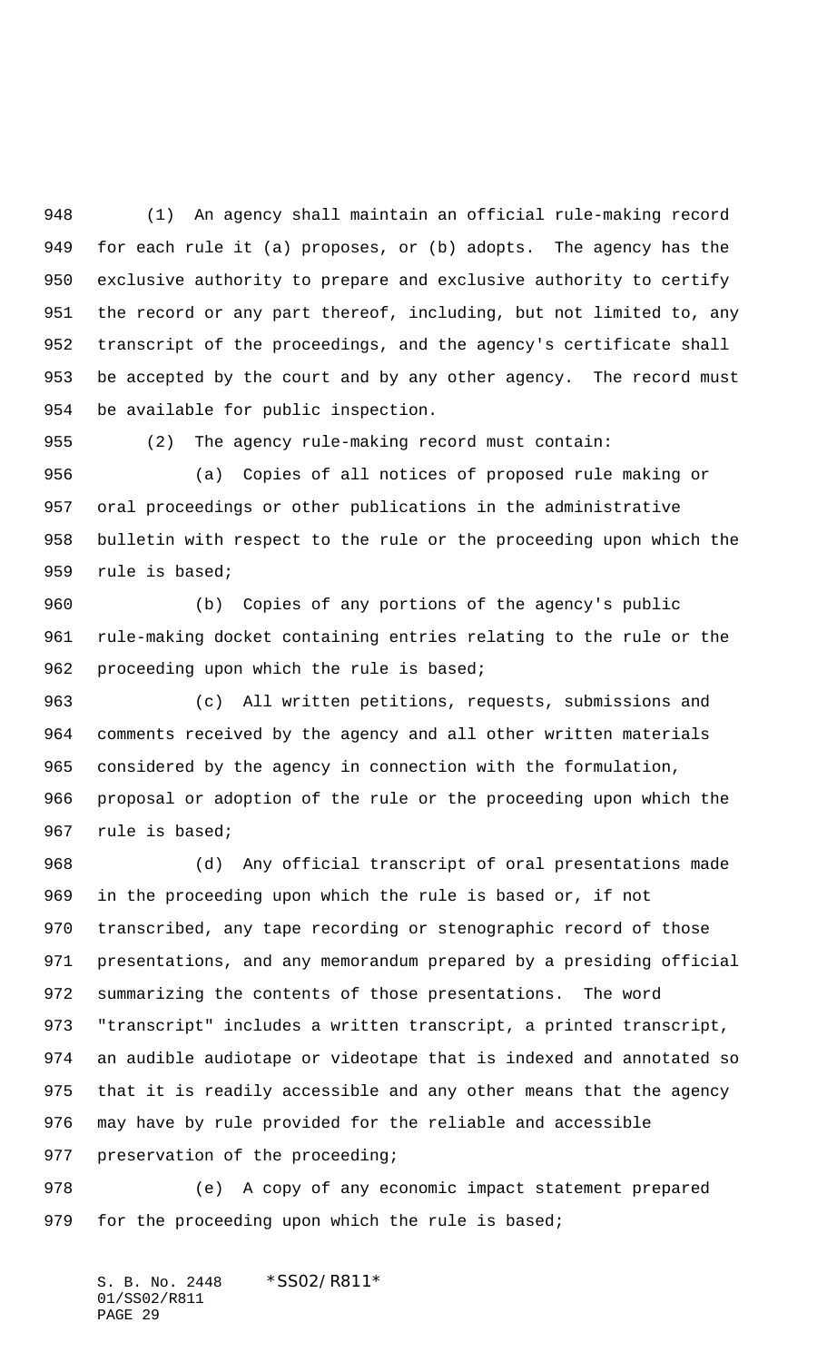(1) An agency shall maintain an official rule-making record for each rule it (a) proposes, or (b) adopts. The agency has the exclusive authority to prepare and exclusive authority to certify the record or any part thereof, including, but not limited to, any transcript of the proceedings, and the agency's certificate shall be accepted by the court and by any other agency. The record must be available for public inspection.

(2) The agency rule-making record must contain:

(a) Copies of all notices of proposed rule making or oral proceedings or other publications in the administrative bulletin with respect to the rule or the proceeding upon which the rule is based;

(b) Copies of any portions of the agency's public rule-making docket containing entries relating to the rule or the proceeding upon which the rule is based;

(c) All written petitions, requests, submissions and comments received by the agency and all other written materials considered by the agency in connection with the formulation, proposal or adoption of the rule or the proceeding upon which the rule is based;

(d) Any official transcript of oral presentations made in the proceeding upon which the rule is based or, if not transcribed, any tape recording or stenographic record of those presentations, and any memorandum prepared by a presiding official summarizing the contents of those presentations. The word "transcript" includes a written transcript, a printed transcript, an audible audiotape or videotape that is indexed and annotated so that it is readily accessible and any other means that the agency may have by rule provided for the reliable and accessible preservation of the proceeding;

(e) A copy of any economic impact statement prepared for the proceeding upon which the rule is based;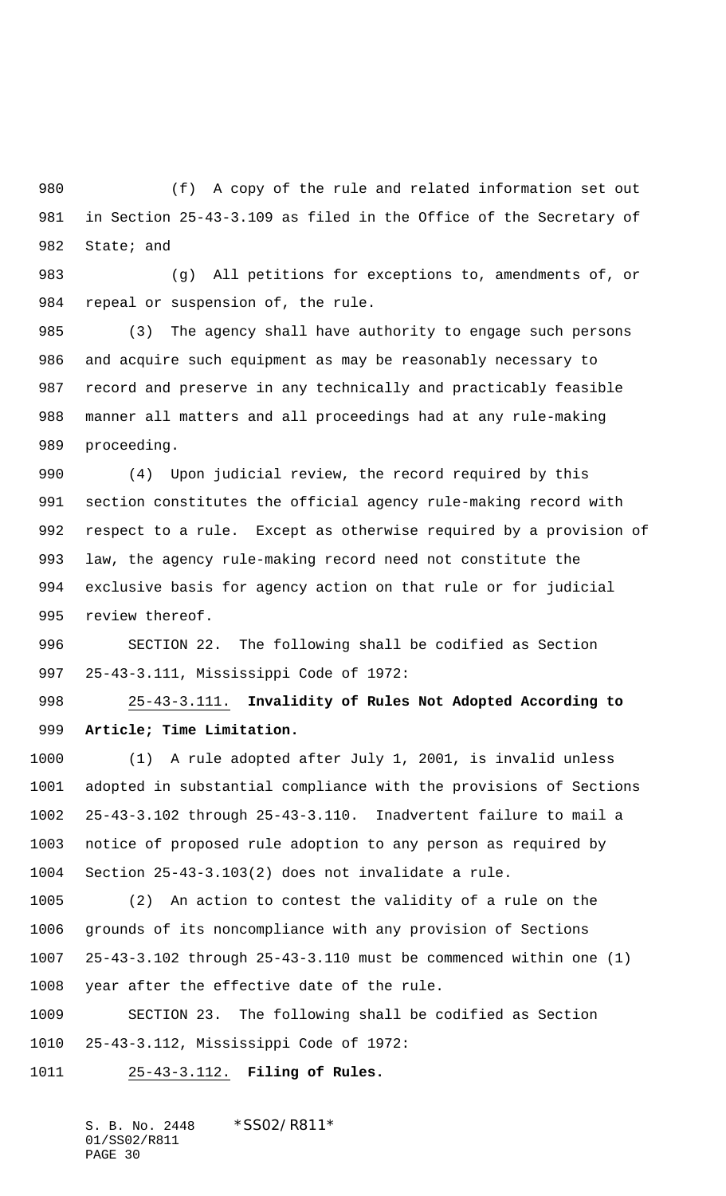(f) A copy of the rule and related information set out in Section 25-43-3.109 as filed in the Office of the Secretary of State; and

(g) All petitions for exceptions to, amendments of, or repeal or suspension of, the rule.

(3) The agency shall have authority to engage such persons and acquire such equipment as may be reasonably necessary to record and preserve in any technically and practicably feasible manner all matters and all proceedings had at any rule-making proceeding.

(4) Upon judicial review, the record required by this section constitutes the official agency rule-making record with respect to a rule. Except as otherwise required by a provision of law, the agency rule-making record need not constitute the exclusive basis for agency action on that rule or for judicial review thereof.

SECTION 22. The following shall be codified as Section 25-43-3.111, Mississippi Code of 1972:

25-43-3.111. **Invalidity of Rules Not Adopted According to Article; Time Limitation.**

(1) A rule adopted after July 1, 2001, is invalid unless adopted in substantial compliance with the provisions of Sections 25-43-3.102 through 25-43-3.110. Inadvertent failure to mail a notice of proposed rule adoption to any person as required by Section 25-43-3.103(2) does not invalidate a rule.

(2) An action to contest the validity of a rule on the grounds of its noncompliance with any provision of Sections 25-43-3.102 through 25-43-3.110 must be commenced within one (1) year after the effective date of the rule.

SECTION 23. The following shall be codified as Section 25-43-3.112, Mississippi Code of 1972:

25-43-3.112. **Filing of Rules.**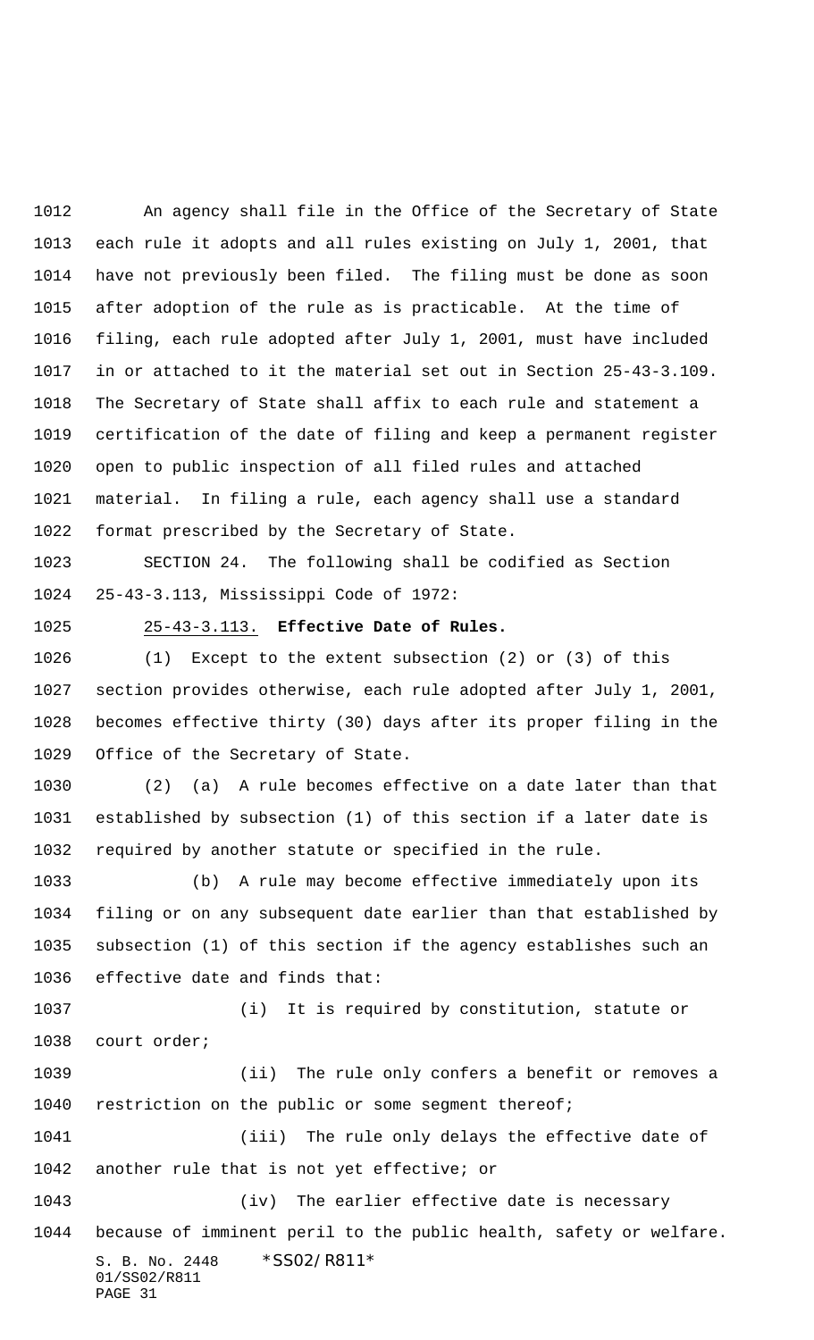An agency shall file in the Office of the Secretary of State each rule it adopts and all rules existing on July 1, 2001, that have not previously been filed. The filing must be done as soon after adoption of the rule as is practicable. At the time of filing, each rule adopted after July 1, 2001, must have included in or attached to it the material set out in Section 25-43-3.109. The Secretary of State shall affix to each rule and statement a certification of the date of filing and keep a permanent register open to public inspection of all filed rules and attached material. In filing a rule, each agency shall use a standard format prescribed by the Secretary of State.

SECTION 24. The following shall be codified as Section 25-43-3.113, Mississippi Code of 1972:

25-43-3.113. **Effective Date of Rules.**

(1) Except to the extent subsection (2) or (3) of this section provides otherwise, each rule adopted after July 1, 2001, becomes effective thirty (30) days after its proper filing in the Office of the Secretary of State.

(2) (a) A rule becomes effective on a date later than that established by subsection (1) of this section if a later date is required by another statute or specified in the rule.

(b) A rule may become effective immediately upon its filing or on any subsequent date earlier than that established by subsection (1) of this section if the agency establishes such an effective date and finds that:

(i) It is required by constitution, statute or court order;

(ii) The rule only confers a benefit or removes a restriction on the public or some segment thereof;

(iii) The rule only delays the effective date of another rule that is not yet effective; or

(iv) The earlier effective date is necessary because of imminent peril to the public health, safety or welfare.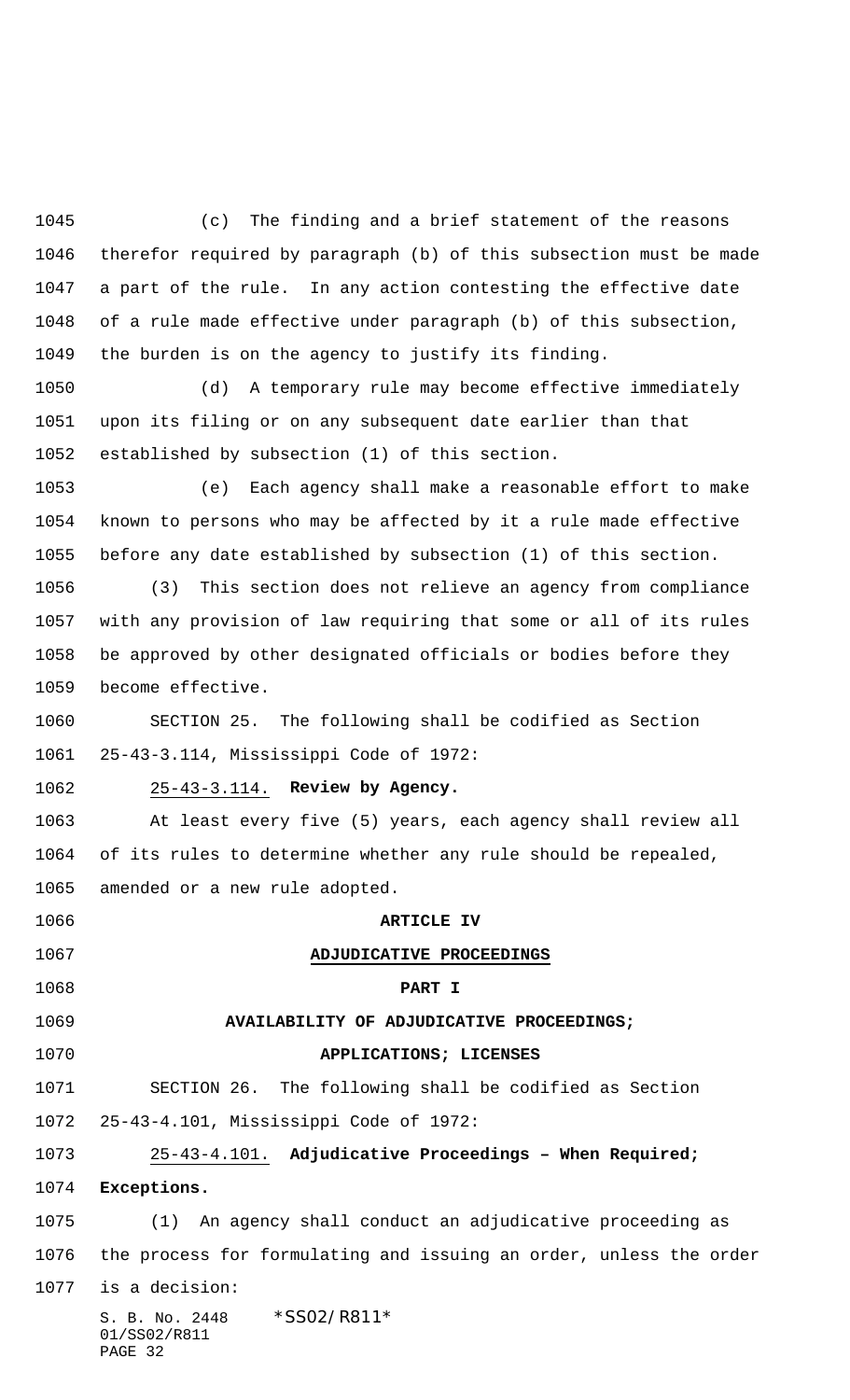(c) The finding and a brief statement of the reasons therefor required by paragraph (b) of this subsection must be made a part of the rule. In any action contesting the effective date of a rule made effective under paragraph (b) of this subsection, the burden is on the agency to justify its finding.

(d) A temporary rule may become effective immediately upon its filing or on any subsequent date earlier than that established by subsection (1) of this section.

(e) Each agency shall make a reasonable effort to make known to persons who may be affected by it a rule made effective before any date established by subsection (1) of this section.

(3) This section does not relieve an agency from compliance with any provision of law requiring that some or all of its rules be approved by other designated officials or bodies before they become effective.

SECTION 25. The following shall be codified as Section 25-43-3.114, Mississippi Code of 1972:

25-43-3.114. **Review by Agency.**

At least every five (5) years, each agency shall review all of its rules to determine whether any rule should be repealed, amended or a new rule adopted.

## ARTICLE IV

## ADJUDICATIVE PROCEEDINGS

### PART I

### AVAILABILITY OF ADJUDICATIVE PROCEEDINGS; APPLICATIONS; LICENSES

SECTION 26. The following shall be codified as Section 25-43-4.101, Mississippi Code of 1972:

25-43-4.101. **Adjudicative Proceedings – When Required; Exceptions.**

(1) An agency shall conduct an adjudicative proceeding as the process for formulating and issuing an order, unless the order is a decision: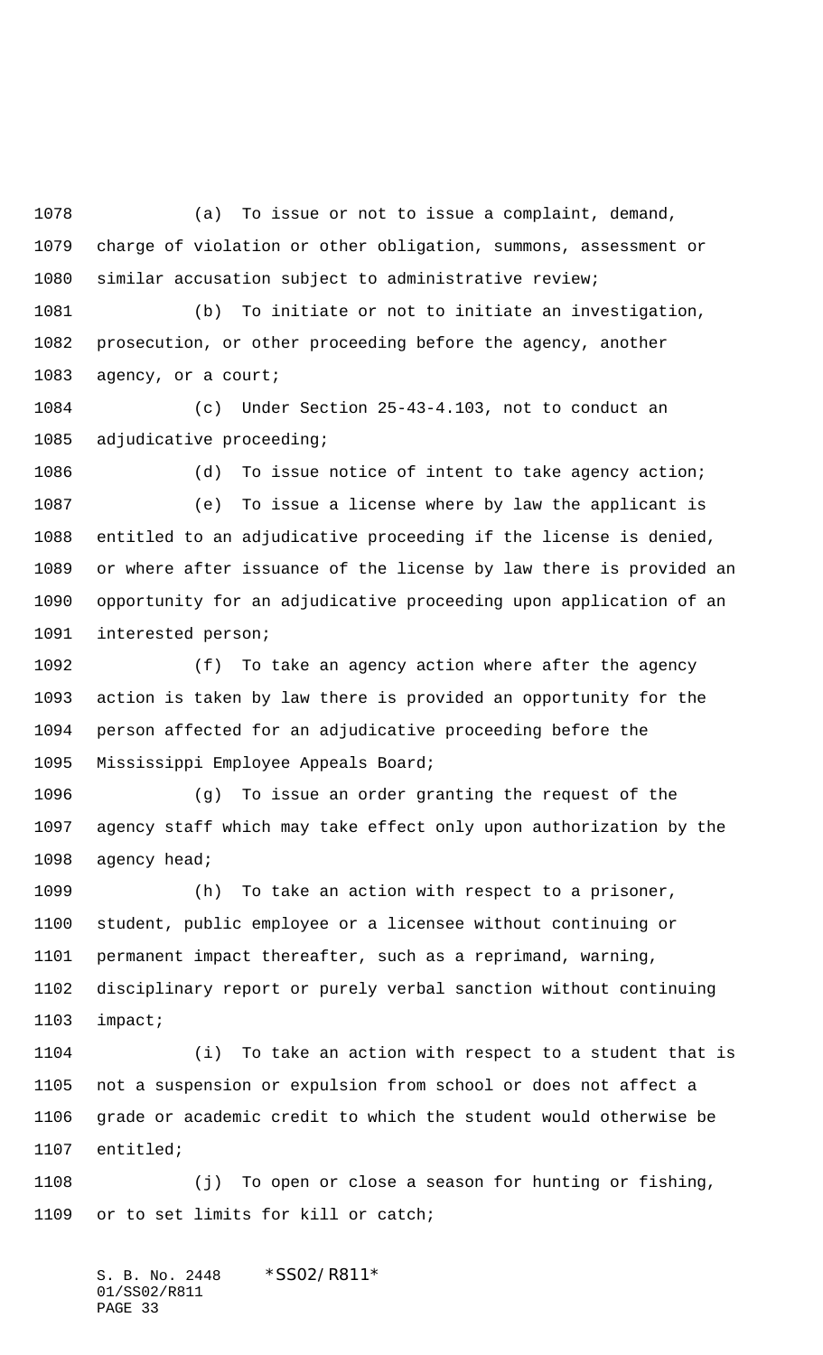(a) To issue or not to issue a complaint, demand, charge of violation or other obligation, summons, assessment or similar accusation subject to administrative review;

(b) To initiate or not to initiate an investigation, prosecution, or other proceeding before the agency, another agency, or a court;

(c) Under Section 25-43-4.103, not to conduct an adjudicative proceeding;

(d) To issue notice of intent to take agency action;

(e) To issue a license where by law the applicant is entitled to an adjudicative proceeding if the license is denied, or where after issuance of the license by law there is provided an opportunity for an adjudicative proceeding upon application of an interested person;

(f) To take an agency action where after the agency action is taken by law there is provided an opportunity for the person affected for an adjudicative proceeding before the Mississippi Employee Appeals Board;

(g) To issue an order granting the request of the agency staff which may take effect only upon authorization by the agency head;

(h) To take an action with respect to a prisoner, student, public employee or a licensee without continuing or permanent impact thereafter, such as a reprimand, warning, disciplinary report or purely verbal sanction without continuing impact;

(i) To take an action with respect to a student that is not a suspension or expulsion from school or does not affect a grade or academic credit to which the student would otherwise be entitled;

(j) To open or close a season for hunting or fishing, or to set limits for kill or catch;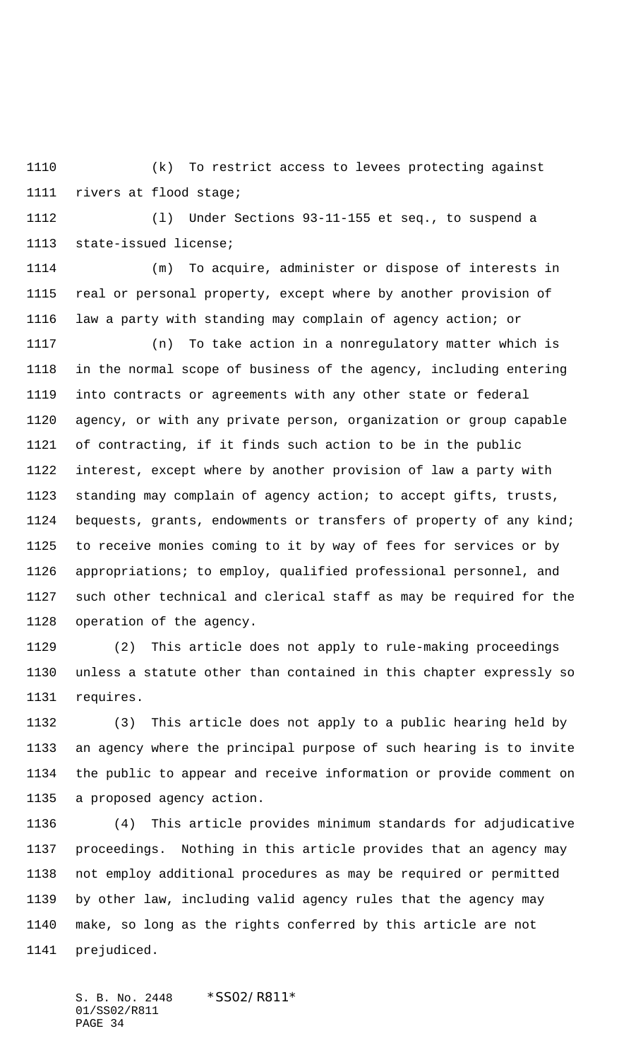(k) To restrict access to levees protecting against rivers at flood stage;

(l) Under Sections 93-11-155 et seq., to suspend a state-issued license;

(m) To acquire, administer or dispose of interests in real or personal property, except where by another provision of law a party with standing may complain of agency action; or

(n) To take action in a nonregulatory matter which is in the normal scope of business of the agency, including entering into contracts or agreements with any other state or federal agency, or with any private person, organization or group capable of contracting, if it finds such action to be in the public interest, except where by another provision of law a party with standing may complain of agency action; to accept gifts, trusts, bequests, grants, endowments or transfers of property of any kind; to receive monies coming to it by way of fees for services or by appropriations; to employ, qualified professional personnel, and such other technical and clerical staff as may be required for the operation of the agency.

(2) This article does not apply to rule-making proceedings unless a statute other than contained in this chapter expressly so requires.

(3) This article does not apply to a public hearing held by an agency where the principal purpose of such hearing is to invite the public to appear and receive information or provide comment on a proposed agency action.

(4) This article provides minimum standards for adjudicative proceedings. Nothing in this article provides that an agency may not employ additional procedures as may be required or permitted by other law, including valid agency rules that the agency may make, so long as the rights conferred by this article are not prejudiced.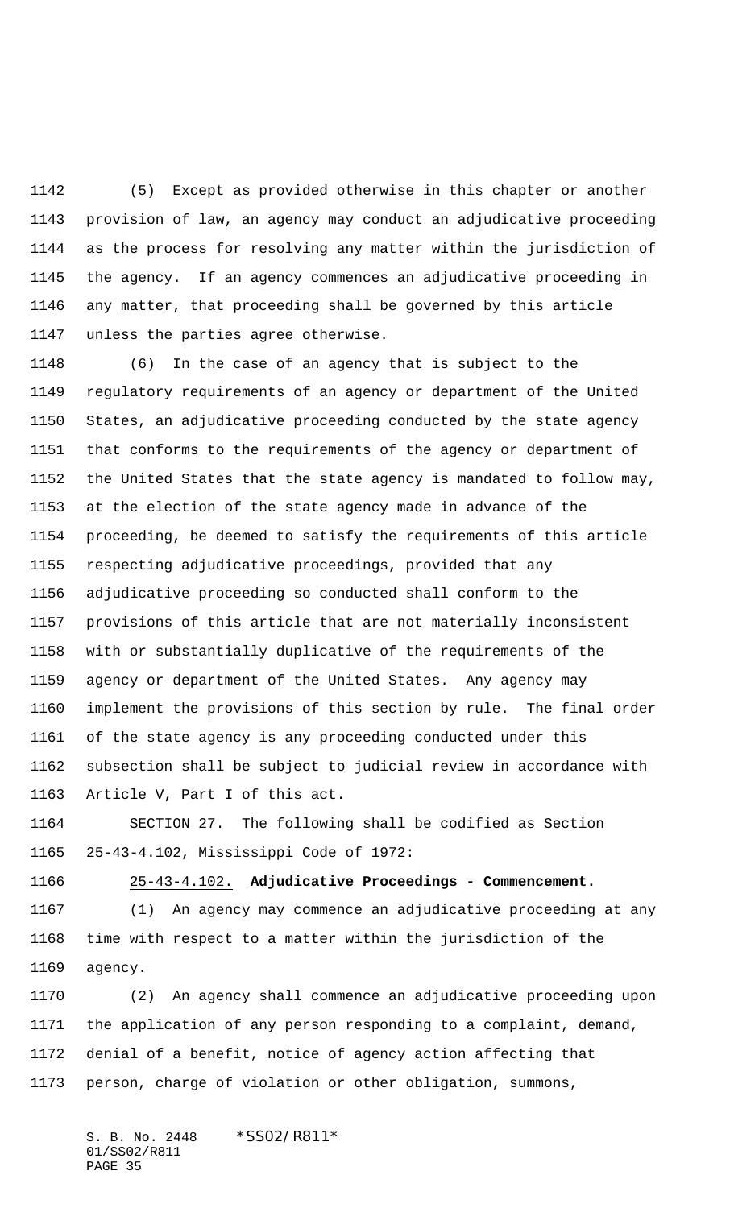(5) Except as provided otherwise in this chapter or another provision of law, an agency may conduct an adjudicative proceeding as the process for resolving any matter within the jurisdiction of the agency. If an agency commences an adjudicative proceeding in any matter, that proceeding shall be governed by this article unless the parties agree otherwise.

(6) In the case of an agency that is subject to the regulatory requirements of an agency or department of the United States, an adjudicative proceeding conducted by the state agency that conforms to the requirements of the agency or department of the United States that the state agency is mandated to follow may, at the election of the state agency made in advance of the proceeding, be deemed to satisfy the requirements of this article respecting adjudicative proceedings, provided that any adjudicative proceeding so conducted shall conform to the provisions of this article that are not materially inconsistent with or substantially duplicative of the requirements of the agency or department of the United States. Any agency may implement the provisions of this section by rule. The final order of the state agency is any proceeding conducted under this subsection shall be subject to judicial review in accordance with Article V, Part I of this act.

SECTION 27. The following shall be codified as Section 25-43-4.102, Mississippi Code of 1972:

25-43-4.102. **Adjudicative Proceedings - Commencement.**

(1) An agency may commence an adjudicative proceeding at any time with respect to a matter within the jurisdiction of the agency.

(2) An agency shall commence an adjudicative proceeding upon the application of any person responding to a complaint, demand, denial of a benefit, notice of agency action affecting that person, charge of violation or other obligation, summons,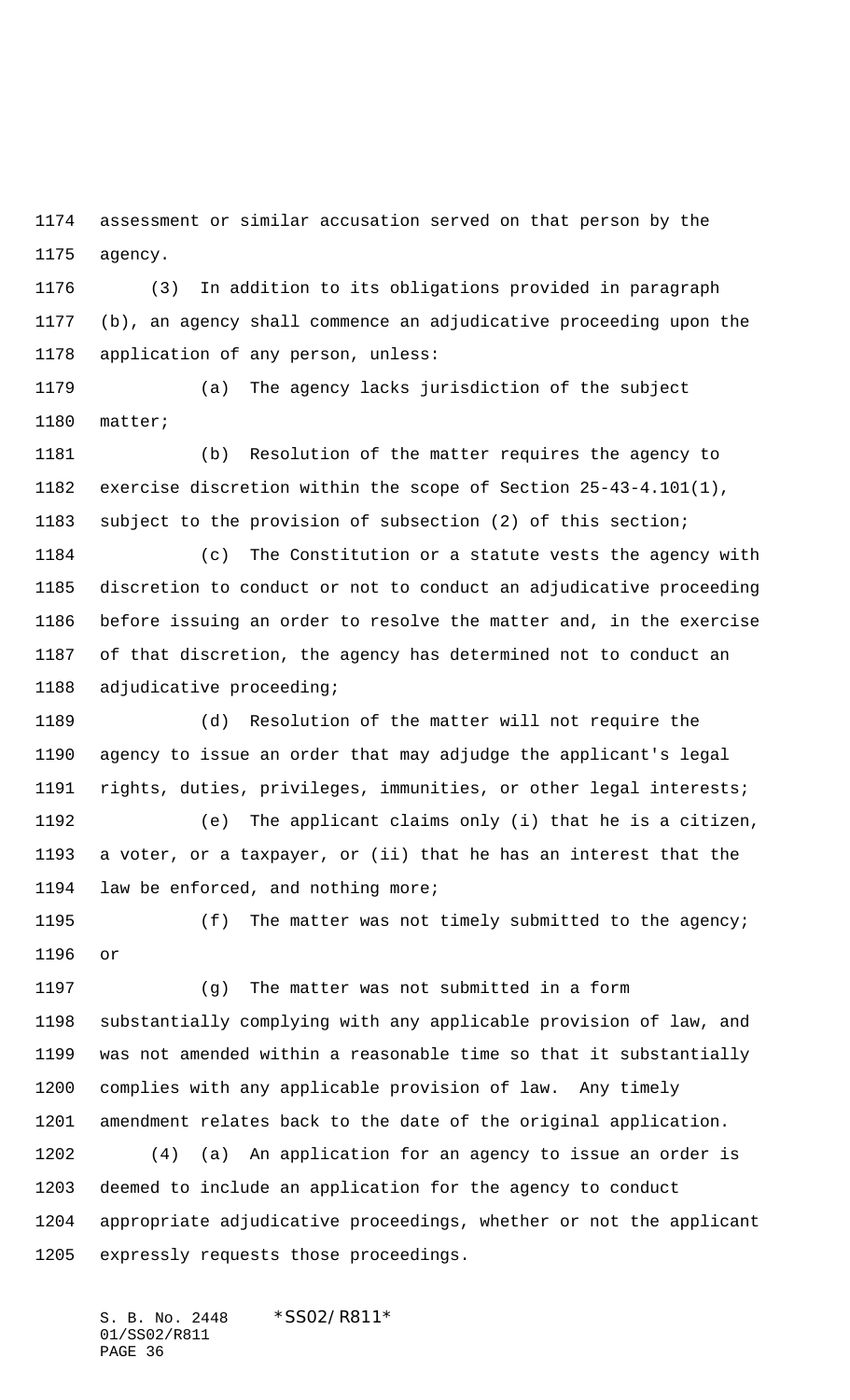assessment or similar accusation served on that person by the agency.

(3) In addition to its obligations provided in paragraph (b), an agency shall commence an adjudicative proceeding upon the application of any person, unless:

(a) The agency lacks jurisdiction of the subject matter;

(b) Resolution of the matter requires the agency to exercise discretion within the scope of Section 25-43-4.101(1), subject to the provision of subsection (2) of this section;

(c) The Constitution or a statute vests the agency with discretion to conduct or not to conduct an adjudicative proceeding before issuing an order to resolve the matter and, in the exercise of that discretion, the agency has determined not to conduct an adjudicative proceeding;

(d) Resolution of the matter will not require the agency to issue an order that may adjudge the applicant's legal rights, duties, privileges, immunities, or other legal interests;

(e) The applicant claims only (i) that he is a citizen, a voter, or a taxpayer, or (ii) that he has an interest that the law be enforced, and nothing more;

(f) The matter was not timely submitted to the agency; or

(g) The matter was not submitted in a form substantially complying with any applicable provision of law, and was not amended within a reasonable time so that it substantially complies with any applicable provision of law. Any timely amendment relates back to the date of the original application.

(4) (a) An application for an agency to issue an order is deemed to include an application for the agency to conduct appropriate adjudicative proceedings, whether or not the applicant expressly requests those proceedings.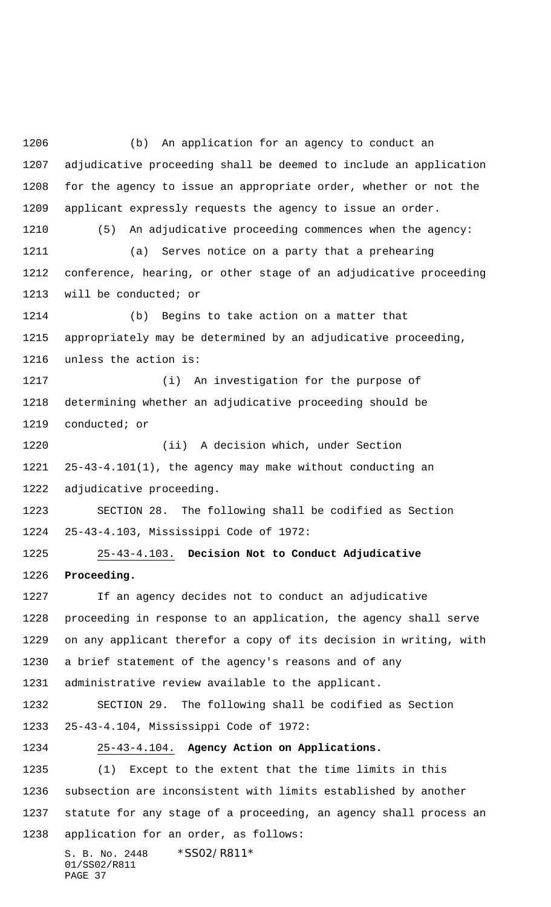(b) An application for an agency to conduct an adjudicative proceeding shall be deemed to include an application for the agency to issue an appropriate order, whether or not the applicant expressly requests the agency to issue an order.

(5) An adjudicative proceeding commences when the agency:

(a) Serves notice on a party that a prehearing conference, hearing, or other stage of an adjudicative proceeding will be conducted; or

(b) Begins to take action on a matter that appropriately may be determined by an adjudicative proceeding, unless the action is:

(i) An investigation for the purpose of determining whether an adjudicative proceeding should be conducted; or

(ii) A decision which, under Section 25-43-4.101(1), the agency may make without conducting an adjudicative proceeding.

SECTION 28. The following shall be codified as Section 25-43-4.103, Mississippi Code of 1972:

25-43-4.103. **Decision Not to Conduct Adjudicative Proceeding.**

If an agency decides not to conduct an adjudicative proceeding in response to an application, the agency shall serve on any applicant therefor a copy of its decision in writing, with a brief statement of the agency's reasons and of any administrative review available to the applicant.

SECTION 29. The following shall be codified as Section 25-43-4.104, Mississippi Code of 1972:

25-43-4.104. **Agency Action on Applications.**

(1) Except to the extent that the time limits in this subsection are inconsistent with limits established by another statute for any stage of a proceeding, an agency shall process an application for an order, as follows: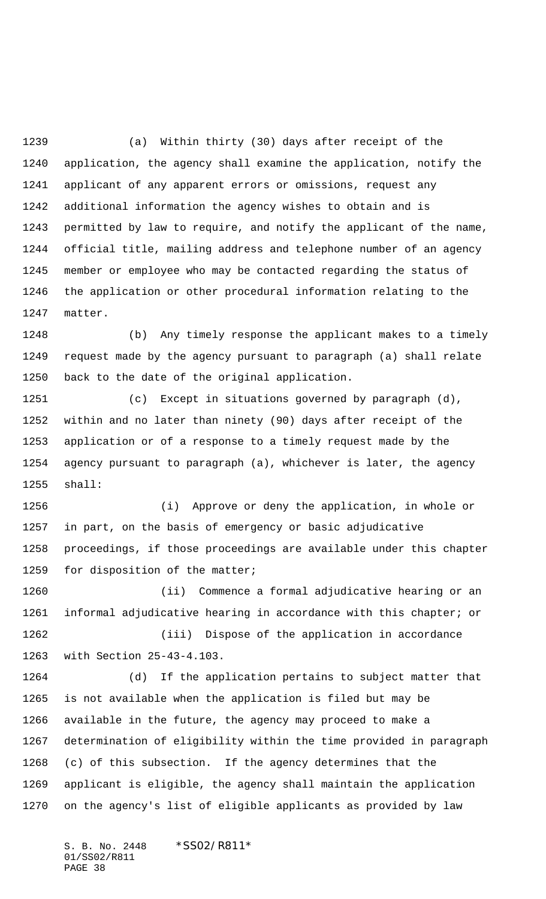(a) Within thirty (30) days after receipt of the application, the agency shall examine the application, notify the applicant of any apparent errors or omissions, request any additional information the agency wishes to obtain and is permitted by law to require, and notify the applicant of the name, official title, mailing address and telephone number of an agency member or employee who may be contacted regarding the status of the application or other procedural information relating to the matter.

(b) Any timely response the applicant makes to a timely request made by the agency pursuant to paragraph (a) shall relate back to the date of the original application.

(c) Except in situations governed by paragraph (d), within and no later than ninety (90) days after receipt of the application or of a response to a timely request made by the agency pursuant to paragraph (a), whichever is later, the agency shall:

(i) Approve or deny the application, in whole or in part, on the basis of emergency or basic adjudicative proceedings, if those proceedings are available under this chapter for disposition of the matter;

(ii) Commence a formal adjudicative hearing or an informal adjudicative hearing in accordance with this chapter; or

(iii) Dispose of the application in accordance with Section 25-43-4.103.

(d) If the application pertains to subject matter that is not available when the application is filed but may be available in the future, the agency may proceed to make a determination of eligibility within the time provided in paragraph (c) of this subsection. If the agency determines that the applicant is eligible, the agency shall maintain the application on the agency's list of eligible applicants as provided by law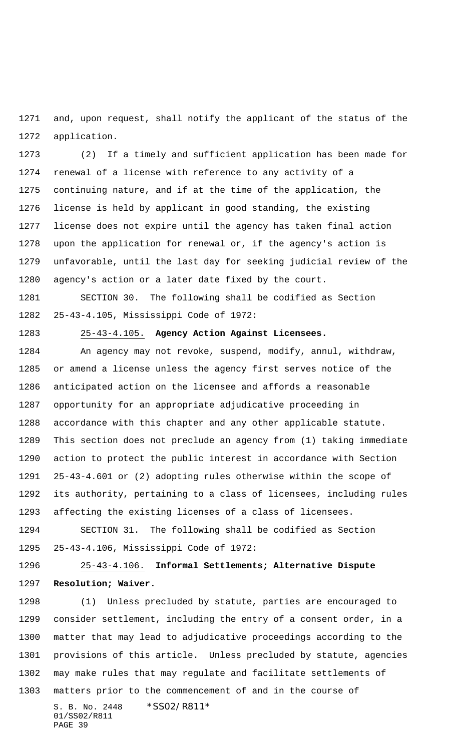and, upon request, shall notify the applicant of the status of the application.

(2) If a timely and sufficient application has been made for renewal of a license with reference to any activity of a continuing nature, and if at the time of the application, the license is held by applicant in good standing, the existing license does not expire until the agency has taken final action upon the application for renewal or, if the agency's action is unfavorable, until the last day for seeking judicial review of the agency's action or a later date fixed by the court.

SECTION 30. The following shall be codified as Section 25-43-4.105, Mississippi Code of 1972:

25-43-4.105. **Agency Action Against Licensees.**

An agency may not revoke, suspend, modify, annul, withdraw, or amend a license unless the agency first serves notice of the anticipated action on the licensee and affords a reasonable opportunity for an appropriate adjudicative proceeding in accordance with this chapter and any other applicable statute. This section does not preclude an agency from (1) taking immediate action to protect the public interest in accordance with Section 25-43-4.601 or (2) adopting rules otherwise within the scope of its authority, pertaining to a class of licensees, including rules affecting the existing licenses of a class of licensees.

SECTION 31. The following shall be codified as Section 25-43-4.106, Mississippi Code of 1972:

25-43-4.106. **Informal Settlements; Alternative Dispute Resolution; Waiver.**

(1) Unless precluded by statute, parties are encouraged to consider settlement, including the entry of a consent order, in a matter that may lead to adjudicative proceedings according to the provisions of this article. Unless precluded by statute, agencies may make rules that may regulate and facilitate settlements of matters prior to the commencement of and in the course of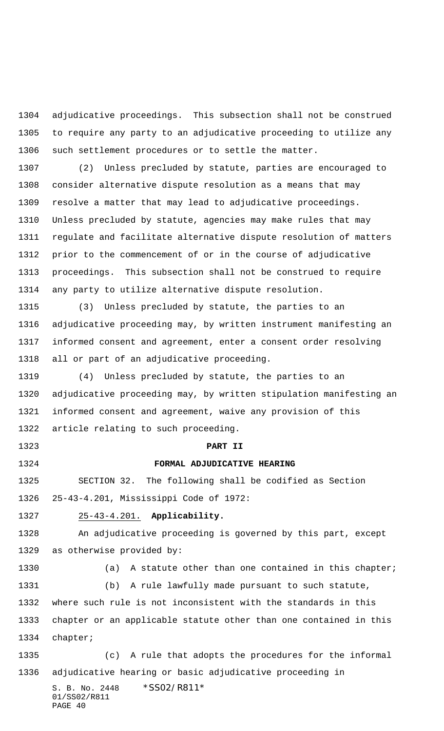adjudicative proceedings. This subsection shall not be construed to require any party to an adjudicative proceeding to utilize any such settlement procedures or to settle the matter.

(2) Unless precluded by statute, parties are encouraged to consider alternative dispute resolution as a means that may resolve a matter that may lead to adjudicative proceedings. Unless precluded by statute, agencies may make rules that may regulate and facilitate alternative dispute resolution of matters prior to the commencement of or in the course of adjudicative proceedings. This subsection shall not be construed to require any party to utilize alternative dispute resolution.

(3) Unless precluded by statute, the parties to an adjudicative proceeding may, by written instrument manifesting an informed consent and agreement, enter a consent order resolving all or part of an adjudicative proceeding.

(4) Unless precluded by statute, the parties to an adjudicative proceeding may, by written stipulation manifesting an informed consent and agreement, waive any provision of this article relating to such proceeding.

**PART II**

**FORMAL ADJUDICATIVE HEARING**

SECTION 32. The following shall be codified as Section 25-43-4.201, Mississippi Code of 1972:

25-43-4.201. **Applicability.**

An adjudicative proceeding is governed by this part, except as otherwise provided by:

(a) A statute other than one contained in this chapter;

(b) A rule lawfully made pursuant to such statute, where such rule is not inconsistent with the standards in this chapter or an applicable statute other than one contained in this chapter;

(c) A rule that adopts the procedures for the informal adjudicative hearing or basic adjudicative proceeding in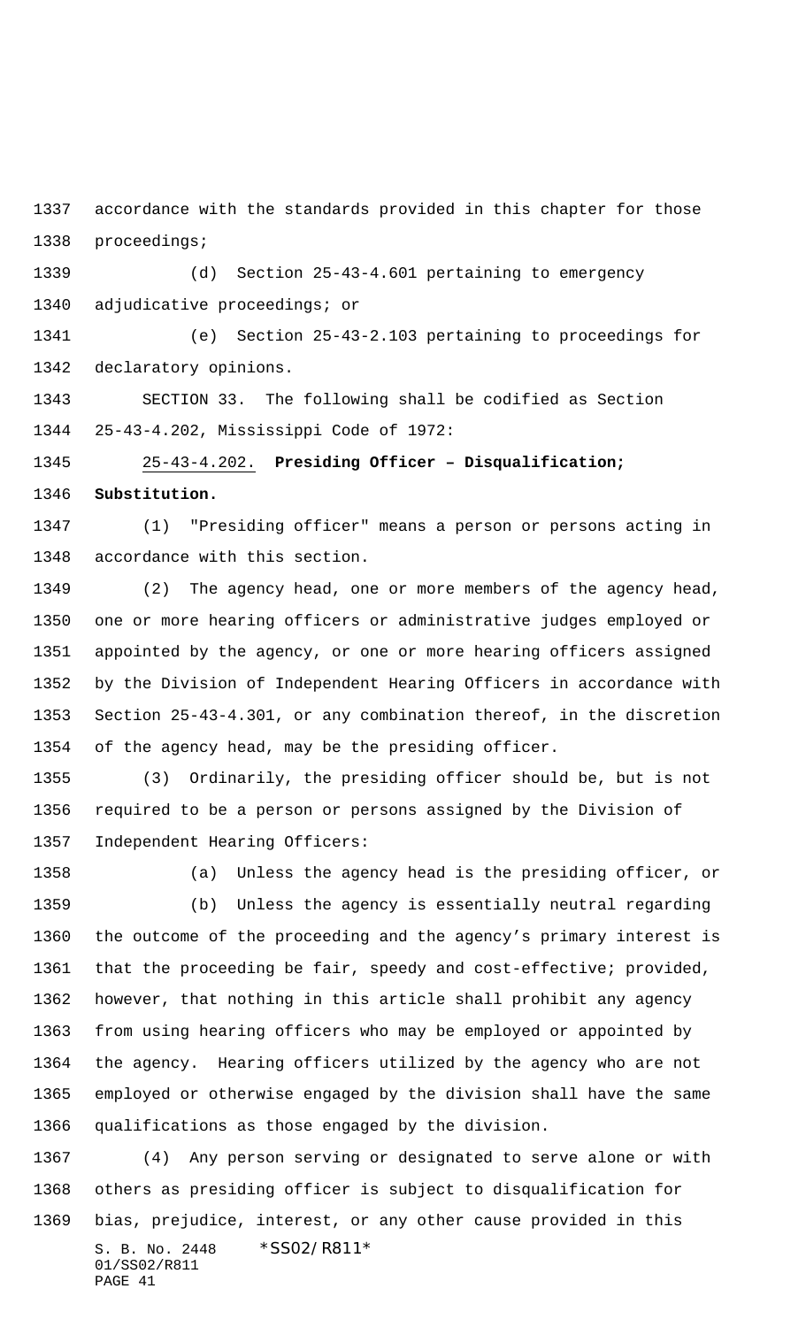accordance with the standards provided in this chapter for those proceedings;

(d) Section 25-43-4.601 pertaining to emergency adjudicative proceedings; or

(e) Section 25-43-2.103 pertaining to proceedings for declaratory opinions.

SECTION 33. The following shall be codified as Section 25-43-4.202, Mississippi Code of 1972:

25-43-4.202. **Presiding Officer – Disqualification; Substitution.**

(1) "Presiding officer" means a person or persons acting in accordance with this section.

(2) The agency head, one or more members of the agency head, one or more hearing officers or administrative judges employed or appointed by the agency, or one or more hearing officers assigned by the Division of Independent Hearing Officers in accordance with Section 25-43-4.301, or any combination thereof, in the discretion of the agency head, may be the presiding officer.

(3) Ordinarily, the presiding officer should be, but is not required to be a person or persons assigned by the Division of Independent Hearing Officers:

(a) Unless the agency head is the presiding officer, or

(b) Unless the agency is essentially neutral regarding the outcome of the proceeding and the agency's primary interest is that the proceeding be fair, speedy and cost-effective; provided, however, that nothing in this article shall prohibit any agency from using hearing officers who may be employed or appointed by the agency. Hearing officers utilized by the agency who are not employed or otherwise engaged by the division shall have the same qualifications as those engaged by the division.

(4) Any person serving or designated to serve alone or with others as presiding officer is subject to disqualification for bias, prejudice, interest, or any other cause provided in this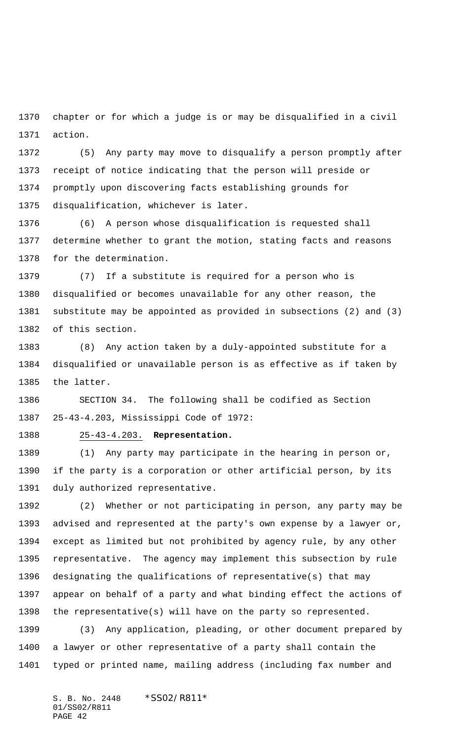chapter or for which a judge is or may be disqualified in a civil action.

(5) Any party may move to disqualify a person promptly after receipt of notice indicating that the person will preside or promptly upon discovering facts establishing grounds for disqualification, whichever is later.

(6) A person whose disqualification is requested shall determine whether to grant the motion, stating facts and reasons for the determination.

(7) If a substitute is required for a person who is disqualified or becomes unavailable for any other reason, the substitute may be appointed as provided in subsections (2) and (3) of this section.

(8) Any action taken by a duly-appointed substitute for a disqualified or unavailable person is as effective as if taken by the latter.

SECTION 34. The following shall be codified as Section 25-43-4.203, Mississippi Code of 1972:

25-43-4.203. **Representation.**

(1) Any party may participate in the hearing in person or, if the party is a corporation or other artificial person, by its duly authorized representative.

(2) Whether or not participating in person, any party may be advised and represented at the party's own expense by a lawyer or, except as limited but not prohibited by agency rule, by any other representative. The agency may implement this subsection by rule designating the qualifications of representative(s) that may appear on behalf of a party and what binding effect the actions of the representative(s) will have on the party so represented.

(3) Any application, pleading, or other document prepared by a lawyer or other representative of a party shall contain the typed or printed name, mailing address (including fax number and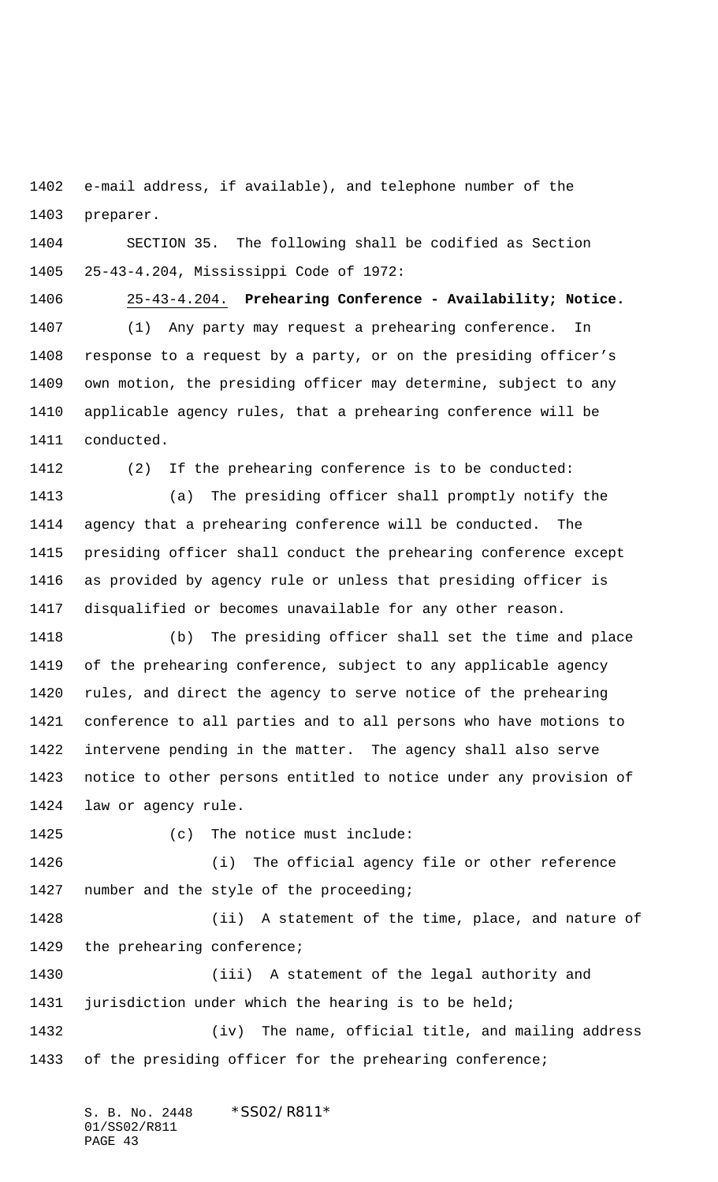e-mail address, if available), and telephone number of the preparer.

SECTION 35. The following shall be codified as Section 25-43-4.204, Mississippi Code of 1972:

25-43-4.204. **Prehearing Conference - Availability; Notice.**

(1) Any party may request a prehearing conference. In response to a request by a party, or on the presiding officer's own motion, the presiding officer may determine, subject to any applicable agency rules, that a prehearing conference will be conducted.

(2) If the prehearing conference is to be conducted:

(a) The presiding officer shall promptly notify the agency that a prehearing conference will be conducted. The presiding officer shall conduct the prehearing conference except as provided by agency rule or unless that presiding officer is disqualified or becomes unavailable for any other reason.

(b) The presiding officer shall set the time and place of the prehearing conference, subject to any applicable agency rules, and direct the agency to serve notice of the prehearing conference to all parties and to all persons who have motions to intervene pending in the matter. The agency shall also serve notice to other persons entitled to notice under any provision of law or agency rule.

(c) The notice must include:

(i) The official agency file or other reference number and the style of the proceeding;

(ii) A statement of the time, place, and nature of the prehearing conference;

(iii) A statement of the legal authority and jurisdiction under which the hearing is to be held;

(iv) The name, official title, and mailing address of the presiding officer for the prehearing conference;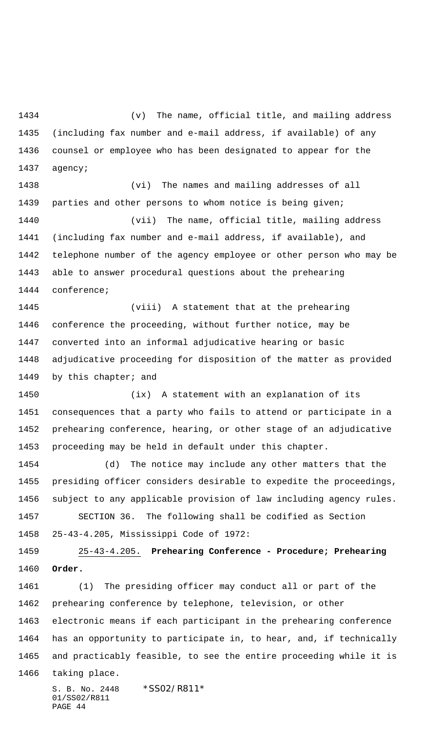(v) The name, official title, and mailing address (including fax number and e-mail address, if available) of any counsel or employee who has been designated to appear for the agency;

(vi) The names and mailing addresses of all parties and other persons to whom notice is being given;

(vii) The name, official title, mailing address (including fax number and e-mail address, if available), and telephone number of the agency employee or other person who may be able to answer procedural questions about the prehearing conference;

(viii) A statement that at the prehearing conference the proceeding, without further notice, may be converted into an informal adjudicative hearing or basic adjudicative proceeding for disposition of the matter as provided by this chapter; and

(ix) A statement with an explanation of its consequences that a party who fails to attend or participate in a prehearing conference, hearing, or other stage of an adjudicative proceeding may be held in default under this chapter.

(d) The notice may include any other matters that the presiding officer considers desirable to expedite the proceedings, subject to any applicable provision of law including agency rules.

SECTION 36. The following shall be codified as Section 25-43-4.205, Mississippi Code of 1972:

25-43-4.205. **Prehearing Conference - Procedure; Prehearing Order.**

(1) The presiding officer may conduct all or part of the prehearing conference by telephone, television, or other electronic means if each participant in the prehearing conference has an opportunity to participate in, to hear, and, if technically and practicably feasible, to see the entire proceeding while it is taking place.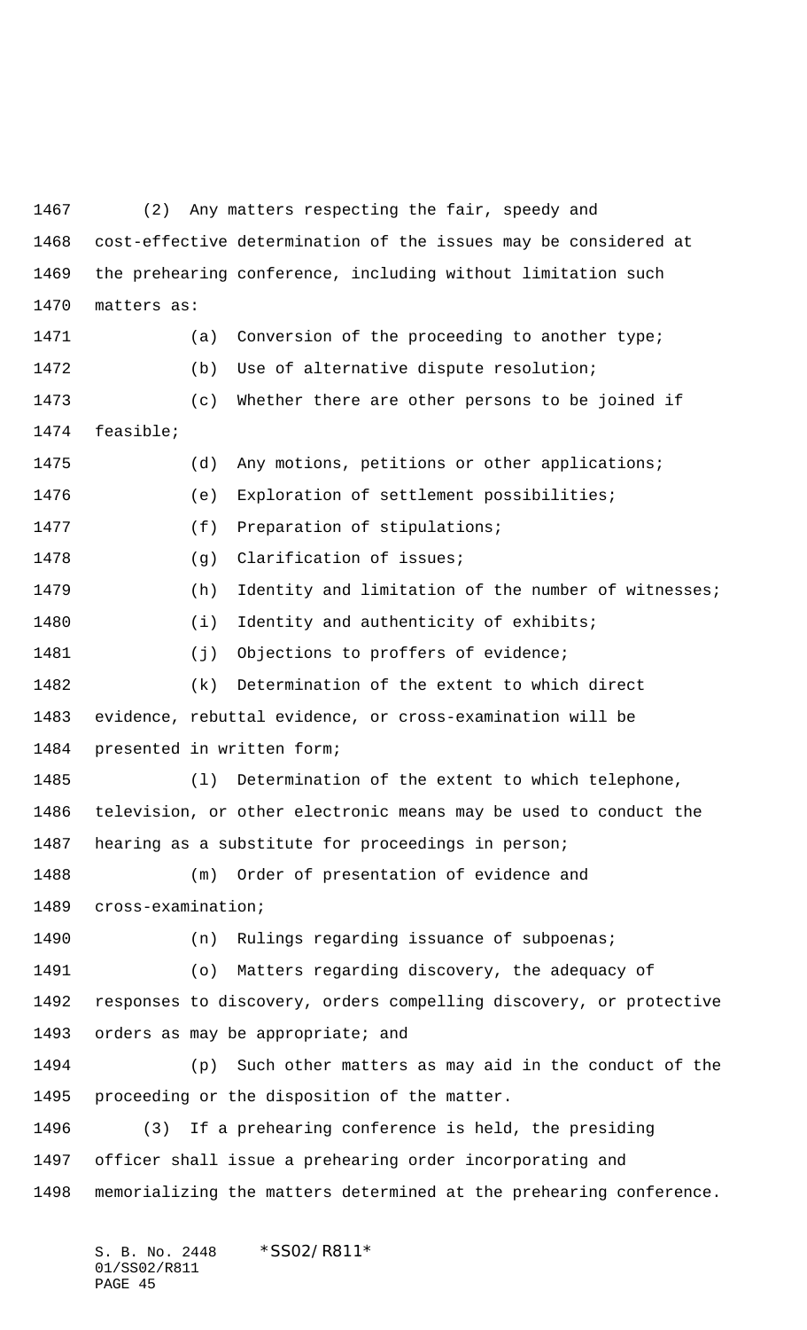(2) Any matters respecting the fair, speedy and cost-effective determination of the issues may be considered at the prehearing conference, including without limitation such matters as:

(a) Conversion of the proceeding to another type;

(b) Use of alternative dispute resolution;

(c) Whether there are other persons to be joined if feasible;

(d) Any motions, petitions or other applications;

(e) Exploration of settlement possibilities;

(f) Preparation of stipulations;

(g) Clarification of issues;

(h) Identity and limitation of the number of witnesses;

(i) Identity and authenticity of exhibits;

(j) Objections to proffers of evidence;

(k) Determination of the extent to which direct evidence, rebuttal evidence, or cross-examination will be presented in written form;

(l) Determination of the extent to which telephone, television, or other electronic means may be used to conduct the hearing as a substitute for proceedings in person;

(m) Order of presentation of evidence and cross-examination;

(n) Rulings regarding issuance of subpoenas;

(o) Matters regarding discovery, the adequacy of responses to discovery, orders compelling discovery, or protective orders as may be appropriate; and

(p) Such other matters as may aid in the conduct of the proceeding or the disposition of the matter.

(3) If a prehearing conference is held, the presiding officer shall issue a prehearing order incorporating and memorializing the matters determined at the prehearing conference.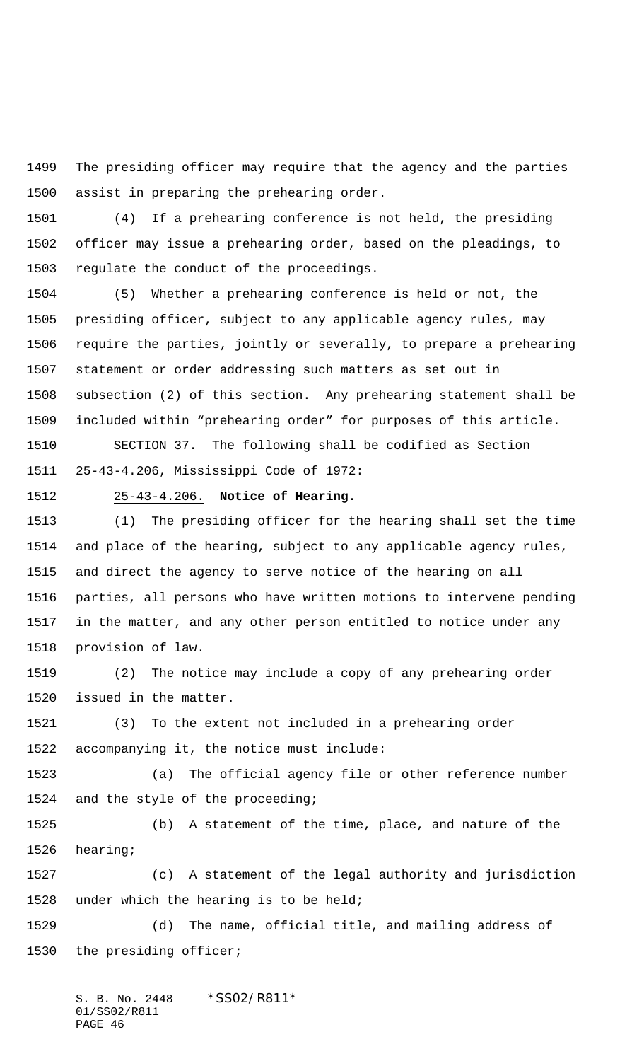The presiding officer may require that the agency and the parties assist in preparing the prehearing order.

(4) If a prehearing conference is not held, the presiding officer may issue a prehearing order, based on the pleadings, to regulate the conduct of the proceedings.

(5) Whether a prehearing conference is held or not, the presiding officer, subject to any applicable agency rules, may require the parties, jointly or severally, to prepare a prehearing statement or order addressing such matters as set out in subsection (2) of this section. Any prehearing statement shall be included within "prehearing order" for purposes of this article.

SECTION 37. The following shall be codified as Section 25-43-4.206, Mississippi Code of 1972:

25-43-4.206. **Notice of Hearing.**

(1) The presiding officer for the hearing shall set the time and place of the hearing, subject to any applicable agency rules, and direct the agency to serve notice of the hearing on all parties, all persons who have written motions to intervene pending in the matter, and any other person entitled to notice under any provision of law.

(2) The notice may include a copy of any prehearing order issued in the matter.

(3) To the extent not included in a prehearing order accompanying it, the notice must include:

(a) The official agency file or other reference number and the style of the proceeding;

(b) A statement of the time, place, and nature of the hearing;

(c) A statement of the legal authority and jurisdiction under which the hearing is to be held;

(d) The name, official title, and mailing address of the presiding officer;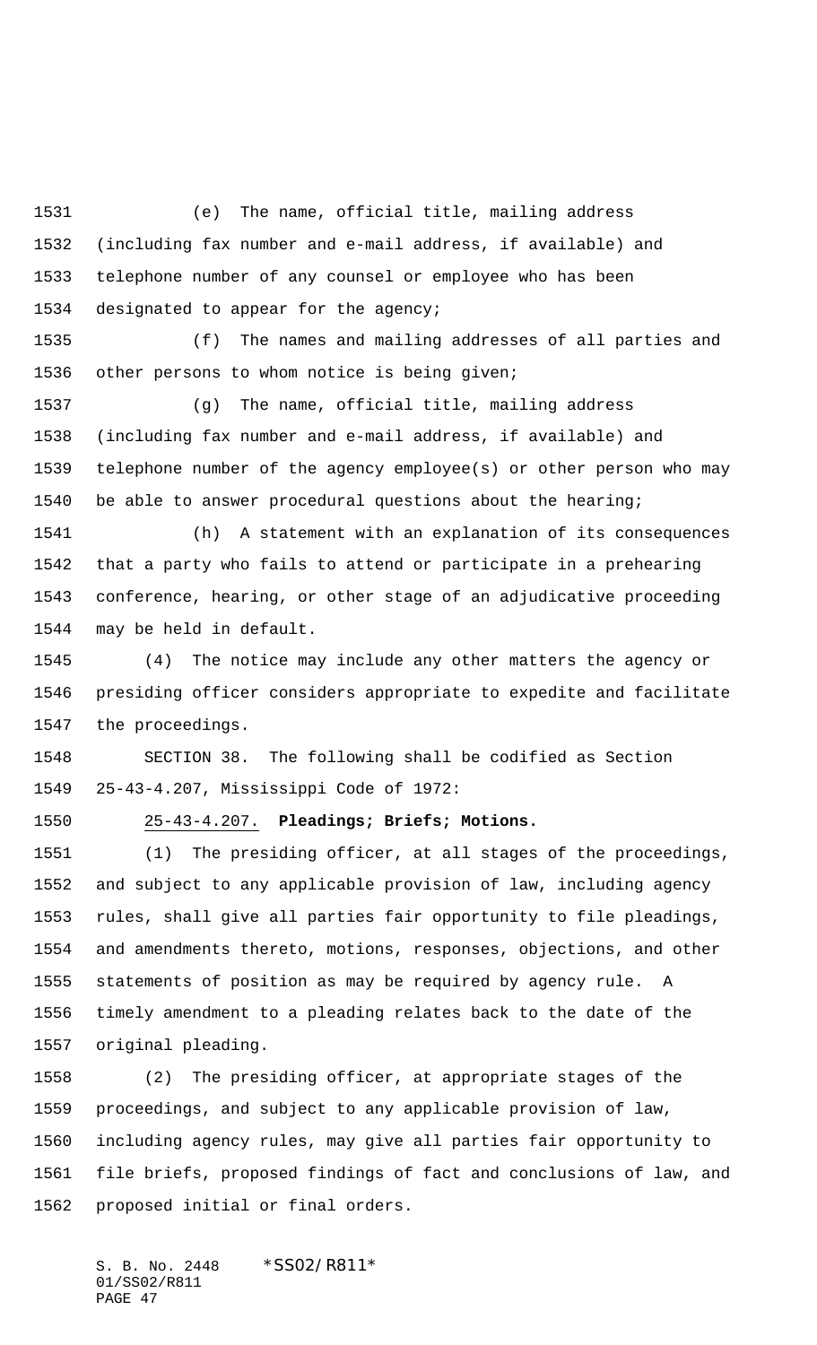(e) The name, official title, mailing address (including fax number and e-mail address, if available) and telephone number of any counsel or employee who has been designated to appear for the agency;

(f) The names and mailing addresses of all parties and other persons to whom notice is being given;

(g) The name, official title, mailing address (including fax number and e-mail address, if available) and telephone number of the agency employee(s) or other person who may be able to answer procedural questions about the hearing;

(h) A statement with an explanation of its consequences that a party who fails to attend or participate in a prehearing conference, hearing, or other stage of an adjudicative proceeding may be held in default.

(4) The notice may include any other matters the agency or presiding officer considers appropriate to expedite and facilitate the proceedings.

SECTION 38. The following shall be codified as Section 25-43-4.207, Mississippi Code of 1972:

25-43-4.207. **Pleadings; Briefs; Motions.**

(1) The presiding officer, at all stages of the proceedings, and subject to any applicable provision of law, including agency rules, shall give all parties fair opportunity to file pleadings, and amendments thereto, motions, responses, objections, and other statements of position as may be required by agency rule. A timely amendment to a pleading relates back to the date of the original pleading.

(2) The presiding officer, at appropriate stages of the proceedings, and subject to any applicable provision of law, including agency rules, may give all parties fair opportunity to file briefs, proposed findings of fact and conclusions of law, and proposed initial or final orders.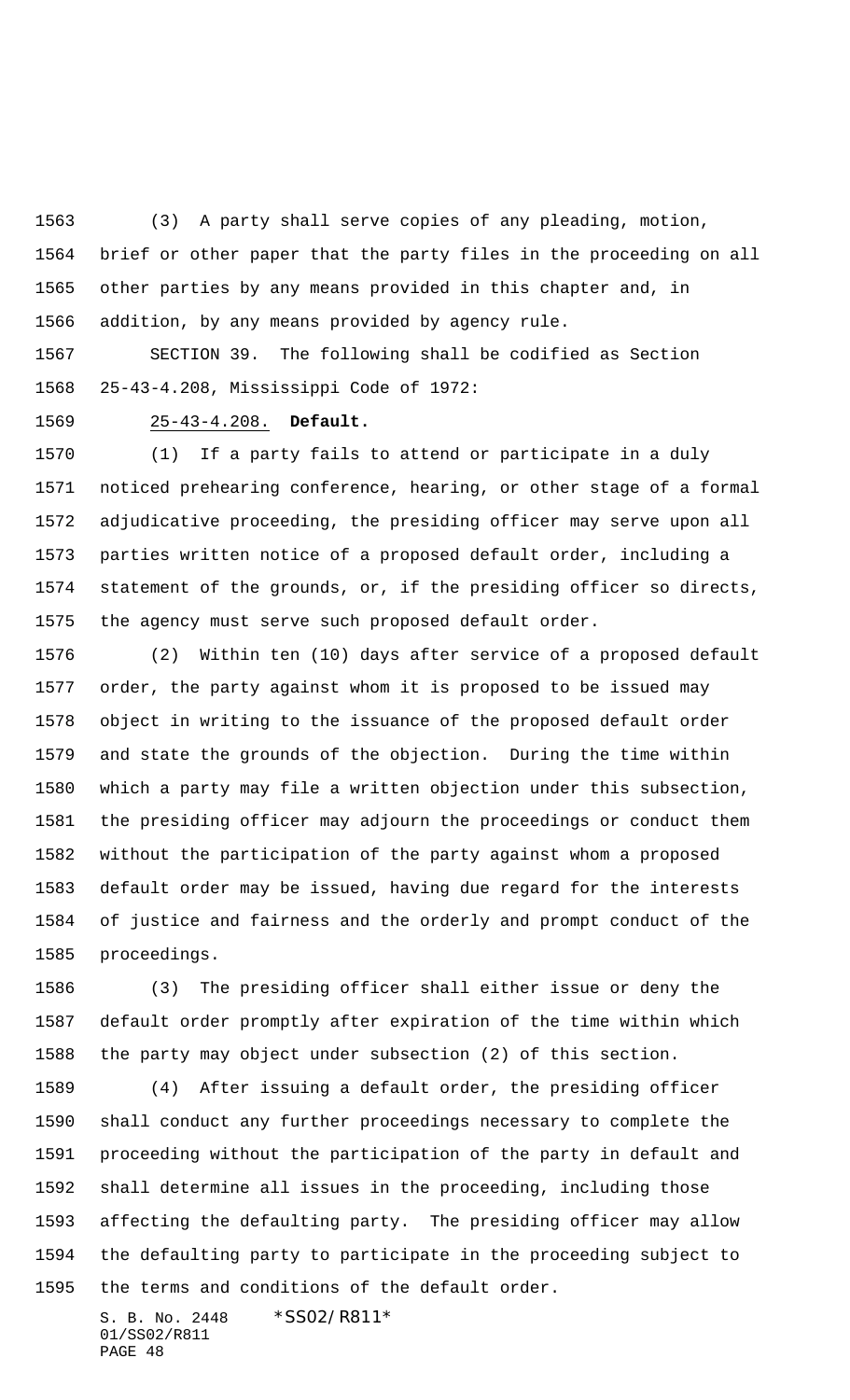(3) A party shall serve copies of any pleading, motion, brief or other paper that the party files in the proceeding on all other parties by any means provided in this chapter and, in addition, by any means provided by agency rule.

SECTION 39. The following shall be codified as Section 25-43-4.208, Mississippi Code of 1972:

25-43-4.208. **Default.**

(1) If a party fails to attend or participate in a duly noticed prehearing conference, hearing, or other stage of a formal adjudicative proceeding, the presiding officer may serve upon all parties written notice of a proposed default order, including a statement of the grounds, or, if the presiding officer so directs, the agency must serve such proposed default order.

(2) Within ten (10) days after service of a proposed default order, the party against whom it is proposed to be issued may object in writing to the issuance of the proposed default order and state the grounds of the objection. During the time within which a party may file a written objection under this subsection, the presiding officer may adjourn the proceedings or conduct them without the participation of the party against whom a proposed default order may be issued, having due regard for the interests of justice and fairness and the orderly and prompt conduct of the proceedings.

(3) The presiding officer shall either issue or deny the default order promptly after expiration of the time within which the party may object under subsection (2) of this section.

(4) After issuing a default order, the presiding officer shall conduct any further proceedings necessary to complete the proceeding without the participation of the party in default and shall determine all issues in the proceeding, including those affecting the defaulting party. The presiding officer may allow the defaulting party to participate in the proceeding subject to the terms and conditions of the default order.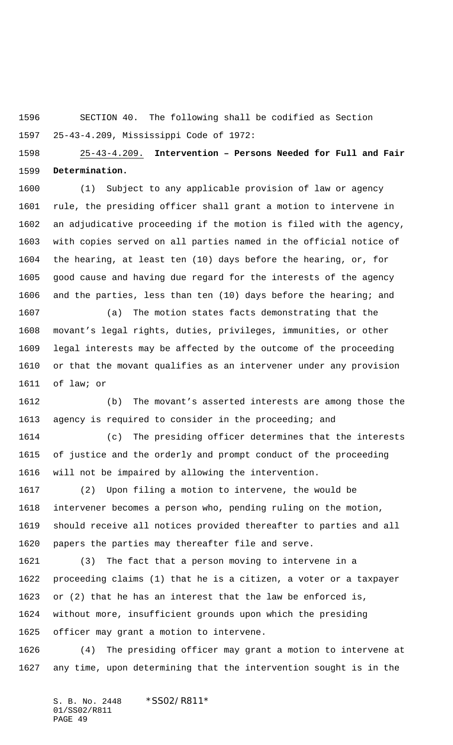SECTION 40. The following shall be codified as Section 25-43-4.209, Mississippi Code of 1972:

25-43-4.209. **Intervention – Persons Needed for Full and Fair Determination.**

(1) Subject to any applicable provision of law or agency rule, the presiding officer shall grant a motion to intervene in an adjudicative proceeding if the motion is filed with the agency, with copies served on all parties named in the official notice of the hearing, at least ten (10) days before the hearing, or, for good cause and having due regard for the interests of the agency and the parties, less than ten (10) days before the hearing; and

(a) The motion states facts demonstrating that the movant's legal rights, duties, privileges, immunities, or other legal interests may be affected by the outcome of the proceeding or that the movant qualifies as an intervener under any provision of law; or

(b) The movant's asserted interests are among those the agency is required to consider in the proceeding; and

(c) The presiding officer determines that the interests of justice and the orderly and prompt conduct of the proceeding will not be impaired by allowing the intervention.

(2) Upon filing a motion to intervene, the would be intervener becomes a person who, pending ruling on the motion, should receive all notices provided thereafter to parties and all papers the parties may thereafter file and serve.

(3) The fact that a person moving to intervene in a proceeding claims (1) that he is a citizen, a voter or a taxpayer or (2) that he has an interest that the law be enforced is, without more, insufficient grounds upon which the presiding officer may grant a motion to intervene.

(4) The presiding officer may grant a motion to intervene at any time, upon determining that the intervention sought is in the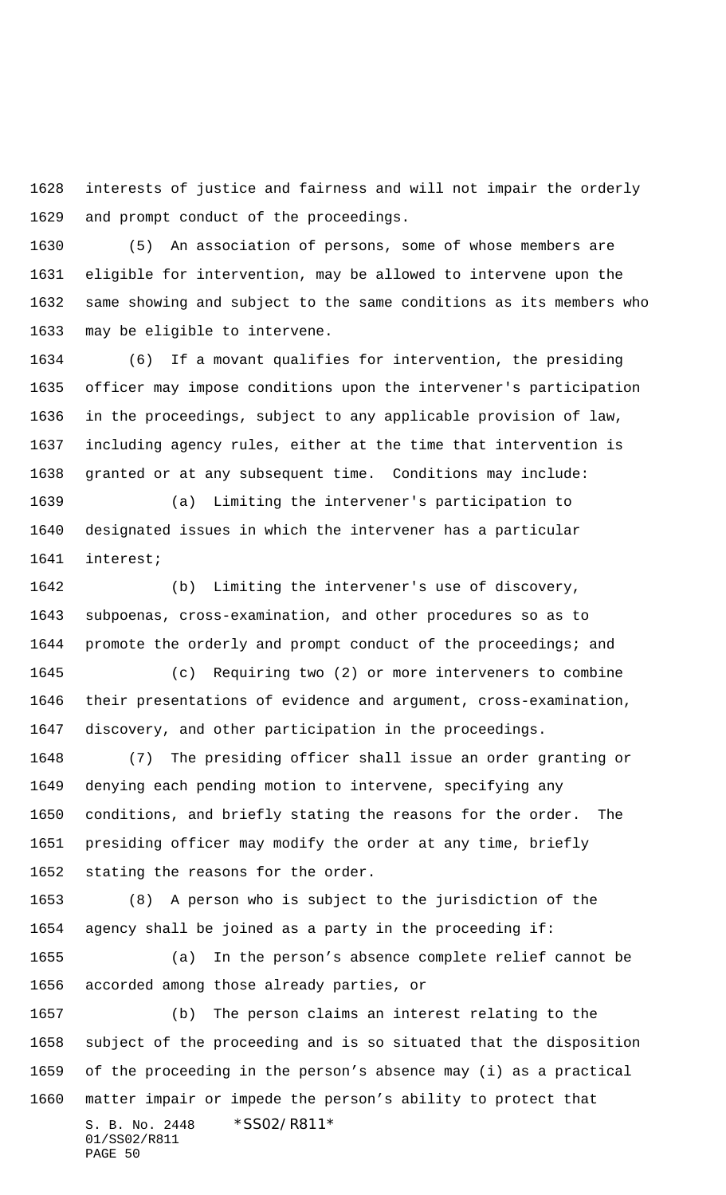interests of justice and fairness and will not impair the orderly and prompt conduct of the proceedings.

(5) An association of persons, some of whose members are eligible for intervention, may be allowed to intervene upon the same showing and subject to the same conditions as its members who may be eligible to intervene.

(6) If a movant qualifies for intervention, the presiding officer may impose conditions upon the intervener's participation in the proceedings, subject to any applicable provision of law, including agency rules, either at the time that intervention is granted or at any subsequent time. Conditions may include:

(a) Limiting the intervener's participation to designated issues in which the intervener has a particular interest;

(b) Limiting the intervener's use of discovery, subpoenas, cross-examination, and other procedures so as to promote the orderly and prompt conduct of the proceedings; and

(c) Requiring two (2) or more interveners to combine their presentations of evidence and argument, cross-examination, discovery, and other participation in the proceedings.

(7) The presiding officer shall issue an order granting or denying each pending motion to intervene, specifying any conditions, and briefly stating the reasons for the order. The presiding officer may modify the order at any time, briefly stating the reasons for the order.

(8) A person who is subject to the jurisdiction of the agency shall be joined as a party in the proceeding if:

(a) In the person's absence complete relief cannot be accorded among those already parties, or

(b) The person claims an interest relating to the subject of the proceeding and is so situated that the disposition of the proceeding in the person's absence may (i) as a practical matter impair or impede the person's ability to protect that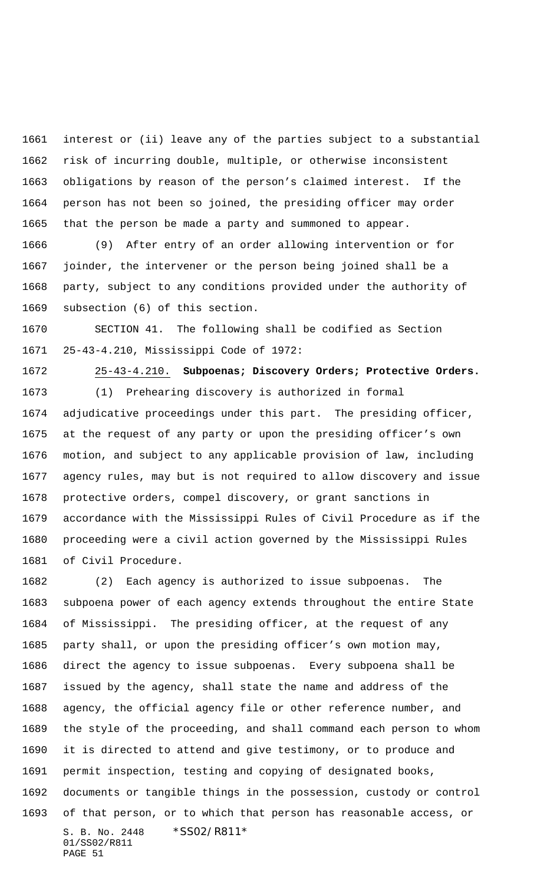interest or (ii) leave any of the parties subject to a substantial risk of incurring double, multiple, or otherwise inconsistent obligations by reason of the person's claimed interest. If the person has not been so joined, the presiding officer may order that the person be made a party and summoned to appear.

(9) After entry of an order allowing intervention or for joinder, the intervener or the person being joined shall be a party, subject to any conditions provided under the authority of subsection (6) of this section.

SECTION 41. The following shall be codified as Section 25-43-4.210, Mississippi Code of 1972:

25-43-4.210. **Subpoenas; Discovery Orders; Protective Orders.**

(1) Prehearing discovery is authorized in formal adjudicative proceedings under this part. The presiding officer, at the request of any party or upon the presiding officer's own motion, and subject to any applicable provision of law, including agency rules, may but is not required to allow discovery and issue protective orders, compel discovery, or grant sanctions in accordance with the Mississippi Rules of Civil Procedure as if the proceeding were a civil action governed by the Mississippi Rules of Civil Procedure.

(2) Each agency is authorized to issue subpoenas. The subpoena power of each agency extends throughout the entire State of Mississippi. The presiding officer, at the request of any party shall, or upon the presiding officer's own motion may, direct the agency to issue subpoenas. Every subpoena shall be issued by the agency, shall state the name and address of the agency, the official agency file or other reference number, and the style of the proceeding, and shall command each person to whom it is directed to attend and give testimony, or to produce and permit inspection, testing and copying of designated books, documents or tangible things in the possession, custody or control of that person, or to which that person has reasonable access, or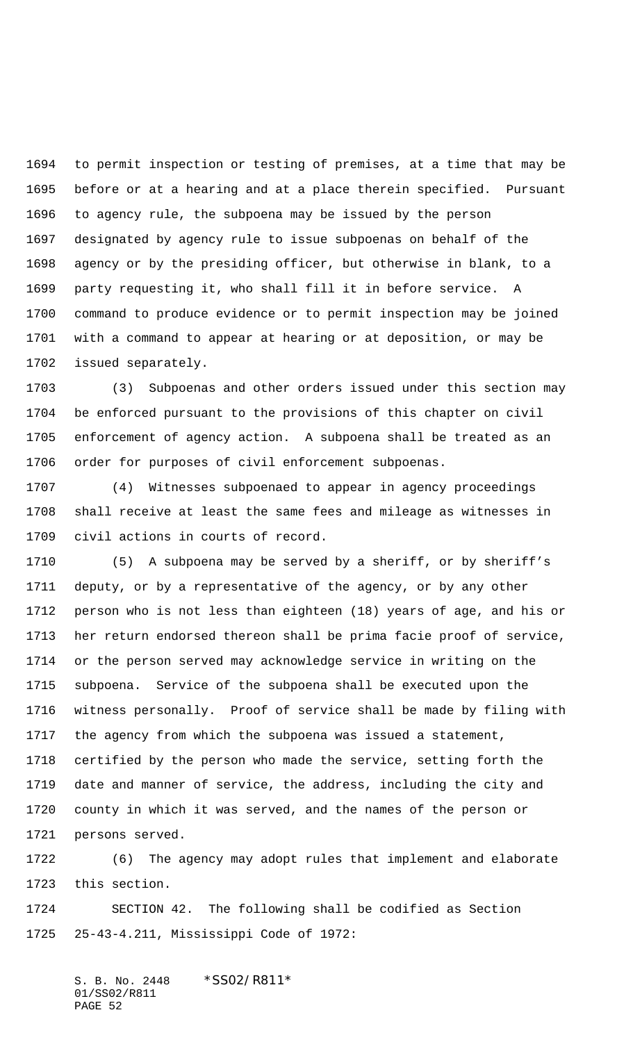to permit inspection or testing of premises, at a time that may be before or at a hearing and at a place therein specified. Pursuant to agency rule, the subpoena may be issued by the person designated by agency rule to issue subpoenas on behalf of the agency or by the presiding officer, but otherwise in blank, to a party requesting it, who shall fill it in before service. A command to produce evidence or to permit inspection may be joined with a command to appear at hearing or at deposition, or may be issued separately.

(3) Subpoenas and other orders issued under this section may be enforced pursuant to the provisions of this chapter on civil enforcement of agency action. A subpoena shall be treated as an order for purposes of civil enforcement subpoenas.

(4) Witnesses subpoenaed to appear in agency proceedings shall receive at least the same fees and mileage as witnesses in civil actions in courts of record.

(5) A subpoena may be served by a sheriff, or by sheriff's deputy, or by a representative of the agency, or by any other person who is not less than eighteen (18) years of age, and his or her return endorsed thereon shall be prima facie proof of service, or the person served may acknowledge service in writing on the subpoena. Service of the subpoena shall be executed upon the witness personally. Proof of service shall be made by filing with the agency from which the subpoena was issued a statement, certified by the person who made the service, setting forth the date and manner of service, the address, including the city and county in which it was served, and the names of the person or persons served.

(6) The agency may adopt rules that implement and elaborate this section.

SECTION 42. The following shall be codified as Section 25-43-4.211, Mississippi Code of 1972: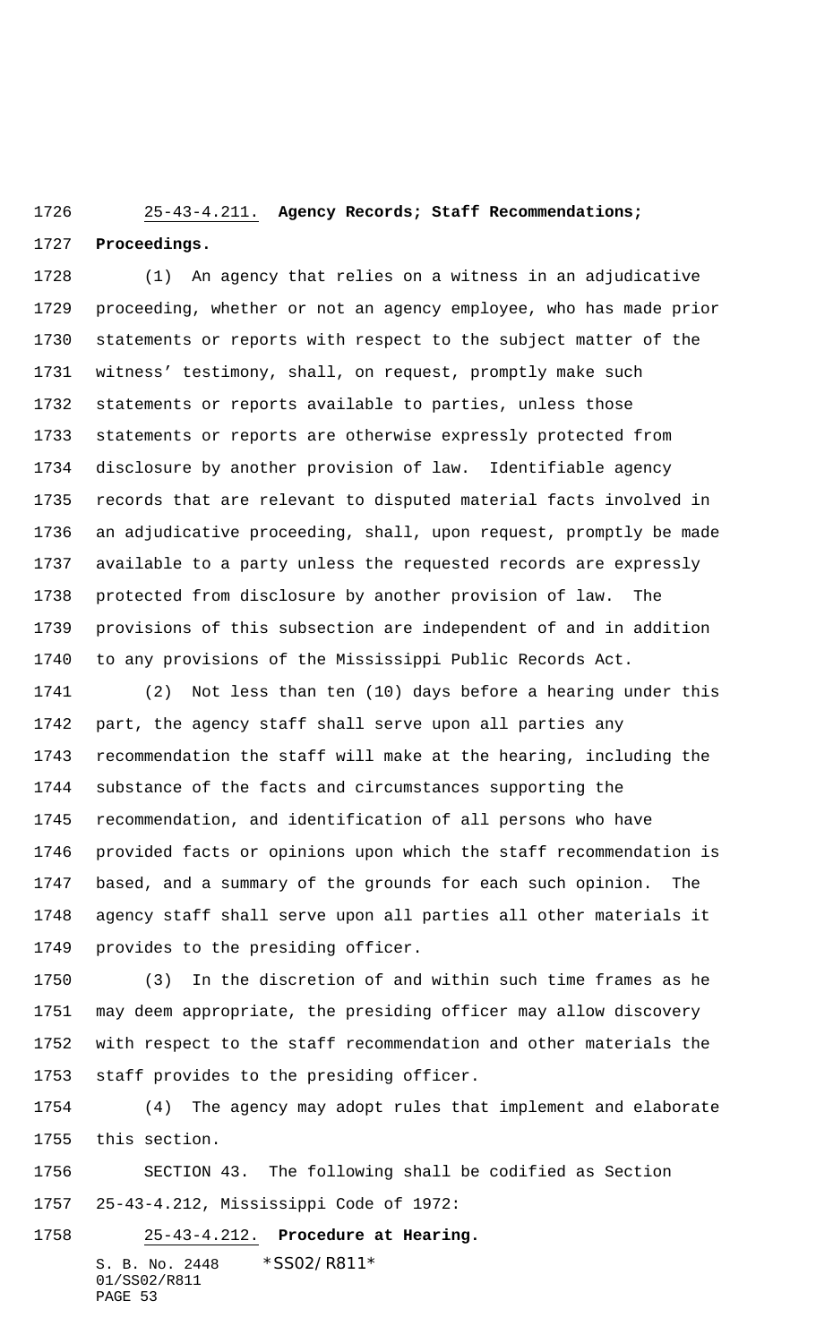25-43-4.211. **Agency Records; Staff Recommendations; Proceedings.**

(1) An agency that relies on a witness in an adjudicative proceeding, whether or not an agency employee, who has made prior statements or reports with respect to the subject matter of the witness' testimony, shall, on request, promptly make such statements or reports available to parties, unless those statements or reports are otherwise expressly protected from disclosure by another provision of law. Identifiable agency records that are relevant to disputed material facts involved in an adjudicative proceeding, shall, upon request, promptly be made available to a party unless the requested records are expressly protected from disclosure by another provision of law. The provisions of this subsection are independent of and in addition to any provisions of the Mississippi Public Records Act.

(2) Not less than ten (10) days before a hearing under this part, the agency staff shall serve upon all parties any recommendation the staff will make at the hearing, including the substance of the facts and circumstances supporting the recommendation, and identification of all persons who have provided facts or opinions upon which the staff recommendation is based, and a summary of the grounds for each such opinion. The agency staff shall serve upon all parties all other materials it provides to the presiding officer.

(3) In the discretion of and within such time frames as he may deem appropriate, the presiding officer may allow discovery with respect to the staff recommendation and other materials the staff provides to the presiding officer.

(4) The agency may adopt rules that implement and elaborate this section.

SECTION 43. The following shall be codified as Section 25-43-4.212, Mississippi Code of 1972:

25-43-4.212. **Procedure at Hearing.**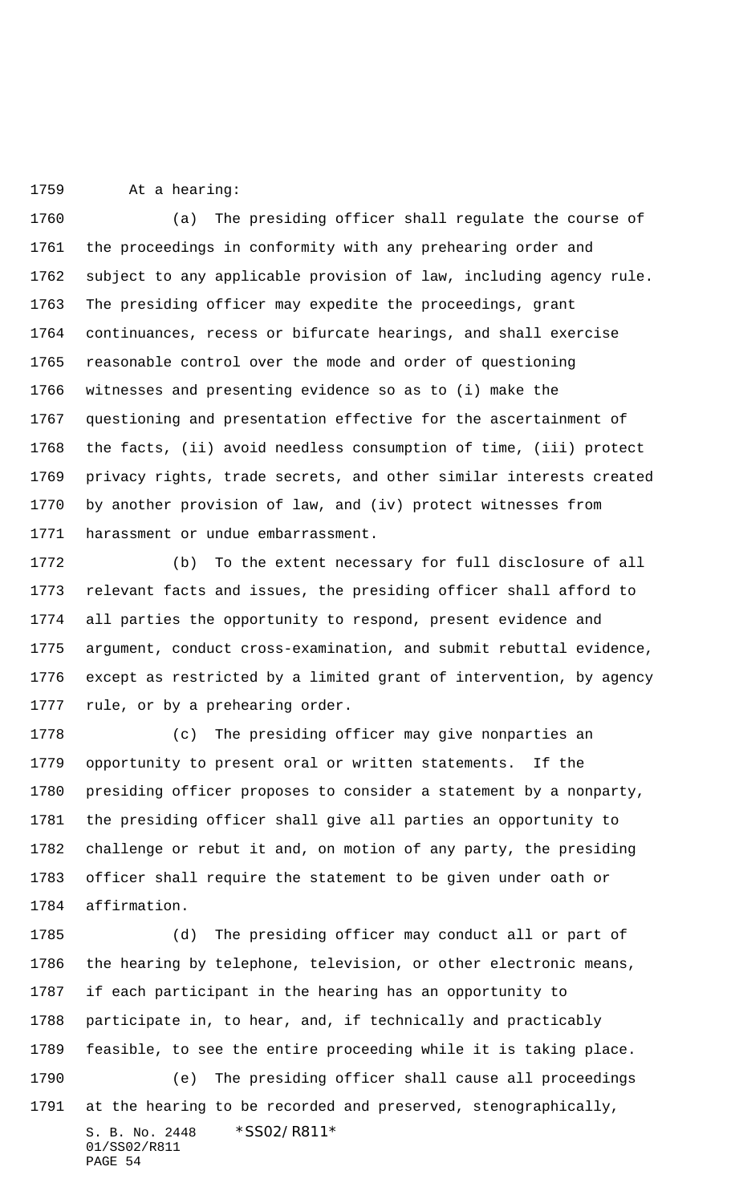At a hearing:

(a) The presiding officer shall regulate the course of the proceedings in conformity with any prehearing order and subject to any applicable provision of law, including agency rule. The presiding officer may expedite the proceedings, grant continuances, recess or bifurcate hearings, and shall exercise reasonable control over the mode and order of questioning witnesses and presenting evidence so as to (i) make the questioning and presentation effective for the ascertainment of the facts, (ii) avoid needless consumption of time, (iii) protect privacy rights, trade secrets, and other similar interests created by another provision of law, and (iv) protect witnesses from harassment or undue embarrassment.

(b) To the extent necessary for full disclosure of all relevant facts and issues, the presiding officer shall afford to all parties the opportunity to respond, present evidence and argument, conduct cross-examination, and submit rebuttal evidence, except as restricted by a limited grant of intervention, by agency rule, or by a prehearing order.

(c) The presiding officer may give nonparties an opportunity to present oral or written statements. If the presiding officer proposes to consider a statement by a nonparty, the presiding officer shall give all parties an opportunity to challenge or rebut it and, on motion of any party, the presiding officer shall require the statement to be given under oath or affirmation.

(d) The presiding officer may conduct all or part of the hearing by telephone, television, or other electronic means, if each participant in the hearing has an opportunity to participate in, to hear, and, if technically and practicably feasible, to see the entire proceeding while it is taking place.

(e) The presiding officer shall cause all proceedings at the hearing to be recorded and preserved, stenographically,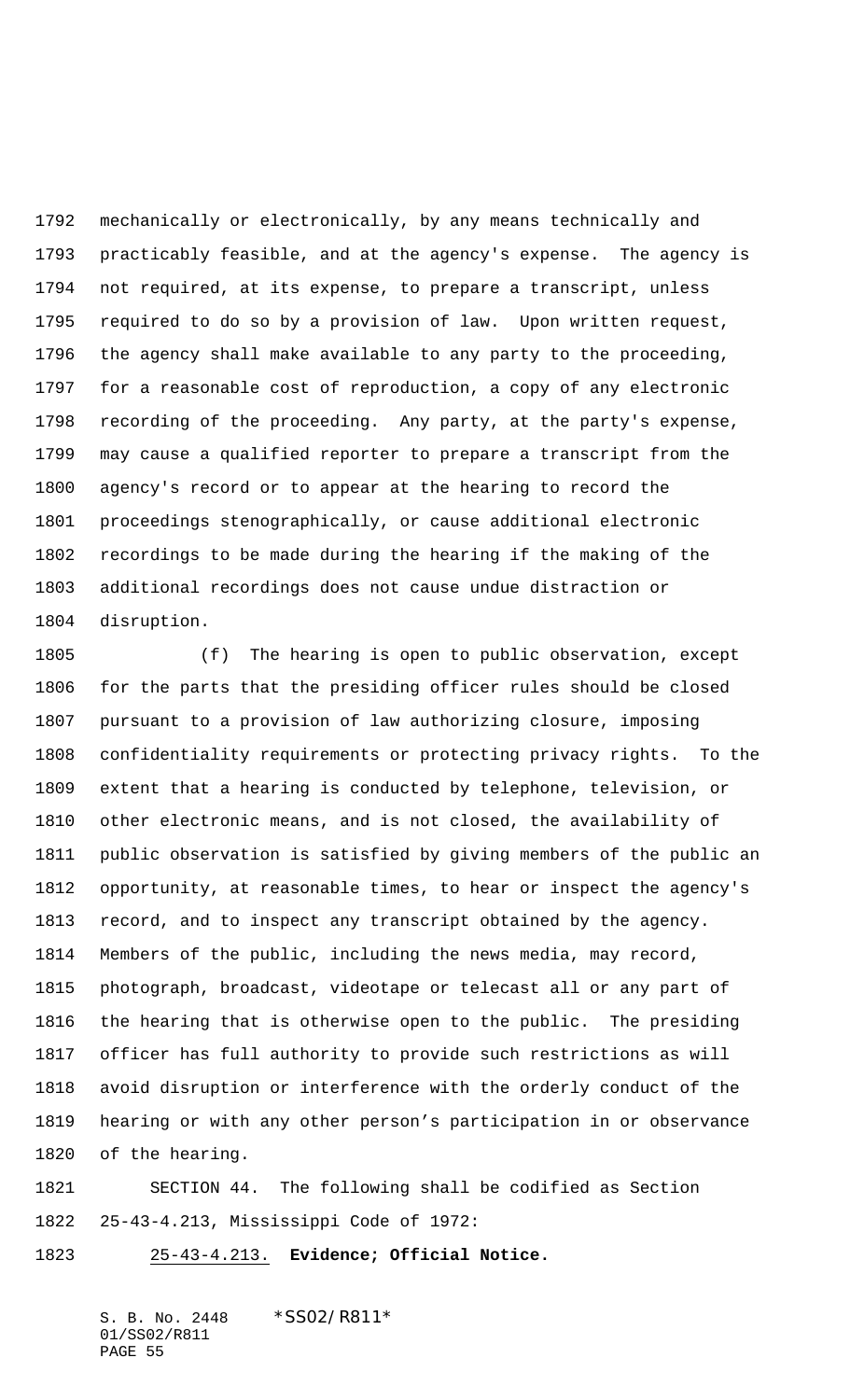mechanically or electronically, by any means technically and practicably feasible, and at the agency's expense. The agency is not required, at its expense, to prepare a transcript, unless required to do so by a provision of law. Upon written request, the agency shall make available to any party to the proceeding, for a reasonable cost of reproduction, a copy of any electronic recording of the proceeding. Any party, at the party's expense, may cause a qualified reporter to prepare a transcript from the agency's record or to appear at the hearing to record the proceedings stenographically, or cause additional electronic recordings to be made during the hearing if the making of the additional recordings does not cause undue distraction or disruption.

(f) The hearing is open to public observation, except for the parts that the presiding officer rules should be closed pursuant to a provision of law authorizing closure, imposing confidentiality requirements or protecting privacy rights. To the extent that a hearing is conducted by telephone, television, or other electronic means, and is not closed, the availability of public observation is satisfied by giving members of the public an opportunity, at reasonable times, to hear or inspect the agency's record, and to inspect any transcript obtained by the agency. Members of the public, including the news media, may record, photograph, broadcast, videotape or telecast all or any part of the hearing that is otherwise open to the public. The presiding officer has full authority to provide such restrictions as will avoid disruption or interference with the orderly conduct of the hearing or with any other person’s participation in or observance of the hearing.

SECTION 44. The following shall be codified as Section 25-43-4.213, Mississippi Code of 1972:

25-43-4.213. **Evidence; Official Notice.**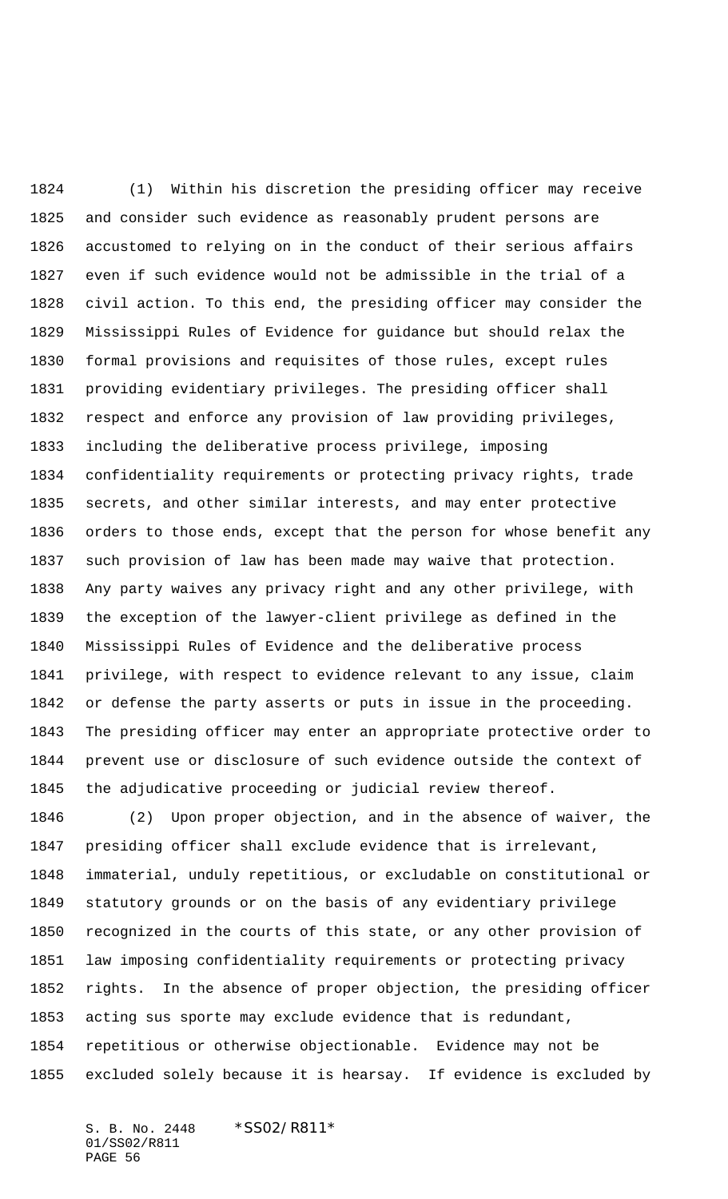(1) Within his discretion the presiding officer may receive and consider such evidence as reasonably prudent persons are accustomed to relying on in the conduct of their serious affairs even if such evidence would not be admissible in the trial of a civil action. To this end, the presiding officer may consider the Mississippi Rules of Evidence for guidance but should relax the formal provisions and requisites of those rules, except rules providing evidentiary privileges. The presiding officer shall respect and enforce any provision of law providing privileges, including the deliberative process privilege, imposing confidentiality requirements or protecting privacy rights, trade secrets, and other similar interests, and may enter protective orders to those ends, except that the person for whose benefit any such provision of law has been made may waive that protection. Any party waives any privacy right and any other privilege, with the exception of the lawyer-client privilege as defined in the Mississippi Rules of Evidence and the deliberative process privilege, with respect to evidence relevant to any issue, claim or defense the party asserts or puts in issue in the proceeding. The presiding officer may enter an appropriate protective order to prevent use or disclosure of such evidence outside the context of the adjudicative proceeding or judicial review thereof.

(2) Upon proper objection, and in the absence of waiver, the presiding officer shall exclude evidence that is irrelevant, immaterial, unduly repetitious, or excludable on constitutional or statutory grounds or on the basis of any evidentiary privilege recognized in the courts of this state, or any other provision of law imposing confidentiality requirements or protecting privacy rights. In the absence of proper objection, the presiding officer acting sus sporte may exclude evidence that is redundant, repetitious or otherwise objectionable. Evidence may not be excluded solely because it is hearsay. If evidence is excluded by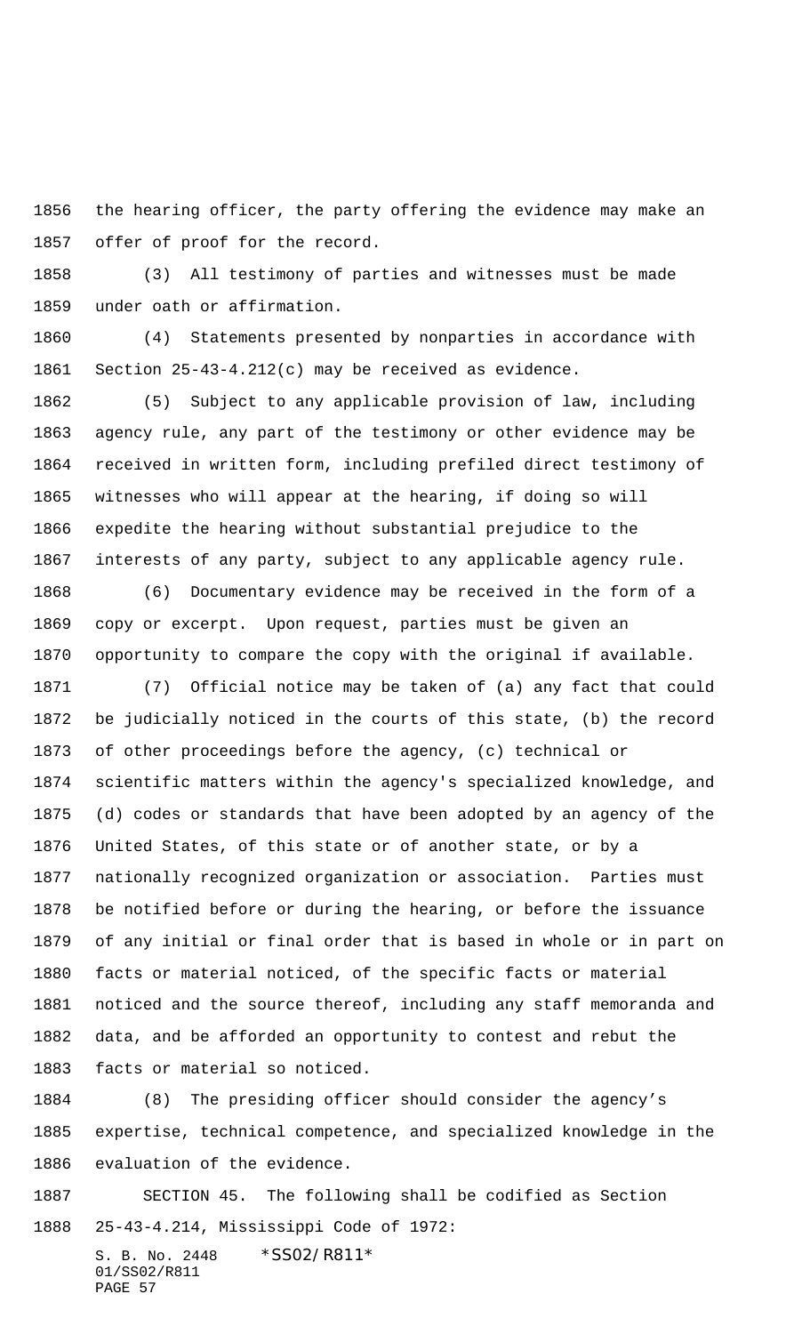the hearing officer, the party offering the evidence may make an offer of proof for the record.

(3) All testimony of parties and witnesses must be made under oath or affirmation.

(4) Statements presented by nonparties in accordance with Section 25-43-4.212(c) may be received as evidence.

(5) Subject to any applicable provision of law, including agency rule, any part of the testimony or other evidence may be received in written form, including prefiled direct testimony of witnesses who will appear at the hearing, if doing so will expedite the hearing without substantial prejudice to the interests of any party, subject to any applicable agency rule.

(6) Documentary evidence may be received in the form of a copy or excerpt. Upon request, parties must be given an opportunity to compare the copy with the original if available.

(7) Official notice may be taken of (a) any fact that could be judicially noticed in the courts of this state, (b) the record of other proceedings before the agency, (c) technical or scientific matters within the agency's specialized knowledge, and (d) codes or standards that have been adopted by an agency of the United States, of this state or of another state, or by a nationally recognized organization or association. Parties must be notified before or during the hearing, or before the issuance of any initial or final order that is based in whole or in part on facts or material noticed, of the specific facts or material noticed and the source thereof, including any staff memoranda and data, and be afforded an opportunity to contest and rebut the facts or material so noticed.

(8) The presiding officer should consider the agency's expertise, technical competence, and specialized knowledge in the evaluation of the evidence.

SECTION 45. The following shall be codified as Section 25-43-4.214, Mississippi Code of 1972: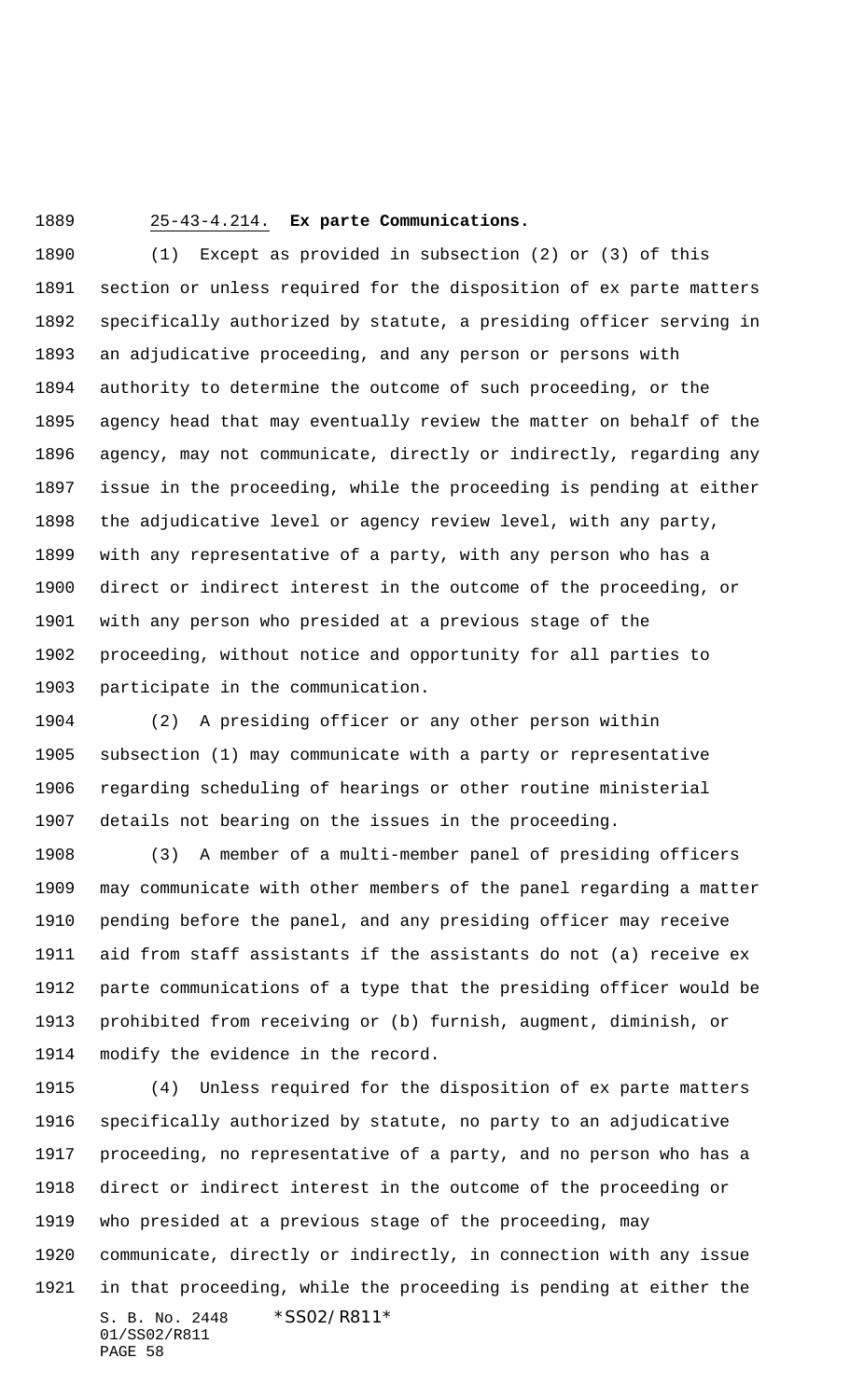25-43-4.214. **Ex parte Communications.**

(1) Except as provided in subsection (2) or (3) of this section or unless required for the disposition of ex parte matters specifically authorized by statute, a presiding officer serving in an adjudicative proceeding, and any person or persons with authority to determine the outcome of such proceeding, or the agency head that may eventually review the matter on behalf of the agency, may not communicate, directly or indirectly, regarding any issue in the proceeding, while the proceeding is pending at either the adjudicative level or agency review level, with any party, with any representative of a party, with any person who has a direct or indirect interest in the outcome of the proceeding, or with any person who presided at a previous stage of the proceeding, without notice and opportunity for all parties to participate in the communication.

(2) A presiding officer or any other person within subsection (1) may communicate with a party or representative regarding scheduling of hearings or other routine ministerial details not bearing on the issues in the proceeding.

(3) A member of a multi-member panel of presiding officers may communicate with other members of the panel regarding a matter pending before the panel, and any presiding officer may receive aid from staff assistants if the assistants do not (a) receive ex parte communications of a type that the presiding officer would be prohibited from receiving or (b) furnish, augment, diminish, or modify the evidence in the record.

(4) Unless required for the disposition of ex parte matters specifically authorized by statute, no party to an adjudicative proceeding, no representative of a party, and no person who has a direct or indirect interest in the outcome of the proceeding or who presided at a previous stage of the proceeding, may communicate, directly or indirectly, in connection with any issue in that proceeding, while the proceeding is pending at either the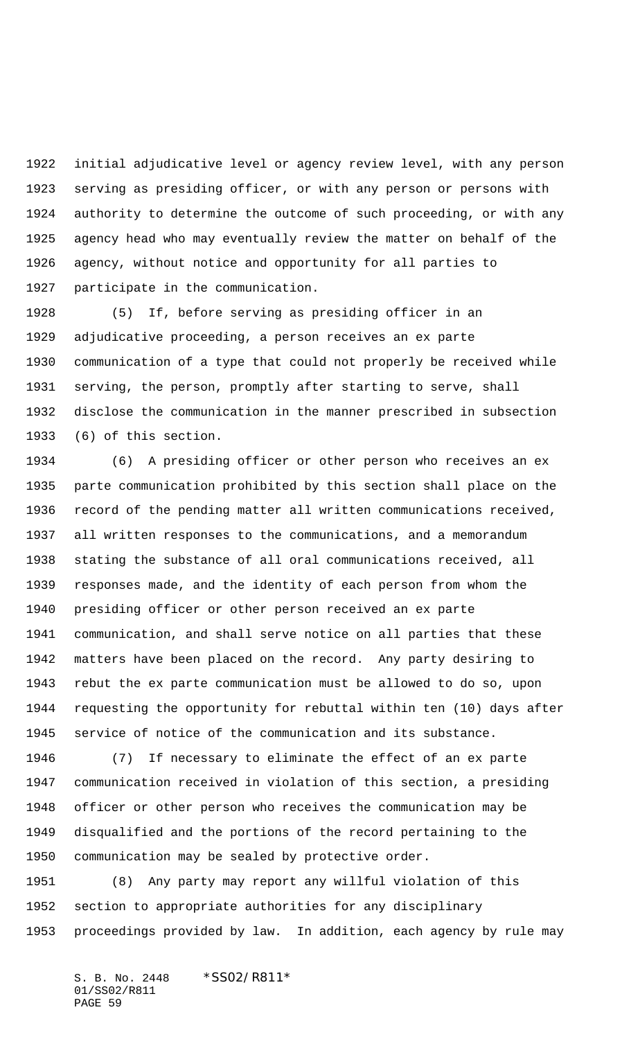initial adjudicative level or agency review level, with any person serving as presiding officer, or with any person or persons with authority to determine the outcome of such proceeding, or with any agency head who may eventually review the matter on behalf of the agency, without notice and opportunity for all parties to participate in the communication.

(5) If, before serving as presiding officer in an adjudicative proceeding, a person receives an ex parte communication of a type that could not properly be received while serving, the person, promptly after starting to serve, shall disclose the communication in the manner prescribed in subsection (6) of this section.

(6) A presiding officer or other person who receives an ex parte communication prohibited by this section shall place on the record of the pending matter all written communications received, all written responses to the communications, and a memorandum stating the substance of all oral communications received, all responses made, and the identity of each person from whom the presiding officer or other person received an ex parte communication, and shall serve notice on all parties that these matters have been placed on the record. Any party desiring to rebut the ex parte communication must be allowed to do so, upon requesting the opportunity for rebuttal within ten (10) days after service of notice of the communication and its substance.

(7) If necessary to eliminate the effect of an ex parte communication received in violation of this section, a presiding officer or other person who receives the communication may be disqualified and the portions of the record pertaining to the communication may be sealed by protective order.

(8) Any party may report any willful violation of this section to appropriate authorities for any disciplinary proceedings provided by law. In addition, each agency by rule may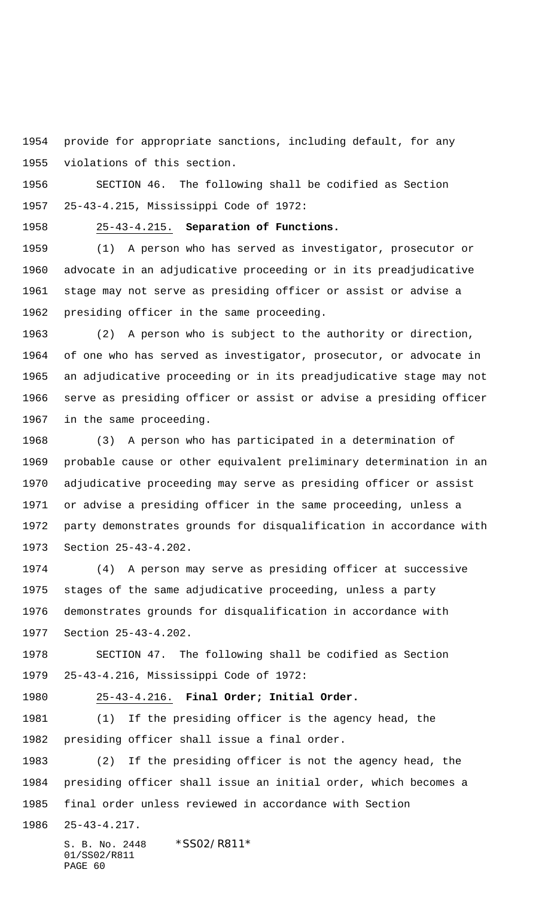provide for appropriate sanctions, including default, for any violations of this section.

SECTION 46. The following shall be codified as Section 25-43-4.215, Mississippi Code of 1972:

25-43-4.215. **Separation of Functions.**

(1) A person who has served as investigator, prosecutor or advocate in an adjudicative proceeding or in its preadjudicative stage may not serve as presiding officer or assist or advise a presiding officer in the same proceeding.

(2) A person who is subject to the authority or direction, of one who has served as investigator, prosecutor, or advocate in an adjudicative proceeding or in its preadjudicative stage may not serve as presiding officer or assist or advise a presiding officer in the same proceeding.

(3) A person who has participated in a determination of probable cause or other equivalent preliminary determination in an adjudicative proceeding may serve as presiding officer or assist or advise a presiding officer in the same proceeding, unless a party demonstrates grounds for disqualification in accordance with Section 25-43-4.202.

(4) A person may serve as presiding officer at successive stages of the same adjudicative proceeding, unless a party demonstrates grounds for disqualification in accordance with Section 25-43-4.202.

SECTION 47. The following shall be codified as Section 25-43-4.216, Mississippi Code of 1972:

25-43-4.216. **Final Order; Initial Order.**

(1) If the presiding officer is the agency head, the presiding officer shall issue a final order.

(2) If the presiding officer is not the agency head, the presiding officer shall issue an initial order, which becomes a final order unless reviewed in accordance with Section 25-43-4.217.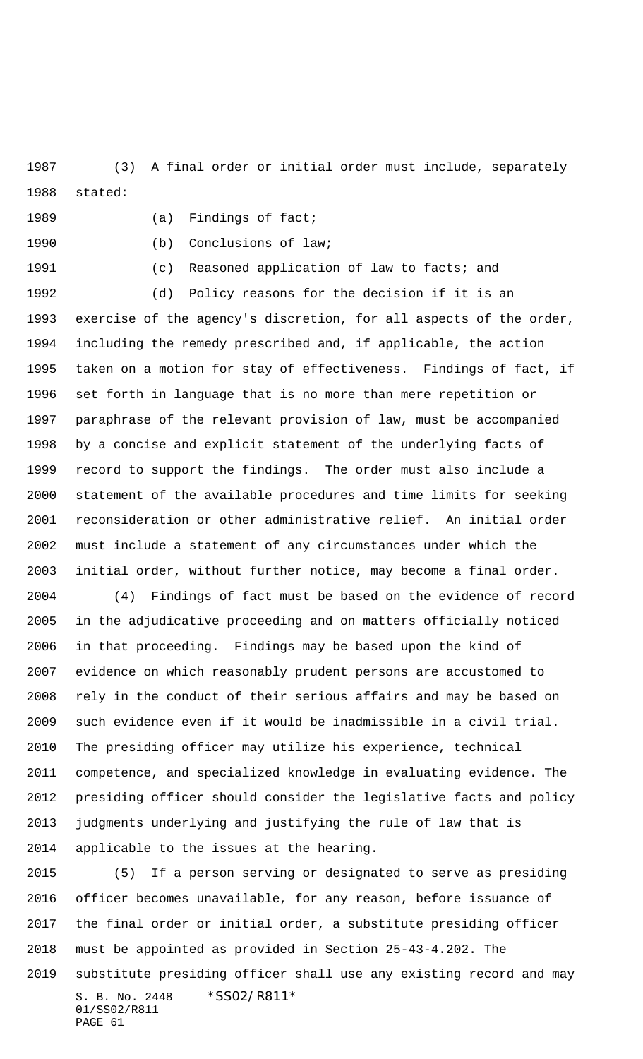(3) A final order or initial order must include, separately stated:

(a) Findings of fact;

(b) Conclusions of law;

(c) Reasoned application of law to facts; and

(d) Policy reasons for the decision if it is an exercise of the agency's discretion, for all aspects of the order, including the remedy prescribed and, if applicable, the action taken on a motion for stay of effectiveness. Findings of fact, if set forth in language that is no more than mere repetition or paraphrase of the relevant provision of law, must be accompanied by a concise and explicit statement of the underlying facts of record to support the findings. The order must also include a statement of the available procedures and time limits for seeking reconsideration or other administrative relief. An initial order must include a statement of any circumstances under which the initial order, without further notice, may become a final order.

(4) Findings of fact must be based on the evidence of record in the adjudicative proceeding and on matters officially noticed in that proceeding. Findings may be based upon the kind of evidence on which reasonably prudent persons are accustomed to rely in the conduct of their serious affairs and may be based on such evidence even if it would be inadmissible in a civil trial. The presiding officer may utilize his experience, technical competence, and specialized knowledge in evaluating evidence. The presiding officer should consider the legislative facts and policy judgments underlying and justifying the rule of law that is applicable to the issues at the hearing.

(5) If a person serving or designated to serve as presiding officer becomes unavailable, for any reason, before issuance of the final order or initial order, a substitute presiding officer must be appointed as provided in Section 25-43-4.202. The substitute presiding officer shall use any existing record and may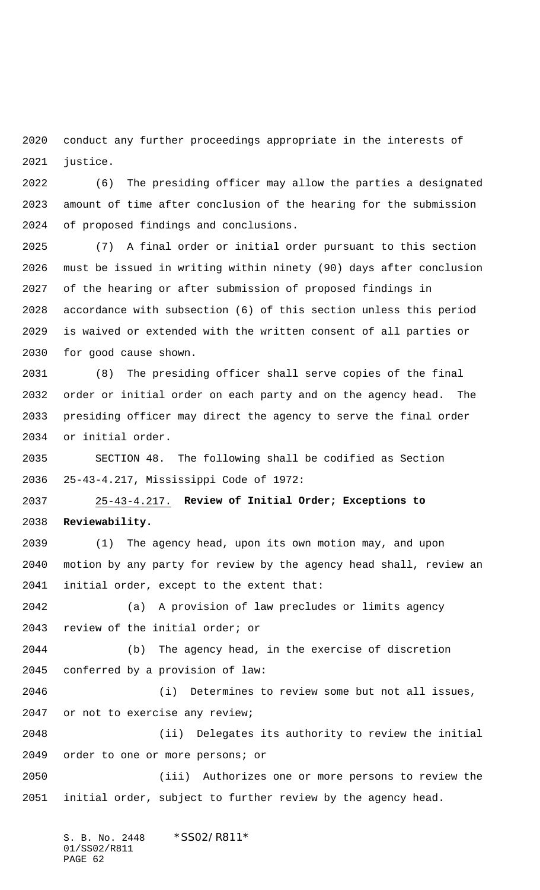conduct any further proceedings appropriate in the interests of justice.

(6) The presiding officer may allow the parties a designated amount of time after conclusion of the hearing for the submission of proposed findings and conclusions.

(7) A final order or initial order pursuant to this section must be issued in writing within ninety (90) days after conclusion of the hearing or after submission of proposed findings in accordance with subsection (6) of this section unless this period is waived or extended with the written consent of all parties or for good cause shown.

(8) The presiding officer shall serve copies of the final order or initial order on each party and on the agency head. The presiding officer may direct the agency to serve the final order or initial order.

SECTION 48. The following shall be codified as Section 25-43-4.217, Mississippi Code of 1972:

25-43-4.217. **Review of Initial Order; Exceptions to Reviewability.**

(1) The agency head, upon its own motion may, and upon motion by any party for review by the agency head shall, review an initial order, except to the extent that:

(a) A provision of law precludes or limits agency review of the initial order; or

(b) The agency head, in the exercise of discretion conferred by a provision of law:

(i) Determines to review some but not all issues, or not to exercise any review;

(ii) Delegates its authority to review the initial order to one or more persons; or

(iii) Authorizes one or more persons to review the initial order, subject to further review by the agency head.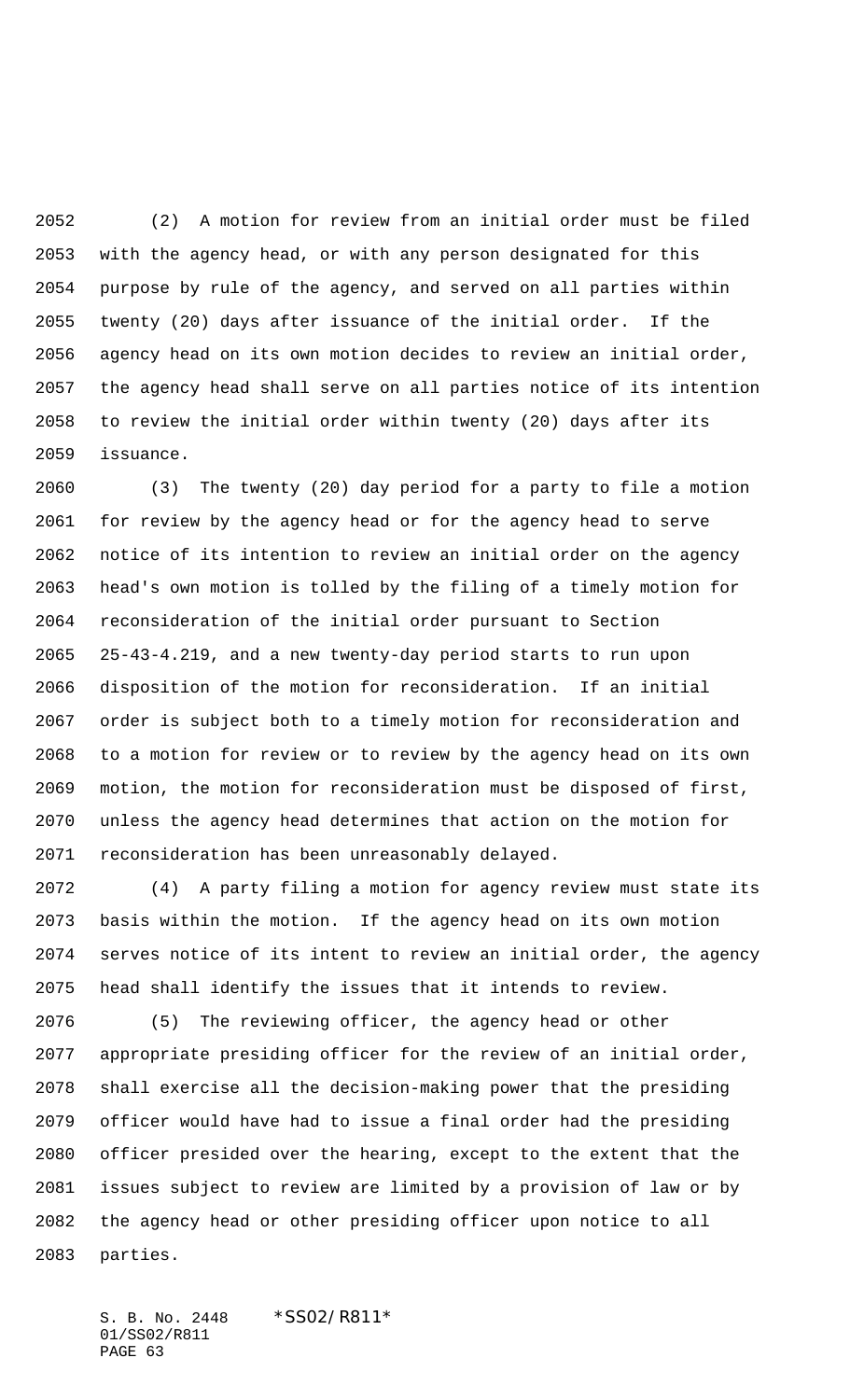(2) A motion for review from an initial order must be filed with the agency head, or with any person designated for this purpose by rule of the agency, and served on all parties within twenty (20) days after issuance of the initial order. If the agency head on its own motion decides to review an initial order, the agency head shall serve on all parties notice of its intention to review the initial order within twenty (20) days after its issuance.

(3) The twenty (20) day period for a party to file a motion for review by the agency head or for the agency head to serve notice of its intention to review an initial order on the agency head's own motion is tolled by the filing of a timely motion for reconsideration of the initial order pursuant to Section 25-43-4.219, and a new twenty-day period starts to run upon disposition of the motion for reconsideration. If an initial order is subject both to a timely motion for reconsideration and to a motion for review or to review by the agency head on its own motion, the motion for reconsideration must be disposed of first, unless the agency head determines that action on the motion for reconsideration has been unreasonably delayed.

(4) A party filing a motion for agency review must state its basis within the motion. If the agency head on its own motion serves notice of its intent to review an initial order, the agency head shall identify the issues that it intends to review.

(5) The reviewing officer, the agency head or other appropriate presiding officer for the review of an initial order, shall exercise all the decision-making power that the presiding officer would have had to issue a final order had the presiding officer presided over the hearing, except to the extent that the issues subject to review are limited by a provision of law or by the agency head or other presiding officer upon notice to all parties.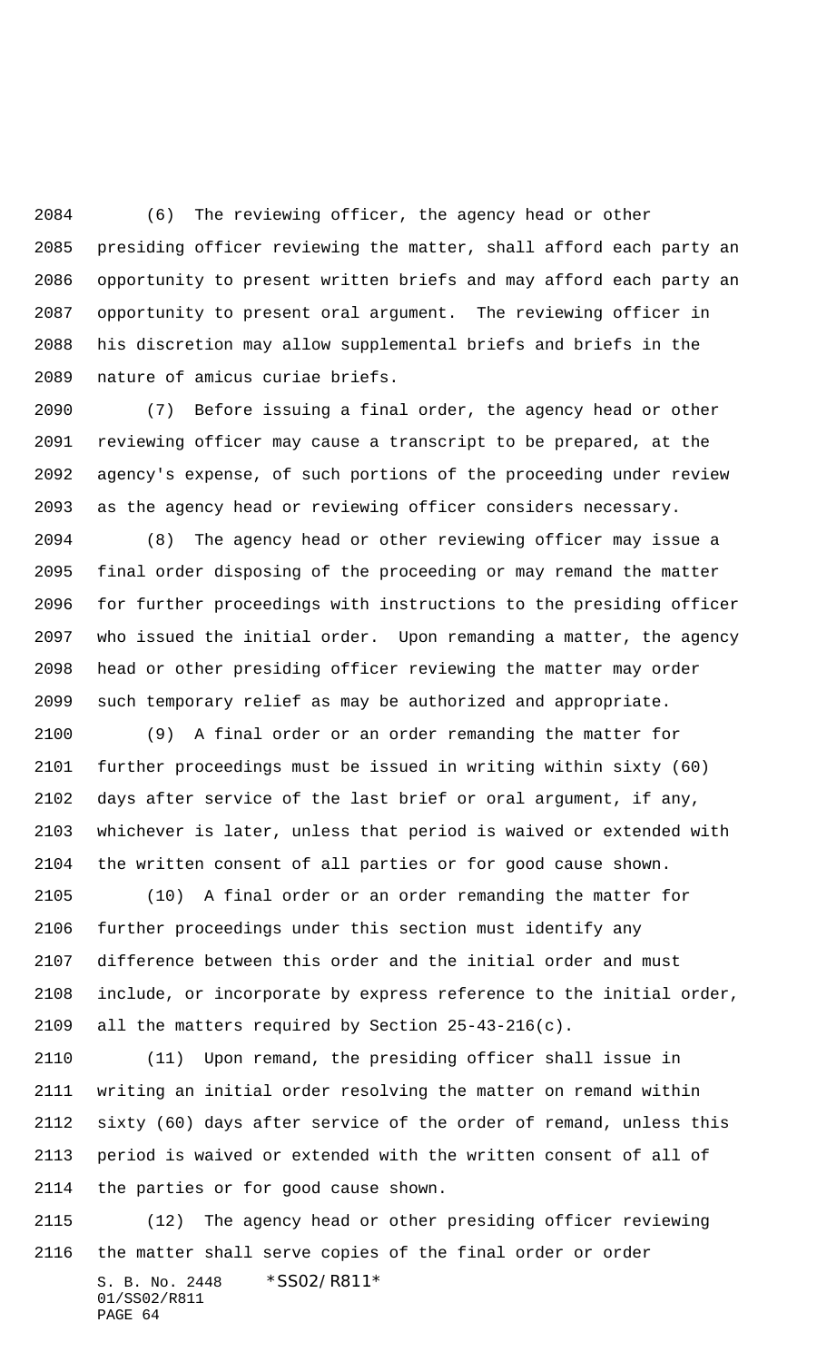(6) The reviewing officer, the agency head or other presiding officer reviewing the matter, shall afford each party an opportunity to present written briefs and may afford each party an opportunity to present oral argument. The reviewing officer in his discretion may allow supplemental briefs and briefs in the nature of amicus curiae briefs.

(7) Before issuing a final order, the agency head or other reviewing officer may cause a transcript to be prepared, at the agency's expense, of such portions of the proceeding under review as the agency head or reviewing officer considers necessary.

(8) The agency head or other reviewing officer may issue a final order disposing of the proceeding or may remand the matter for further proceedings with instructions to the presiding officer who issued the initial order. Upon remanding a matter, the agency head or other presiding officer reviewing the matter may order such temporary relief as may be authorized and appropriate.

(9) A final order or an order remanding the matter for further proceedings must be issued in writing within sixty (60) days after service of the last brief or oral argument, if any, whichever is later, unless that period is waived or extended with the written consent of all parties or for good cause shown.

(10) A final order or an order remanding the matter for further proceedings under this section must identify any difference between this order and the initial order and must include, or incorporate by express reference to the initial order, all the matters required by Section 25-43-216(c).

(11) Upon remand, the presiding officer shall issue in writing an initial order resolving the matter on remand within sixty (60) days after service of the order of remand, unless this period is waived or extended with the written consent of all of the parties or for good cause shown.

(12) The agency head or other presiding officer reviewing the matter shall serve copies of the final order or order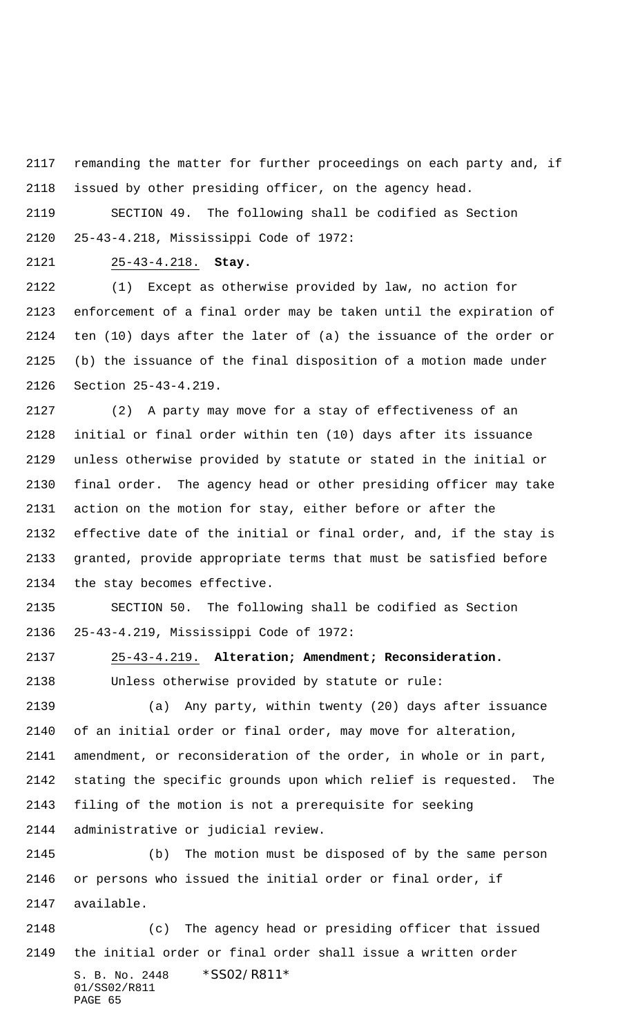remanding the matter for further proceedings on each party and, if issued by other presiding officer, on the agency head.

SECTION 49. The following shall be codified as Section 25-43-4.218, Mississippi Code of 1972:

25-43-4.218. **Stay.**

(1) Except as otherwise provided by law, no action for enforcement of a final order may be taken until the expiration of ten (10) days after the later of (a) the issuance of the order or (b) the issuance of the final disposition of a motion made under Section 25-43-4.219.

(2) A party may move for a stay of effectiveness of an initial or final order within ten (10) days after its issuance unless otherwise provided by statute or stated in the initial or final order. The agency head or other presiding officer may take action on the motion for stay, either before or after the effective date of the initial or final order, and, if the stay is granted, provide appropriate terms that must be satisfied before the stay becomes effective.

SECTION 50. The following shall be codified as Section 25-43-4.219, Mississippi Code of 1972:

25-43-4.219. **Alteration; Amendment; Reconsideration.**

Unless otherwise provided by statute or rule:

(a) Any party, within twenty (20) days after issuance of an initial order or final order, may move for alteration, amendment, or reconsideration of the order, in whole or in part, stating the specific grounds upon which relief is requested. The filing of the motion is not a prerequisite for seeking administrative or judicial review.

(b) The motion must be disposed of by the same person or persons who issued the initial order or final order, if available.

(c) The agency head or presiding officer that issued the initial order or final order shall issue a written order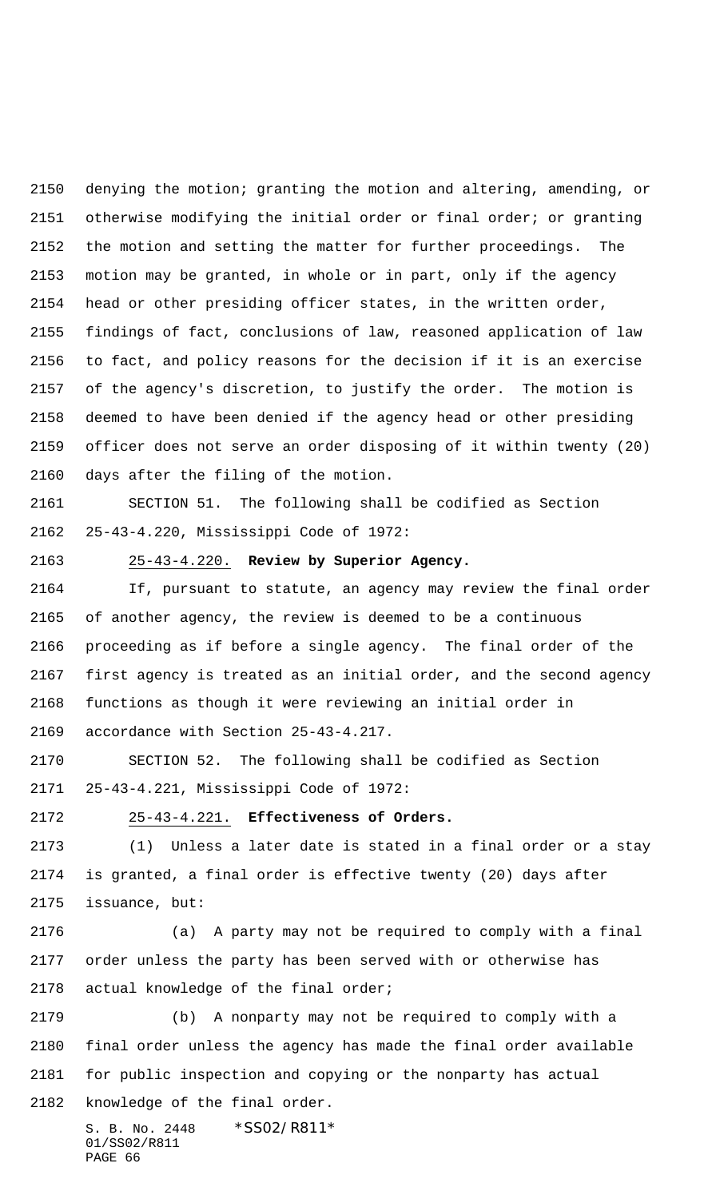denying the motion; granting the motion and altering, amending, or otherwise modifying the initial order or final order; or granting the motion and setting the matter for further proceedings. The motion may be granted, in whole or in part, only if the agency head or other presiding officer states, in the written order, findings of fact, conclusions of law, reasoned application of law to fact, and policy reasons for the decision if it is an exercise of the agency's discretion, to justify the order. The motion is deemed to have been denied if the agency head or other presiding officer does not serve an order disposing of it within twenty (20) days after the filing of the motion.

SECTION 51. The following shall be codified as Section 25-43-4.220, Mississippi Code of 1972:

25-43-4.220. **Review by Superior Agency.**

If, pursuant to statute, an agency may review the final order of another agency, the review is deemed to be a continuous proceeding as if before a single agency. The final order of the first agency is treated as an initial order, and the second agency functions as though it were reviewing an initial order in accordance with Section 25-43-4.217.

SECTION 52. The following shall be codified as Section 25-43-4.221, Mississippi Code of 1972:

25-43-4.221. **Effectiveness of Orders.**

(1) Unless a later date is stated in a final order or a stay is granted, a final order is effective twenty (20) days after issuance, but:

(a) A party may not be required to comply with a final order unless the party has been served with or otherwise has actual knowledge of the final order;

(b) A nonparty may not be required to comply with a final order unless the agency has made the final order available for public inspection and copying or the nonparty has actual knowledge of the final order.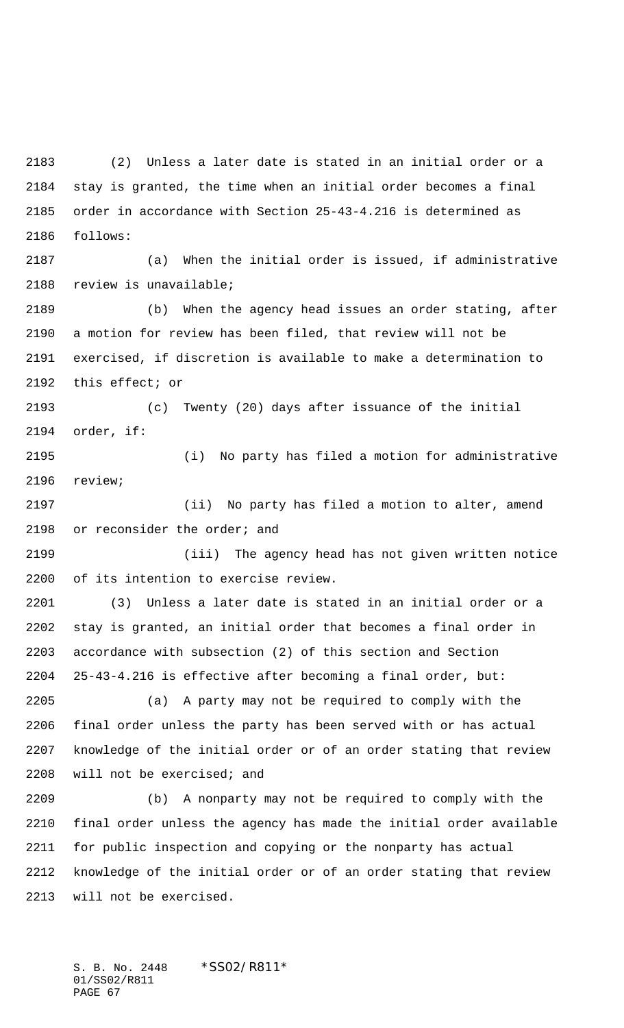(2) Unless a later date is stated in an initial order or a stay is granted, the time when an initial order becomes a final order in accordance with Section 25-43-4.216 is determined as follows:

(a) When the initial order is issued, if administrative review is unavailable;

(b) When the agency head issues an order stating, after a motion for review has been filed, that review will not be exercised, if discretion is available to make a determination to this effect; or

(c) Twenty (20) days after issuance of the initial order, if:

(i) No party has filed a motion for administrative review;

(ii) No party has filed a motion to alter, amend or reconsider the order; and

(iii) The agency head has not given written notice of its intention to exercise review.

(3) Unless a later date is stated in an initial order or a stay is granted, an initial order that becomes a final order in accordance with subsection (2) of this section and Section 25-43-4.216 is effective after becoming a final order, but:

(a) A party may not be required to comply with the final order unless the party has been served with or has actual knowledge of the initial order or of an order stating that review will not be exercised; and

(b) A nonparty may not be required to comply with the final order unless the agency has made the initial order available for public inspection and copying or the nonparty has actual knowledge of the initial order or of an order stating that review will not be exercised.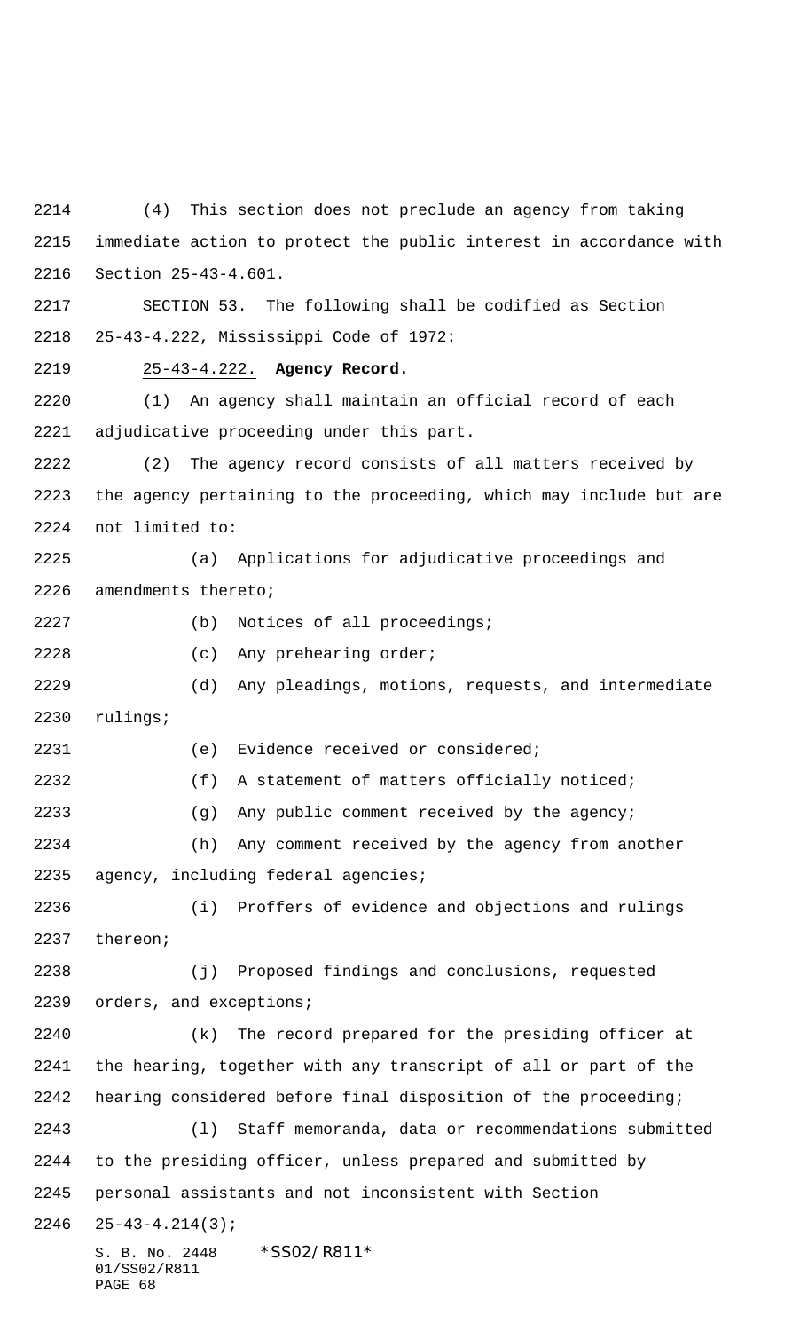(4) This section does not preclude an agency from taking immediate action to protect the public interest in accordance with Section 25-43-4.601.

SECTION 53. The following shall be codified as Section 25-43-4.222, Mississippi Code of 1972:

25-43-4.222. **Agency Record.**

(1) An agency shall maintain an official record of each adjudicative proceeding under this part.

(2) The agency record consists of all matters received by the agency pertaining to the proceeding, which may include but are not limited to:

(a) Applications for adjudicative proceedings and amendments thereto;

(b) Notices of all proceedings;

(c) Any prehearing order;

(d) Any pleadings, motions, requests, and intermediate rulings;

(e) Evidence received or considered;

(f) A statement of matters officially noticed;

(g) Any public comment received by the agency;

(h) Any comment received by the agency from another agency, including federal agencies;

(i) Proffers of evidence and objections and rulings thereon;

(j) Proposed findings and conclusions, requested orders, and exceptions;

(k) The record prepared for the presiding officer at the hearing, together with any transcript of all or part of the hearing considered before final disposition of the proceeding;

(l) Staff memoranda, data or recommendations submitted to the presiding officer, unless prepared and submitted by personal assistants and not inconsistent with Section 25-43-4.214(3);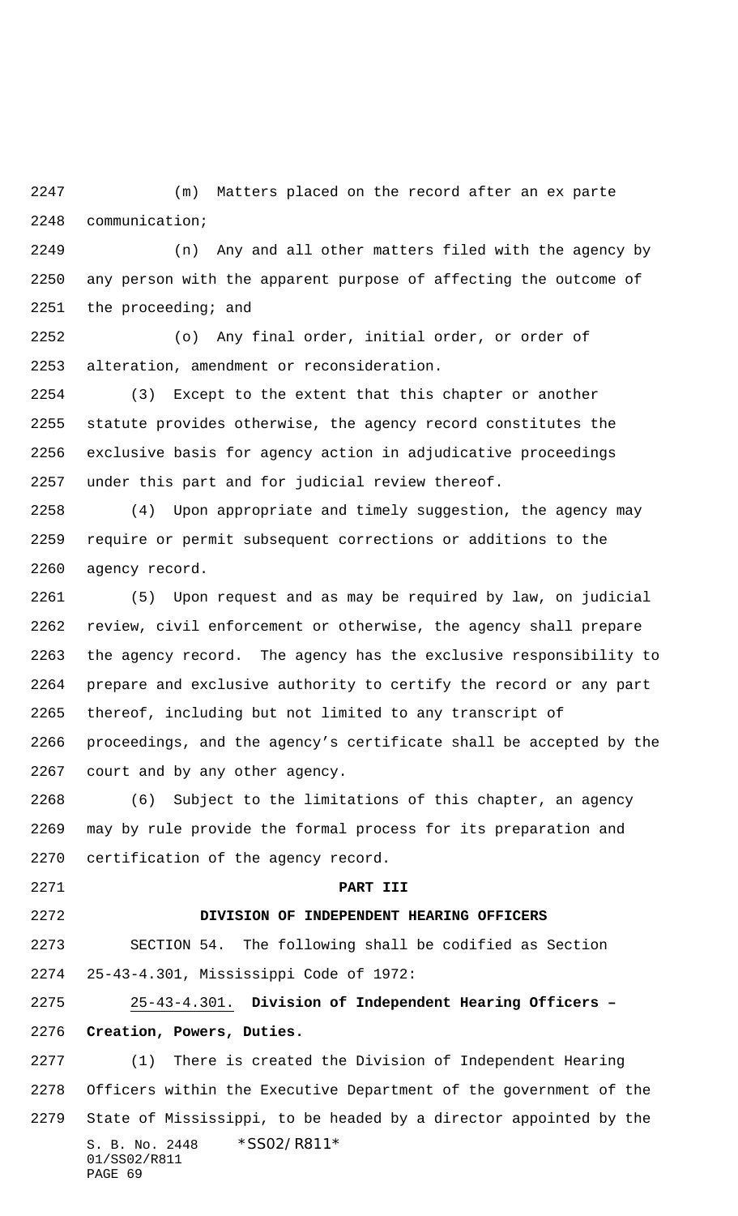(m) Matters placed on the record after an ex parte communication;

(n) Any and all other matters filed with the agency by any person with the apparent purpose of affecting the outcome of the proceeding; and

(o) Any final order, initial order, or order of alteration, amendment or reconsideration.

(3) Except to the extent that this chapter or another statute provides otherwise, the agency record constitutes the exclusive basis for agency action in adjudicative proceedings under this part and for judicial review thereof.

(4) Upon appropriate and timely suggestion, the agency may require or permit subsequent corrections or additions to the agency record.

(5) Upon request and as may be required by law, on judicial review, civil enforcement or otherwise, the agency shall prepare the agency record. The agency has the exclusive responsibility to prepare and exclusive authority to certify the record or any part thereof, including but not limited to any transcript of proceedings, and the agency's certificate shall be accepted by the court and by any other agency.

(6) Subject to the limitations of this chapter, an agency may by rule provide the formal process for its preparation and certification of the agency record.

**PART III**

**DIVISION OF INDEPENDENT HEARING OFFICERS**

SECTION 54. The following shall be codified as Section 25-43-4.301, Mississippi Code of 1972:

25-43-4.301. **Division of Independent Hearing Officers – Creation, Powers, Duties.**

(1) There is created the Division of Independent Hearing Officers within the Executive Department of the government of the State of Mississippi, to be headed by a director appointed by the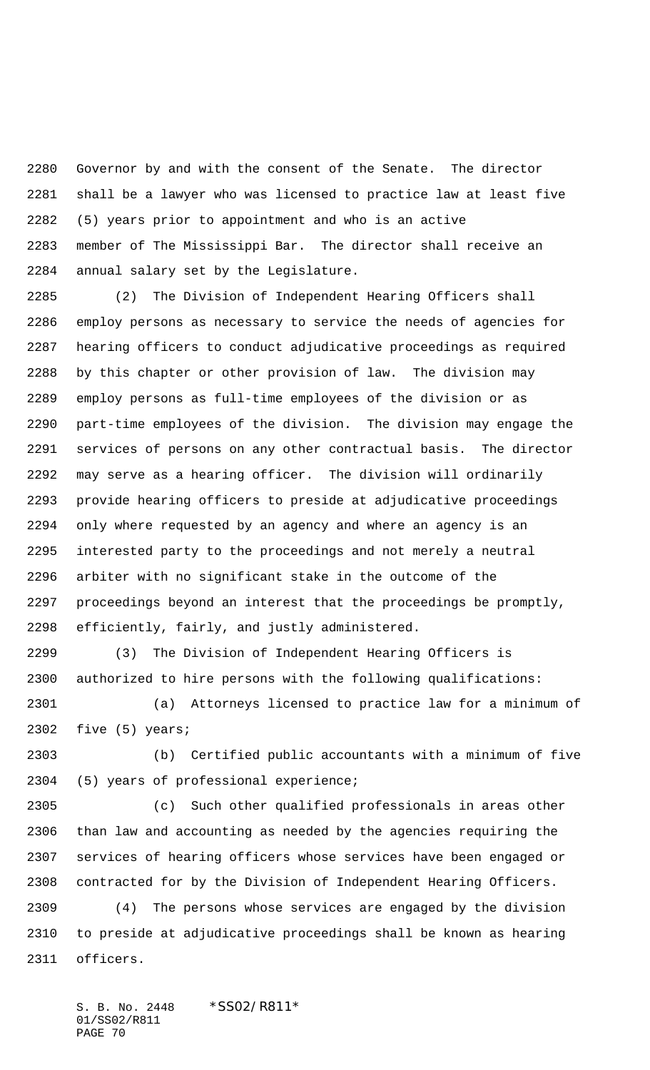Governor by and with the consent of the Senate. The director shall be a lawyer who was licensed to practice law at least five (5) years prior to appointment and who is an active member of The Mississippi Bar. The director shall receive an annual salary set by the Legislature.

(2) The Division of Independent Hearing Officers shall employ persons as necessary to service the needs of agencies for hearing officers to conduct adjudicative proceedings as required by this chapter or other provision of law. The division may employ persons as full-time employees of the division or as part-time employees of the division. The division may engage the services of persons on any other contractual basis. The director may serve as a hearing officer. The division will ordinarily provide hearing officers to preside at adjudicative proceedings only where requested by an agency and where an agency is an interested party to the proceedings and not merely a neutral arbiter with no significant stake in the outcome of the proceedings beyond an interest that the proceedings be promptly, efficiently, fairly, and justly administered.

(3) The Division of Independent Hearing Officers is authorized to hire persons with the following qualifications:

(a) Attorneys licensed to practice law for a minimum of five (5) years;

(b) Certified public accountants with a minimum of five (5) years of professional experience;

(c) Such other qualified professionals in areas other than law and accounting as needed by the agencies requiring the services of hearing officers whose services have been engaged or contracted for by the Division of Independent Hearing Officers.

(4) The persons whose services are engaged by the division to preside at adjudicative proceedings shall be known as hearing officers.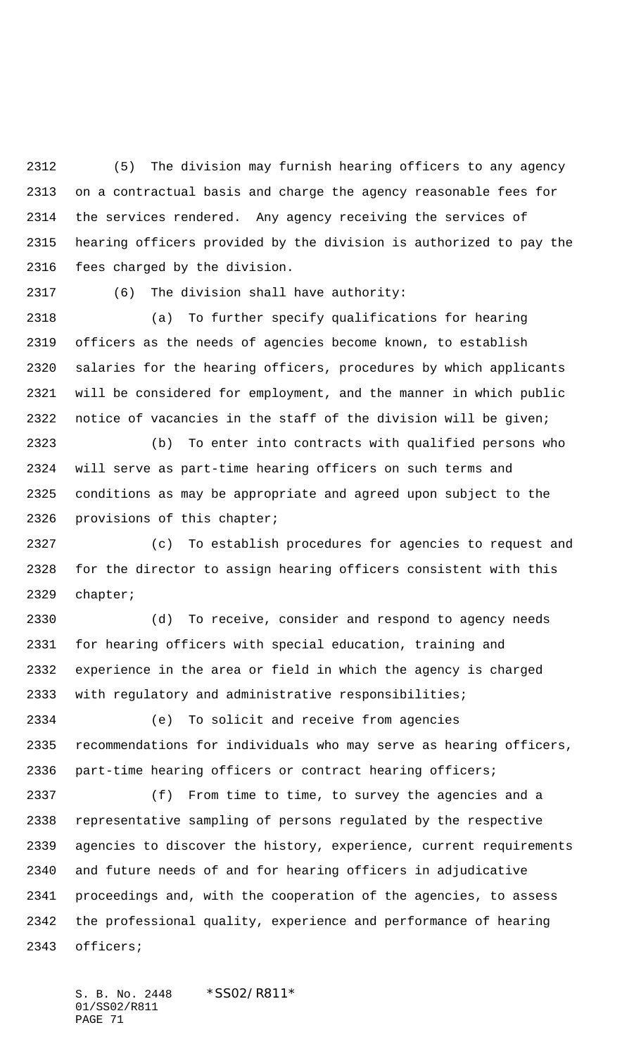(5) The division may furnish hearing officers to any agency on a contractual basis and charge the agency reasonable fees for the services rendered. Any agency receiving the services of hearing officers provided by the division is authorized to pay the fees charged by the division.

(6) The division shall have authority:

(a) To further specify qualifications for hearing officers as the needs of agencies become known, to establish salaries for the hearing officers, procedures by which applicants will be considered for employment, and the manner in which public notice of vacancies in the staff of the division will be given;

(b) To enter into contracts with qualified persons who will serve as part-time hearing officers on such terms and conditions as may be appropriate and agreed upon subject to the provisions of this chapter;

(c) To establish procedures for agencies to request and for the director to assign hearing officers consistent with this chapter;

(d) To receive, consider and respond to agency needs for hearing officers with special education, training and experience in the area or field in which the agency is charged with regulatory and administrative responsibilities;

(e) To solicit and receive from agencies recommendations for individuals who may serve as hearing officers, part-time hearing officers or contract hearing officers;

(f) From time to time, to survey the agencies and a representative sampling of persons regulated by the respective agencies to discover the history, experience, current requirements and future needs of and for hearing officers in adjudicative proceedings and, with the cooperation of the agencies, to assess the professional quality, experience and performance of hearing officers;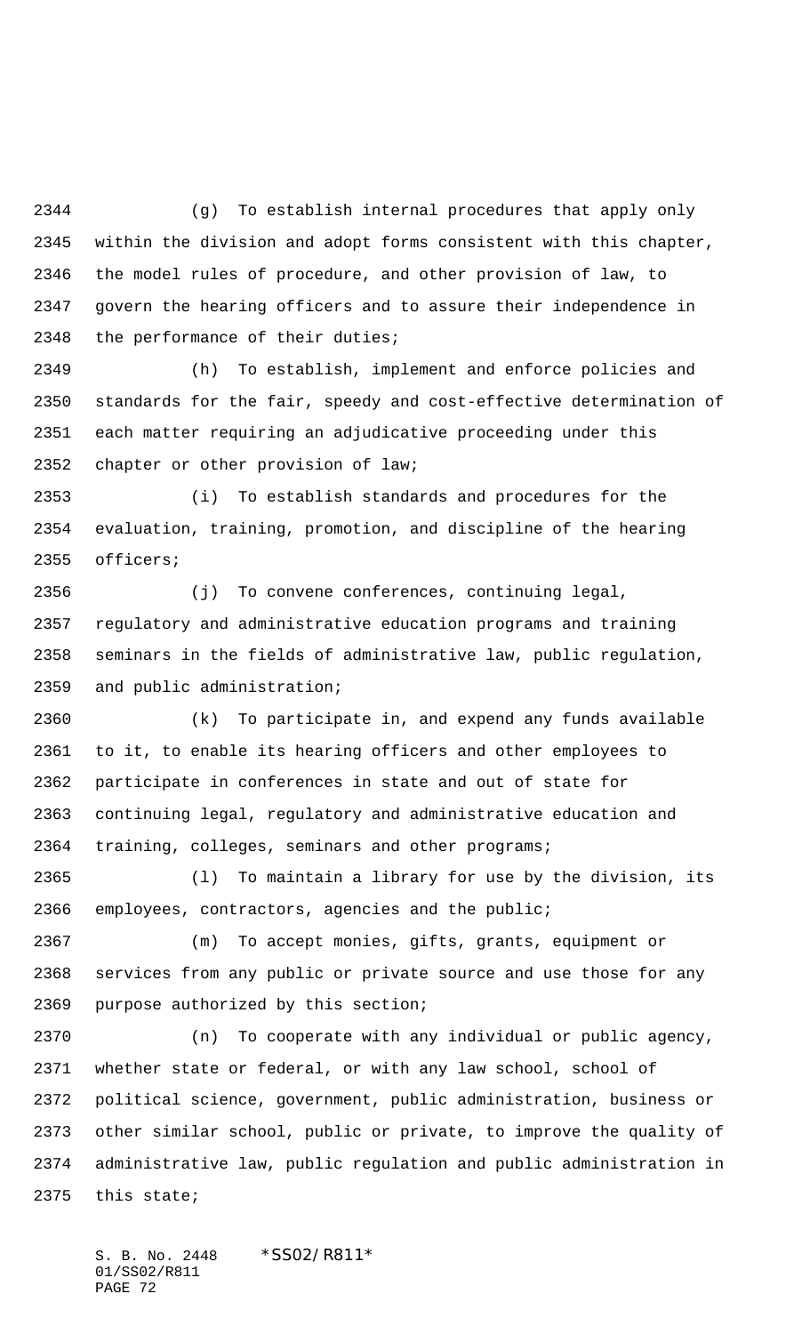(g) To establish internal procedures that apply only within the division and adopt forms consistent with this chapter, the model rules of procedure, and other provision of law, to govern the hearing officers and to assure their independence in the performance of their duties;

(h) To establish, implement and enforce policies and standards for the fair, speedy and cost-effective determination of each matter requiring an adjudicative proceeding under this chapter or other provision of law;

(i) To establish standards and procedures for the evaluation, training, promotion, and discipline of the hearing officers;

(j) To convene conferences, continuing legal, regulatory and administrative education programs and training seminars in the fields of administrative law, public regulation, and public administration;

(k) To participate in, and expend any funds available to it, to enable its hearing officers and other employees to participate in conferences in state and out of state for continuing legal, regulatory and administrative education and training, colleges, seminars and other programs;

(l) To maintain a library for use by the division, its employees, contractors, agencies and the public;

(m) To accept monies, gifts, grants, equipment or services from any public or private source and use those for any purpose authorized by this section;

(n) To cooperate with any individual or public agency, whether state or federal, or with any law school, school of political science, government, public administration, business or other similar school, public or private, to improve the quality of administrative law, public regulation and public administration in this state;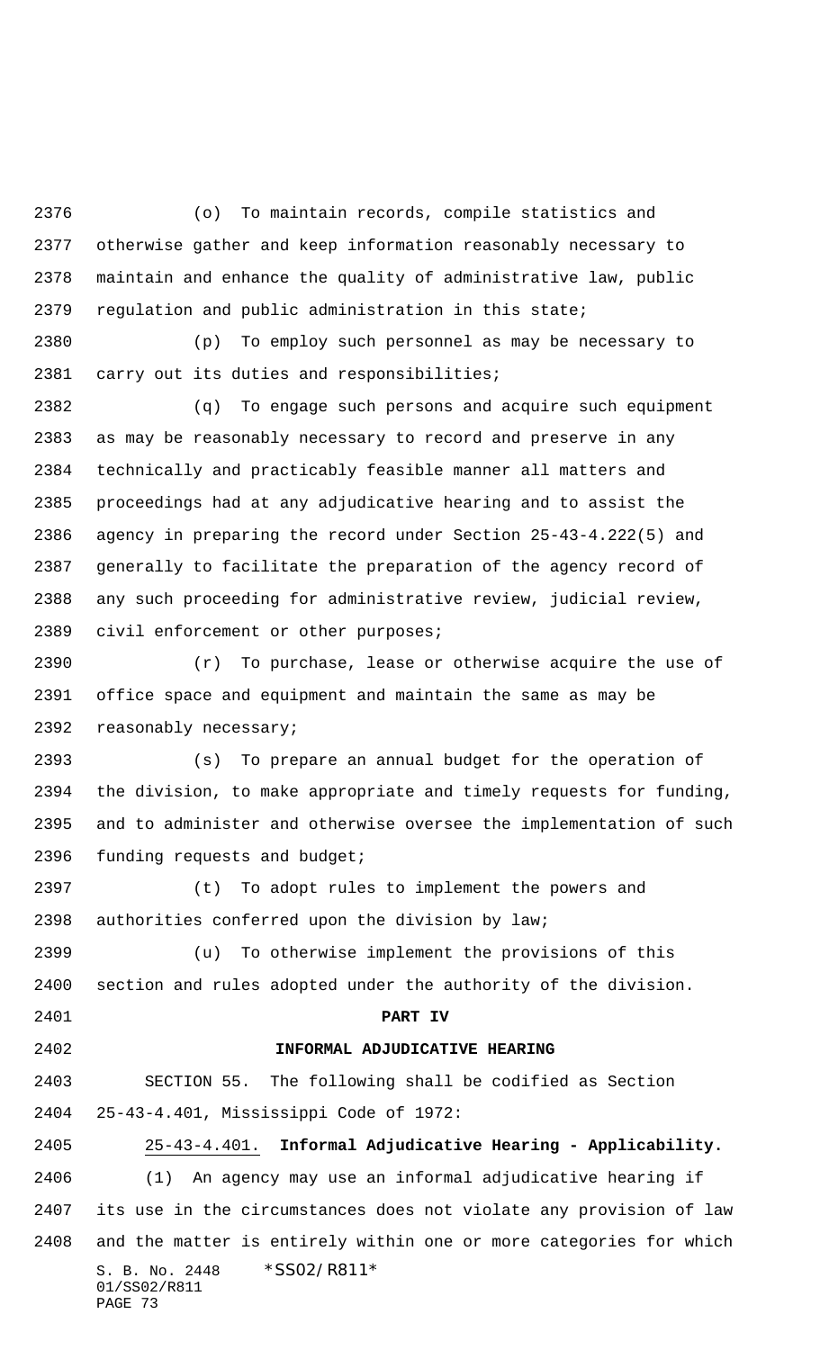(o) To maintain records, compile statistics and otherwise gather and keep information reasonably necessary to maintain and enhance the quality of administrative law, public regulation and public administration in this state;

(p) To employ such personnel as may be necessary to carry out its duties and responsibilities;

(q) To engage such persons and acquire such equipment as may be reasonably necessary to record and preserve in any technically and practicably feasible manner all matters and proceedings had at any adjudicative hearing and to assist the agency in preparing the record under Section 25-43-4.222(5) and generally to facilitate the preparation of the agency record of any such proceeding for administrative review, judicial review, civil enforcement or other purposes;

(r) To purchase, lease or otherwise acquire the use of office space and equipment and maintain the same as may be reasonably necessary;

(s) To prepare an annual budget for the operation of the division, to make appropriate and timely requests for funding, and to administer and otherwise oversee the implementation of such funding requests and budget;

(t) To adopt rules to implement the powers and authorities conferred upon the division by law;

(u) To otherwise implement the provisions of this section and rules adopted under the authority of the division.

## PART IV

## INFORMAL ADJUDICATIVE HEARING

SECTION 55. The following shall be codified as Section 25-43-4.401, Mississippi Code of 1972:

25-43-4.401. **Informal Adjudicative Hearing - Applicability.**

(1) An agency may use an informal adjudicative hearing if its use in the circumstances does not violate any provision of law and the matter is entirely within one or more categories for which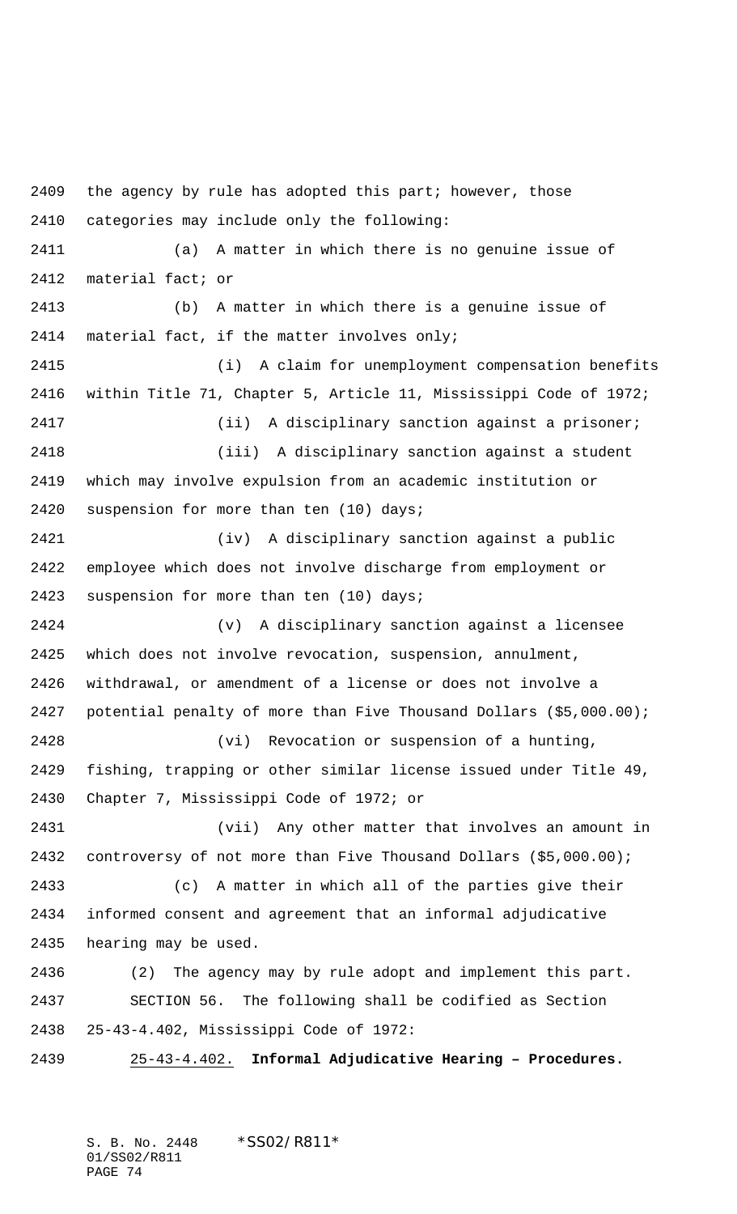the agency by rule has adopted this part; however, those categories may include only the following:

(a) A matter in which there is no genuine issue of material fact; or

(b) A matter in which there is a genuine issue of material fact, if the matter involves only;

(i) A claim for unemployment compensation benefits within Title 71, Chapter 5, Article 11, Mississippi Code of 1972;

(ii) A disciplinary sanction against a prisoner;

(iii) A disciplinary sanction against a student which may involve expulsion from an academic institution or suspension for more than ten (10) days;

(iv) A disciplinary sanction against a public employee which does not involve discharge from employment or suspension for more than ten (10) days;

(v) A disciplinary sanction against a licensee which does not involve revocation, suspension, annulment, withdrawal, or amendment of a license or does not involve a potential penalty of more than Five Thousand Dollars ($5,000.00);

(vi) Revocation or suspension of a hunting, fishing, trapping or other similar license issued under Title 49, Chapter 7, Mississippi Code of 1972; or

(vii) Any other matter that involves an amount in controversy of not more than Five Thousand Dollars ($5,000.00);

(c) A matter in which all of the parties give their informed consent and agreement that an informal adjudicative hearing may be used.

(2) The agency may by rule adopt and implement this part.

SECTION 56. The following shall be codified as Section 25-43-4.402, Mississippi Code of 1972:

25-43-4.402. **Informal Adjudicative Hearing – Procedures.**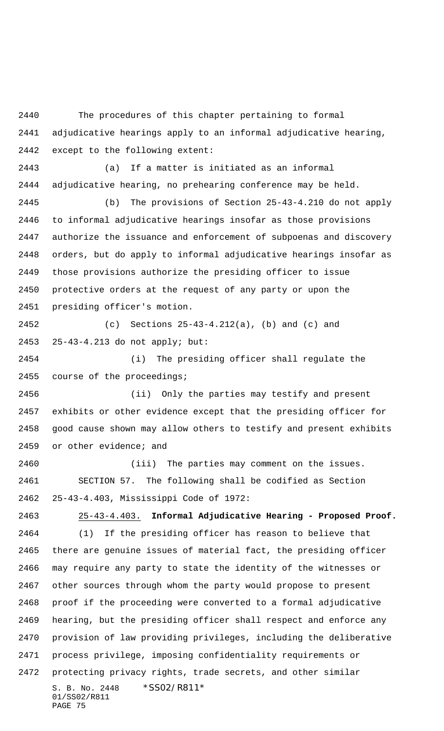The procedures of this chapter pertaining to formal adjudicative hearings apply to an informal adjudicative hearing, except to the following extent:

(a) If a matter is initiated as an informal adjudicative hearing, no prehearing conference may be held.

(b) The provisions of Section 25-43-4.210 do not apply to informal adjudicative hearings insofar as those provisions authorize the issuance and enforcement of subpoenas and discovery orders, but do apply to informal adjudicative hearings insofar as those provisions authorize the presiding officer to issue protective orders at the request of any party or upon the presiding officer's motion.

(c) Sections 25-43-4.212(a), (b) and (c) and 25-43-4.213 do not apply; but:

(i) The presiding officer shall regulate the course of the proceedings;

(ii) Only the parties may testify and present exhibits or other evidence except that the presiding officer for good cause shown may allow others to testify and present exhibits or other evidence; and

(iii) The parties may comment on the issues.

SECTION 57. The following shall be codified as Section 25-43-4.403, Mississippi Code of 1972:

25-43-4.403. **Informal Adjudicative Hearing - Proposed Proof.**

(1) If the presiding officer has reason to believe that there are genuine issues of material fact, the presiding officer may require any party to state the identity of the witnesses or other sources through whom the party would propose to present proof if the proceeding were converted to a formal adjudicative hearing, but the presiding officer shall respect and enforce any provision of law providing privileges, including the deliberative process privilege, imposing confidentiality requirements or protecting privacy rights, trade secrets, and other similar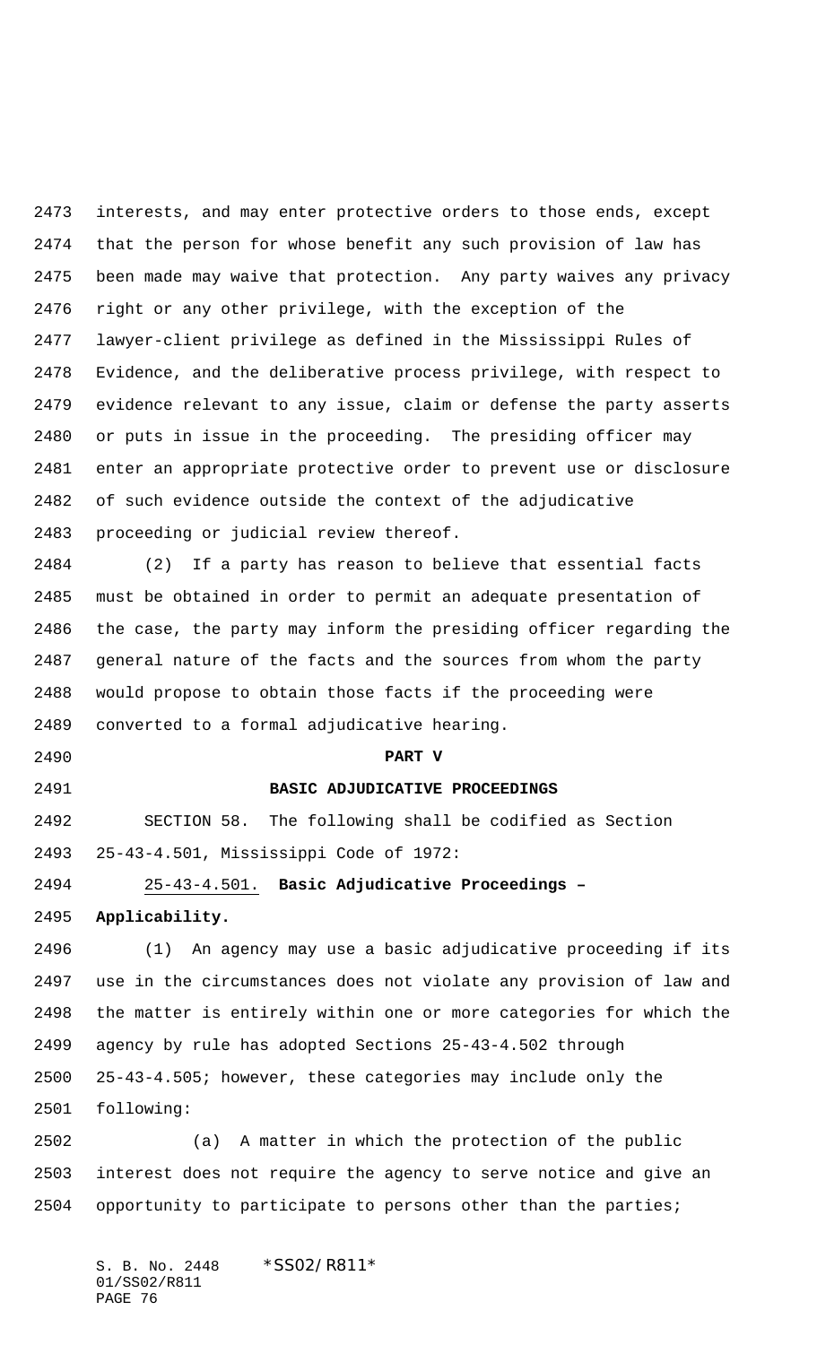interests, and may enter protective orders to those ends, except that the person for whose benefit any such provision of law has been made may waive that protection. Any party waives any privacy right or any other privilege, with the exception of the lawyer-client privilege as defined in the Mississippi Rules of Evidence, and the deliberative process privilege, with respect to evidence relevant to any issue, claim or defense the party asserts or puts in issue in the proceeding. The presiding officer may enter an appropriate protective order to prevent use or disclosure of such evidence outside the context of the adjudicative proceeding or judicial review thereof.

(2) If a party has reason to believe that essential facts must be obtained in order to permit an adequate presentation of the case, the party may inform the presiding officer regarding the general nature of the facts and the sources from whom the party would propose to obtain those facts if the proceeding were converted to a formal adjudicative hearing.

## PART V

## BASIC ADJUDICATIVE PROCEEDINGS

SECTION 58. The following shall be codified as Section 25-43-4.501, Mississippi Code of 1972:

25-43-4.501. **Basic Adjudicative Proceedings – Applicability.**

(1) An agency may use a basic adjudicative proceeding if its use in the circumstances does not violate any provision of law and the matter is entirely within one or more categories for which the agency by rule has adopted Sections 25-43-4.502 through 25-43-4.505; however, these categories may include only the following:

(a) A matter in which the protection of the public interest does not require the agency to serve notice and give an opportunity to participate to persons other than the parties;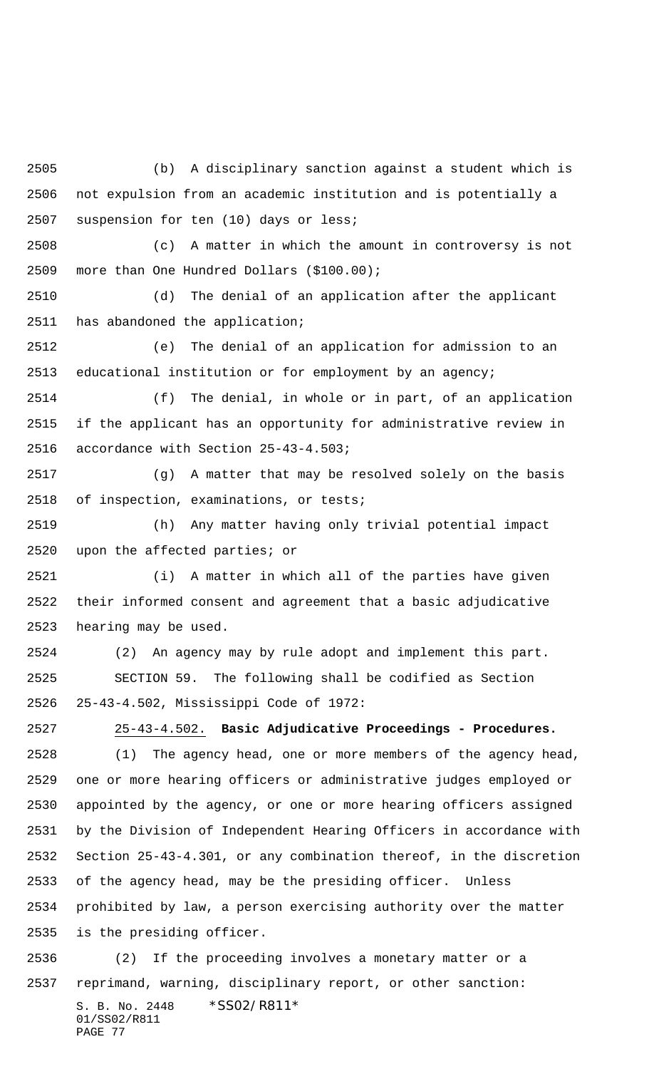(b) A disciplinary sanction against a student which is not expulsion from an academic institution and is potentially a suspension for ten (10) days or less;

(c) A matter in which the amount in controversy is not more than One Hundred Dollars ($100.00);

(d) The denial of an application after the applicant has abandoned the application;

(e) The denial of an application for admission to an educational institution or for employment by an agency;

(f) The denial, in whole or in part, of an application if the applicant has an opportunity for administrative review in accordance with Section 25-43-4.503;

(g) A matter that may be resolved solely on the basis of inspection, examinations, or tests;

(h) Any matter having only trivial potential impact upon the affected parties; or

(i) A matter in which all of the parties have given their informed consent and agreement that a basic adjudicative hearing may be used.

(2) An agency may by rule adopt and implement this part.

SECTION 59. The following shall be codified as Section 25-43-4.502, Mississippi Code of 1972:

25-43-4.502. **Basic Adjudicative Proceedings - Procedures.**

(1) The agency head, one or more members of the agency head, one or more hearing officers or administrative judges employed or appointed by the agency, or one or more hearing officers assigned by the Division of Independent Hearing Officers in accordance with Section 25-43-4.301, or any combination thereof, in the discretion of the agency head, may be the presiding officer. Unless prohibited by law, a person exercising authority over the matter is the presiding officer.

(2) If the proceeding involves a monetary matter or a reprimand, warning, disciplinary report, or other sanction: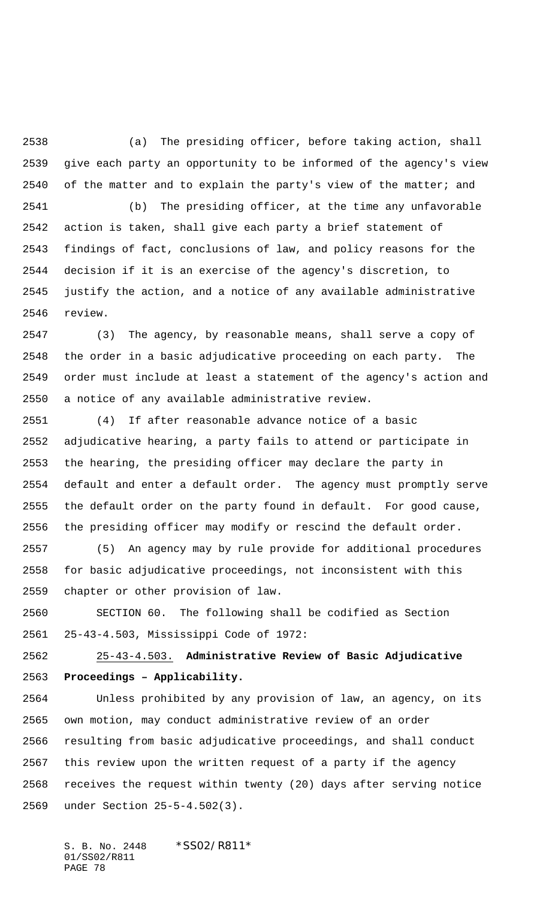(a) The presiding officer, before taking action, shall give each party an opportunity to be informed of the agency's view of the matter and to explain the party's view of the matter; and

(b) The presiding officer, at the time any unfavorable action is taken, shall give each party a brief statement of findings of fact, conclusions of law, and policy reasons for the decision if it is an exercise of the agency's discretion, to justify the action, and a notice of any available administrative review.

(3) The agency, by reasonable means, shall serve a copy of the order in a basic adjudicative proceeding on each party. The order must include at least a statement of the agency's action and a notice of any available administrative review.

(4) If after reasonable advance notice of a basic adjudicative hearing, a party fails to attend or participate in the hearing, the presiding officer may declare the party in default and enter a default order. The agency must promptly serve the default order on the party found in default. For good cause, the presiding officer may modify or rescind the default order.

(5) An agency may by rule provide for additional procedures for basic adjudicative proceedings, not inconsistent with this chapter or other provision of law.

SECTION 60. The following shall be codified as Section 25-43-4.503, Mississippi Code of 1972:

25-43-4.503. **Administrative Review of Basic Adjudicative Proceedings – Applicability.**

Unless prohibited by any provision of law, an agency, on its own motion, may conduct administrative review of an order resulting from basic adjudicative proceedings, and shall conduct this review upon the written request of a party if the agency receives the request within twenty (20) days after serving notice under Section 25-5-4.502(3).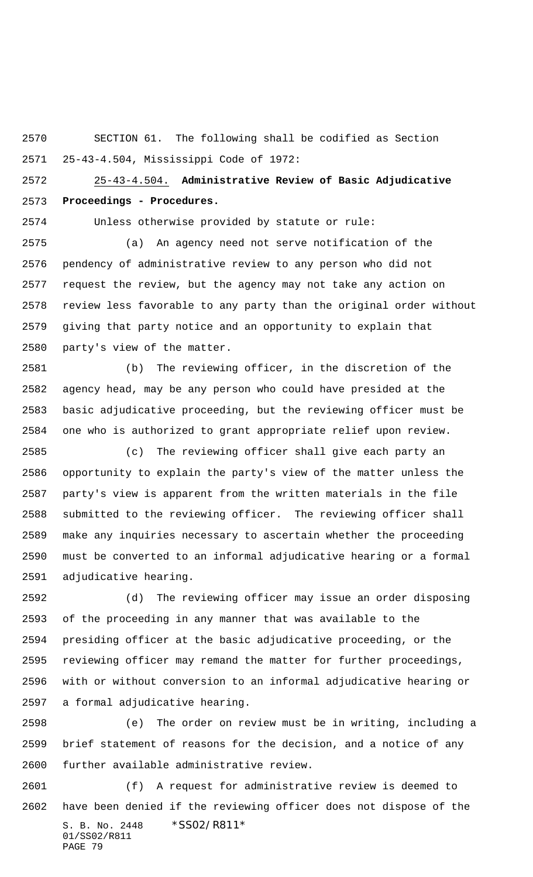SECTION 61. The following shall be codified as Section 25-43-4.504, Mississippi Code of 1972:

25-43-4.504. **Administrative Review of Basic Adjudicative Proceedings - Procedures.**

Unless otherwise provided by statute or rule:

(a) An agency need not serve notification of the pendency of administrative review to any person who did not request the review, but the agency may not take any action on review less favorable to any party than the original order without giving that party notice and an opportunity to explain that party's view of the matter.

(b) The reviewing officer, in the discretion of the agency head, may be any person who could have presided at the basic adjudicative proceeding, but the reviewing officer must be one who is authorized to grant appropriate relief upon review.

(c) The reviewing officer shall give each party an opportunity to explain the party's view of the matter unless the party's view is apparent from the written materials in the file submitted to the reviewing officer. The reviewing officer shall make any inquiries necessary to ascertain whether the proceeding must be converted to an informal adjudicative hearing or a formal adjudicative hearing.

(d) The reviewing officer may issue an order disposing of the proceeding in any manner that was available to the presiding officer at the basic adjudicative proceeding, or the reviewing officer may remand the matter for further proceedings, with or without conversion to an informal adjudicative hearing or a formal adjudicative hearing.

(e) The order on review must be in writing, including a brief statement of reasons for the decision, and a notice of any further available administrative review.

(f) A request for administrative review is deemed to have been denied if the reviewing officer does not dispose of the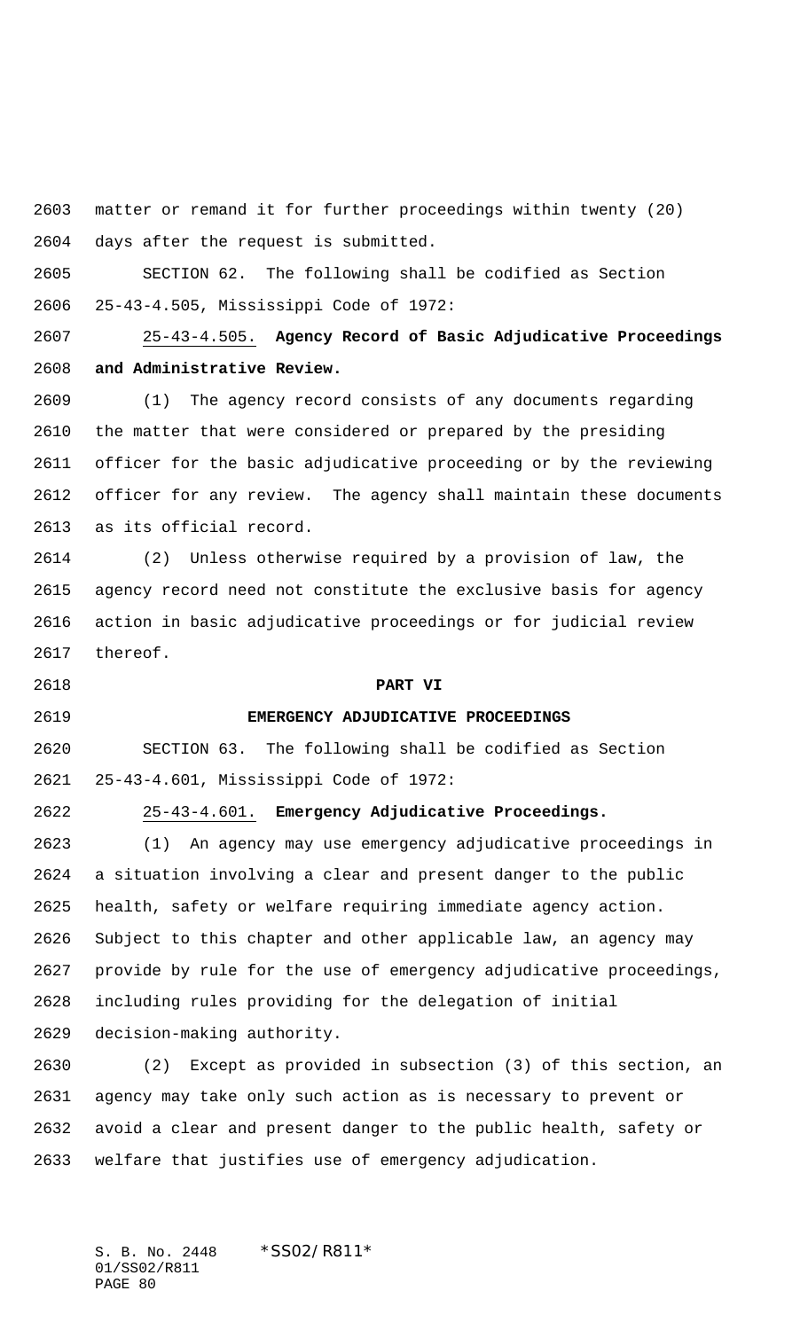matter or remand it for further proceedings within twenty (20) days after the request is submitted.

SECTION 62. The following shall be codified as Section 25-43-4.505, Mississippi Code of 1972:

25-43-4.505. **Agency Record of Basic Adjudicative Proceedings and Administrative Review.**

(1) The agency record consists of any documents regarding the matter that were considered or prepared by the presiding officer for the basic adjudicative proceeding or by the reviewing officer for any review. The agency shall maintain these documents as its official record.

(2) Unless otherwise required by a provision of law, the agency record need not constitute the exclusive basis for agency action in basic adjudicative proceedings or for judicial review thereof.

**PART VI**

**EMERGENCY ADJUDICATIVE PROCEEDINGS**

SECTION 63. The following shall be codified as Section 25-43-4.601, Mississippi Code of 1972:

25-43-4.601. **Emergency Adjudicative Proceedings.**

(1) An agency may use emergency adjudicative proceedings in a situation involving a clear and present danger to the public health, safety or welfare requiring immediate agency action. Subject to this chapter and other applicable law, an agency may provide by rule for the use of emergency adjudicative proceedings, including rules providing for the delegation of initial decision-making authority.

(2) Except as provided in subsection (3) of this section, an agency may take only such action as is necessary to prevent or avoid a clear and present danger to the public health, safety or welfare that justifies use of emergency adjudication.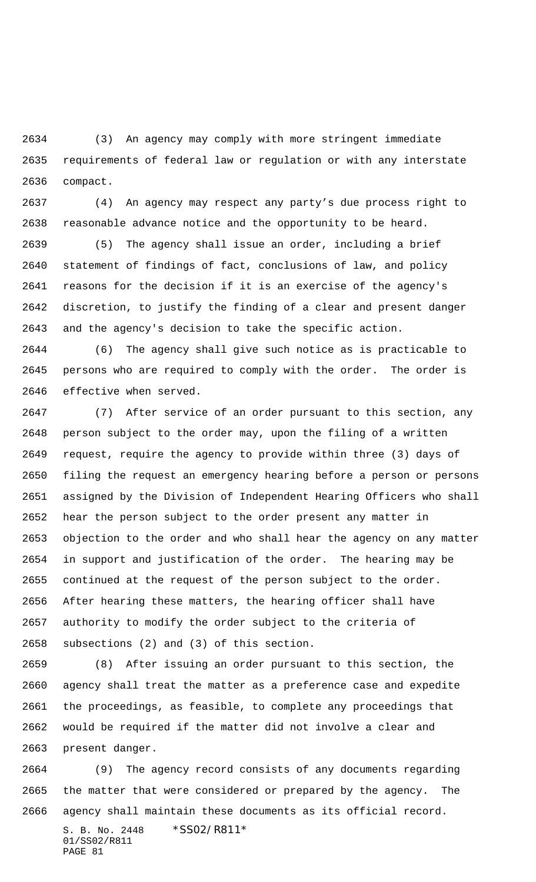(3) An agency may comply with more stringent immediate requirements of federal law or regulation or with any interstate compact.

(4) An agency may respect any party's due process right to reasonable advance notice and the opportunity to be heard.

(5) The agency shall issue an order, including a brief statement of findings of fact, conclusions of law, and policy reasons for the decision if it is an exercise of the agency's discretion, to justify the finding of a clear and present danger and the agency's decision to take the specific action.

(6) The agency shall give such notice as is practicable to persons who are required to comply with the order. The order is effective when served.

(7) After service of an order pursuant to this section, any person subject to the order may, upon the filing of a written request, require the agency to provide within three (3) days of filing the request an emergency hearing before a person or persons assigned by the Division of Independent Hearing Officers who shall hear the person subject to the order present any matter in objection to the order and who shall hear the agency on any matter in support and justification of the order. The hearing may be continued at the request of the person subject to the order. After hearing these matters, the hearing officer shall have authority to modify the order subject to the criteria of subsections (2) and (3) of this section.

(8) After issuing an order pursuant to this section, the agency shall treat the matter as a preference case and expedite the proceedings, as feasible, to complete any proceedings that would be required if the matter did not involve a clear and present danger.

(9) The agency record consists of any documents regarding the matter that were considered or prepared by the agency. The agency shall maintain these documents as its official record.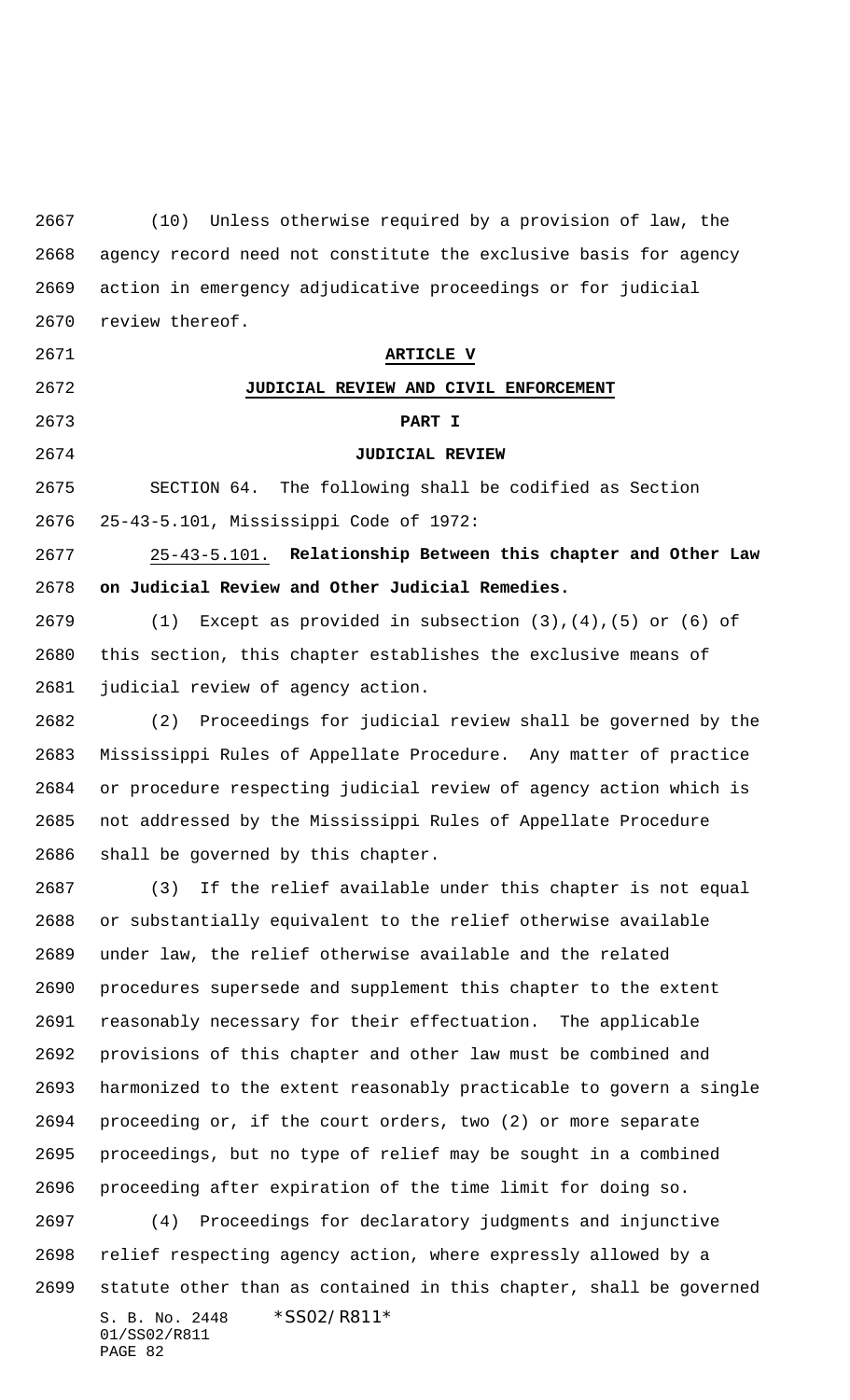(10) Unless otherwise required by a provision of law, the agency record need not constitute the exclusive basis for agency action in emergency adjudicative proceedings or for judicial review thereof.

## ARTICLE V

## JUDICIAL REVIEW AND CIVIL ENFORCEMENT

### PART I

### JUDICIAL REVIEW

SECTION 64. The following shall be codified as Section 25-43-5.101, Mississippi Code of 1972:

25-43-5.101. **Relationship Between this chapter and Other Law on Judicial Review and Other Judicial Remedies.**

(1) Except as provided in subsection (3),(4),(5) or (6) of this section, this chapter establishes the exclusive means of judicial review of agency action.

(2) Proceedings for judicial review shall be governed by the Mississippi Rules of Appellate Procedure. Any matter of practice or procedure respecting judicial review of agency action which is not addressed by the Mississippi Rules of Appellate Procedure shall be governed by this chapter.

(3) If the relief available under this chapter is not equal or substantially equivalent to the relief otherwise available under law, the relief otherwise available and the related procedures supersede and supplement this chapter to the extent reasonably necessary for their effectuation. The applicable provisions of this chapter and other law must be combined and harmonized to the extent reasonably practicable to govern a single proceeding or, if the court orders, two (2) or more separate proceedings, but no type of relief may be sought in a combined proceeding after expiration of the time limit for doing so.

(4) Proceedings for declaratory judgments and injunctive relief respecting agency action, where expressly allowed by a statute other than as contained in this chapter, shall be governed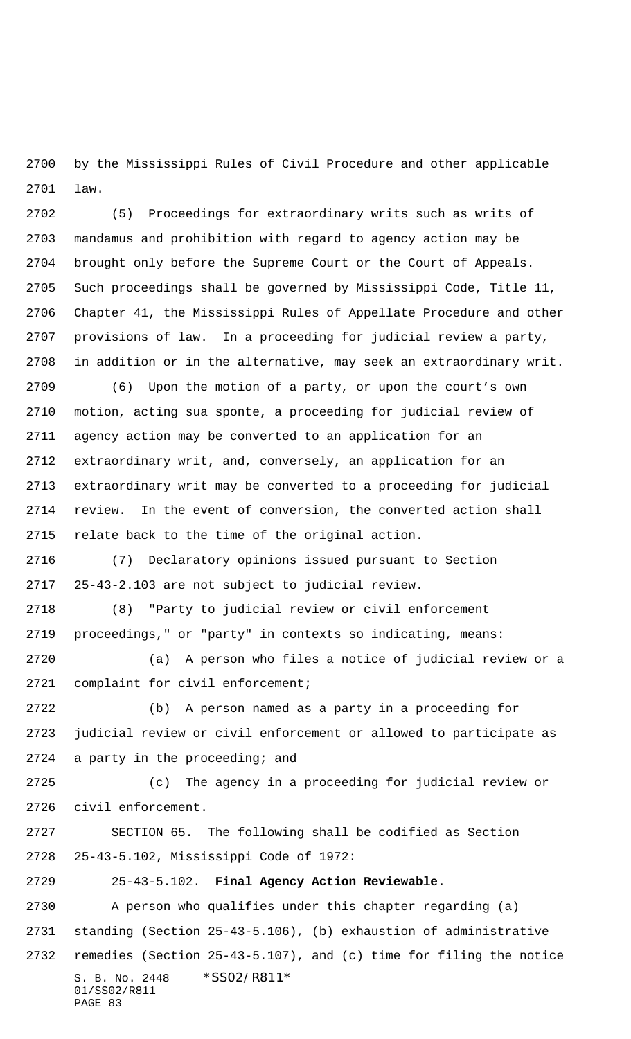by the Mississippi Rules of Civil Procedure and other applicable law.

(5) Proceedings for extraordinary writs such as writs of mandamus and prohibition with regard to agency action may be brought only before the Supreme Court or the Court of Appeals. Such proceedings shall be governed by Mississippi Code, Title 11, Chapter 41, the Mississippi Rules of Appellate Procedure and other provisions of law. In a proceeding for judicial review a party, in addition or in the alternative, may seek an extraordinary writ.

(6) Upon the motion of a party, or upon the court's own motion, acting sua sponte, a proceeding for judicial review of agency action may be converted to an application for an extraordinary writ, and, conversely, an application for an extraordinary writ may be converted to a proceeding for judicial review. In the event of conversion, the converted action shall relate back to the time of the original action.

(7) Declaratory opinions issued pursuant to Section 25-43-2.103 are not subject to judicial review.

(8) "Party to judicial review or civil enforcement proceedings," or "party" in contexts so indicating, means:

(a) A person who files a notice of judicial review or a complaint for civil enforcement;

(b) A person named as a party in a proceeding for judicial review or civil enforcement or allowed to participate as a party in the proceeding; and

(c) The agency in a proceeding for judicial review or civil enforcement.

SECTION 65. The following shall be codified as Section 25-43-5.102, Mississippi Code of 1972:

25-43-5.102. **Final Agency Action Reviewable.**

A person who qualifies under this chapter regarding (a) standing (Section 25-43-5.106), (b) exhaustion of administrative remedies (Section 25-43-5.107), and (c) time for filing the notice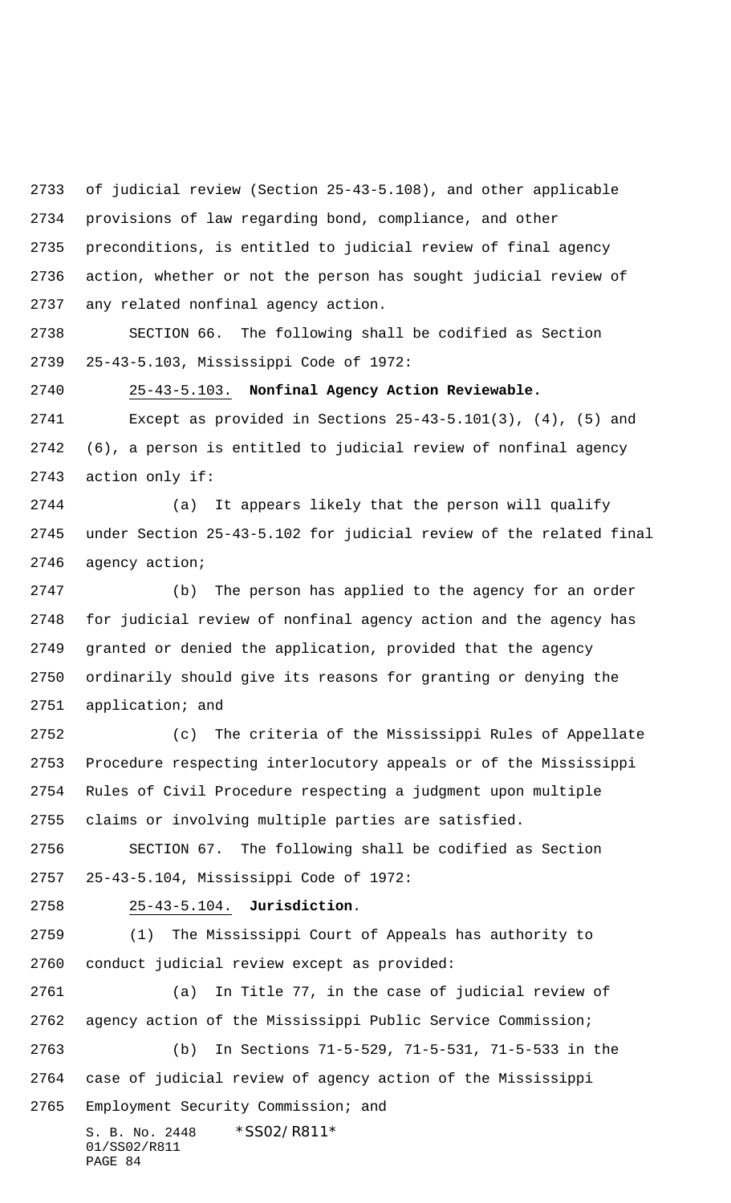of judicial review (Section 25-43-5.108), and other applicable provisions of law regarding bond, compliance, and other preconditions, is entitled to judicial review of final agency action, whether or not the person has sought judicial review of any related nonfinal agency action.

SECTION 66. The following shall be codified as Section 25-43-5.103, Mississippi Code of 1972:

25-43-5.103. **Nonfinal Agency Action Reviewable.**

Except as provided in Sections 25-43-5.101(3), (4), (5) and (6), a person is entitled to judicial review of nonfinal agency action only if:

(a) It appears likely that the person will qualify under Section 25-43-5.102 for judicial review of the related final agency action;

(b) The person has applied to the agency for an order for judicial review of nonfinal agency action and the agency has granted or denied the application, provided that the agency ordinarily should give its reasons for granting or denying the application; and

(c) The criteria of the Mississippi Rules of Appellate Procedure respecting interlocutory appeals or of the Mississippi Rules of Civil Procedure respecting a judgment upon multiple claims or involving multiple parties are satisfied.

SECTION 67. The following shall be codified as Section 25-43-5.104, Mississippi Code of 1972:

25-43-5.104. **Jurisdiction**.

(1) The Mississippi Court of Appeals has authority to conduct judicial review except as provided:

(a) In Title 77, in the case of judicial review of agency action of the Mississippi Public Service Commission;

(b) In Sections 71-5-529, 71-5-531, 71-5-533 in the case of judicial review of agency action of the Mississippi Employment Security Commission; and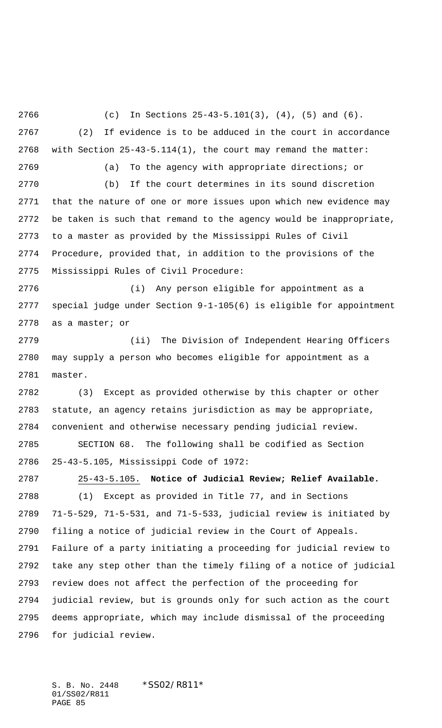(c) In Sections 25-43-5.101(3), (4), (5) and (6).

(2) If evidence is to be adduced in the court in accordance with Section 25-43-5.114(1), the court may remand the matter:

(a) To the agency with appropriate directions; or

(b) If the court determines in its sound discretion that the nature of one or more issues upon which new evidence may be taken is such that remand to the agency would be inappropriate, to a master as provided by the Mississippi Rules of Civil Procedure, provided that, in addition to the provisions of the Mississippi Rules of Civil Procedure:

(i) Any person eligible for appointment as a special judge under Section 9-1-105(6) is eligible for appointment as a master; or

(ii) The Division of Independent Hearing Officers may supply a person who becomes eligible for appointment as a master.

(3) Except as provided otherwise by this chapter or other statute, an agency retains jurisdiction as may be appropriate, convenient and otherwise necessary pending judicial review.

SECTION 68. The following shall be codified as Section 25-43-5.105, Mississippi Code of 1972:

25-43-5.105. **Notice of Judicial Review; Relief Available.**

(1) Except as provided in Title 77, and in Sections 71-5-529, 71-5-531, and 71-5-533, judicial review is initiated by filing a notice of judicial review in the Court of Appeals. Failure of a party initiating a proceeding for judicial review to take any step other than the timely filing of a notice of judicial review does not affect the perfection of the proceeding for judicial review, but is grounds only for such action as the court deems appropriate, which may include dismissal of the proceeding for judicial review.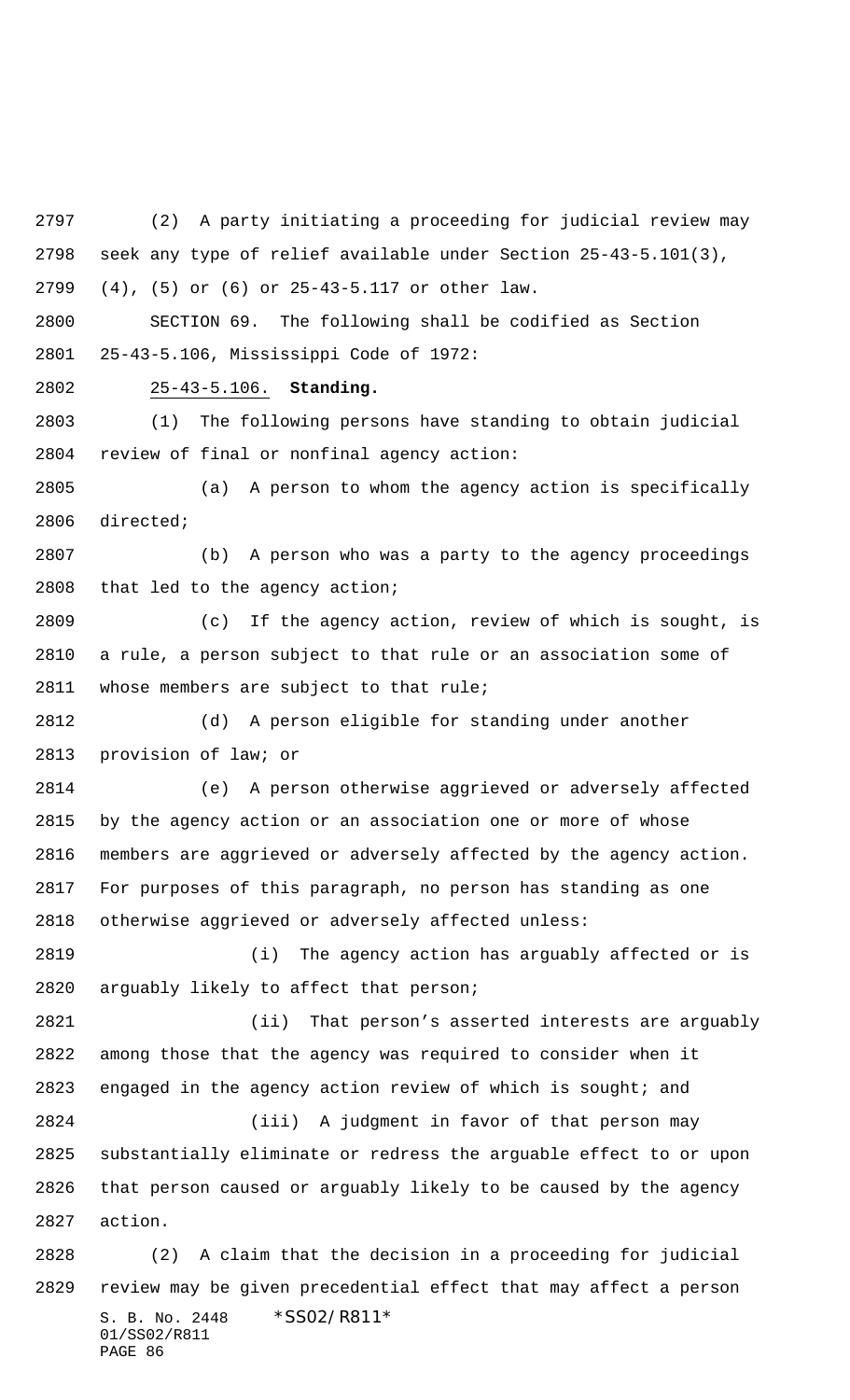(2) A party initiating a proceeding for judicial review may seek any type of relief available under Section 25-43-5.101(3), (4), (5) or (6) or 25-43-5.117 or other law.

SECTION 69. The following shall be codified as Section 25-43-5.106, Mississippi Code of 1972:

25-43-5.106. **Standing.**

(1) The following persons have standing to obtain judicial review of final or nonfinal agency action:

(a) A person to whom the agency action is specifically directed;

(b) A person who was a party to the agency proceedings that led to the agency action;

(c) If the agency action, review of which is sought, is a rule, a person subject to that rule or an association some of whose members are subject to that rule;

(d) A person eligible for standing under another provision of law; or

(e) A person otherwise aggrieved or adversely affected by the agency action or an association one or more of whose members are aggrieved or adversely affected by the agency action. For purposes of this paragraph, no person has standing as one otherwise aggrieved or adversely affected unless:

(i) The agency action has arguably affected or is arguably likely to affect that person;

(ii) That person's asserted interests are arguably among those that the agency was required to consider when it engaged in the agency action review of which is sought; and

(iii) A judgment in favor of that person may substantially eliminate or redress the arguable effect to or upon that person caused or arguably likely to be caused by the agency action.

(2) A claim that the decision in a proceeding for judicial review may be given precedential effect that may affect a person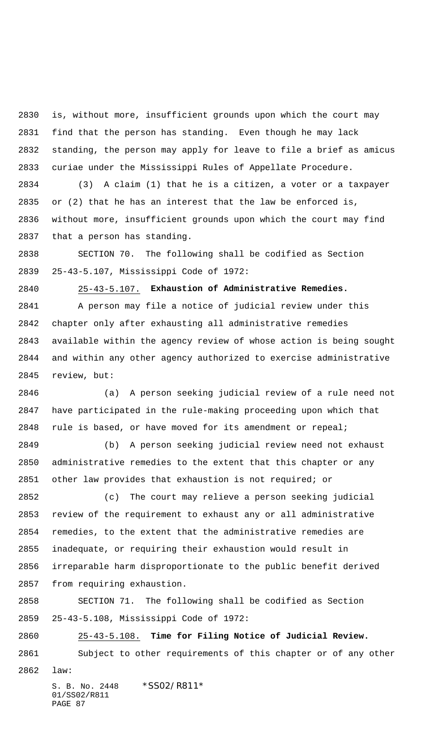is, without more, insufficient grounds upon which the court may find that the person has standing. Even though he may lack standing, the person may apply for leave to file a brief as amicus curiae under the Mississippi Rules of Appellate Procedure.

(3) A claim (1) that he is a citizen, a voter or a taxpayer or (2) that he has an interest that the law be enforced is, without more, insufficient grounds upon which the court may find that a person has standing.

SECTION 70. The following shall be codified as Section 25-43-5.107, Mississippi Code of 1972:

25-43-5.107. **Exhaustion of Administrative Remedies.**

A person may file a notice of judicial review under this chapter only after exhausting all administrative remedies available within the agency review of whose action is being sought and within any other agency authorized to exercise administrative review, but:

(a) A person seeking judicial review of a rule need not have participated in the rule-making proceeding upon which that rule is based, or have moved for its amendment or repeal;

(b) A person seeking judicial review need not exhaust administrative remedies to the extent that this chapter or any other law provides that exhaustion is not required; or

(c) The court may relieve a person seeking judicial review of the requirement to exhaust any or all administrative remedies, to the extent that the administrative remedies are inadequate, or requiring their exhaustion would result in irreparable harm disproportionate to the public benefit derived from requiring exhaustion.

SECTION 71. The following shall be codified as Section 25-43-5.108, Mississippi Code of 1972:

25-43-5.108. **Time for Filing Notice of Judicial Review.**

Subject to other requirements of this chapter or of any other law: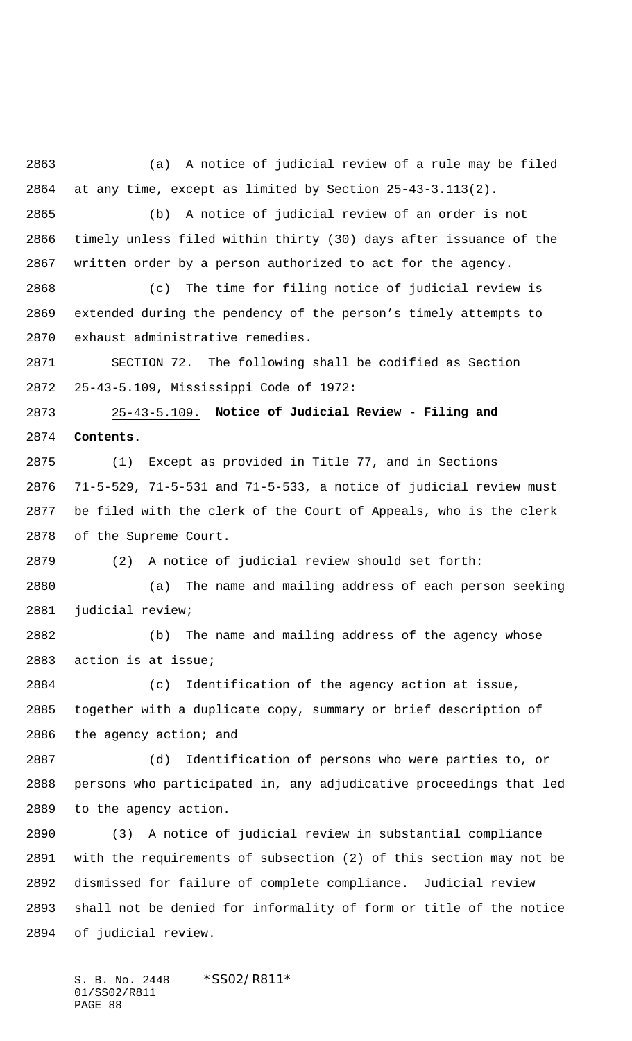(a) A notice of judicial review of a rule may be filed at any time, except as limited by Section 25-43-3.113(2).

(b) A notice of judicial review of an order is not timely unless filed within thirty (30) days after issuance of the written order by a person authorized to act for the agency.

(c) The time for filing notice of judicial review is extended during the pendency of the person's timely attempts to exhaust administrative remedies.

SECTION 72. The following shall be codified as Section 25-43-5.109, Mississippi Code of 1972:

25-43-5.109. **Notice of Judicial Review - Filing and Contents.**

(1) Except as provided in Title 77, and in Sections 71-5-529, 71-5-531 and 71-5-533, a notice of judicial review must be filed with the clerk of the Court of Appeals, who is the clerk of the Supreme Court.

(2) A notice of judicial review should set forth:

(a) The name and mailing address of each person seeking judicial review;

(b) The name and mailing address of the agency whose action is at issue;

(c) Identification of the agency action at issue, together with a duplicate copy, summary or brief description of the agency action; and

(d) Identification of persons who were parties to, or persons who participated in, any adjudicative proceedings that led to the agency action.

(3) A notice of judicial review in substantial compliance with the requirements of subsection (2) of this section may not be dismissed for failure of complete compliance. Judicial review shall not be denied for informality of form or title of the notice of judicial review.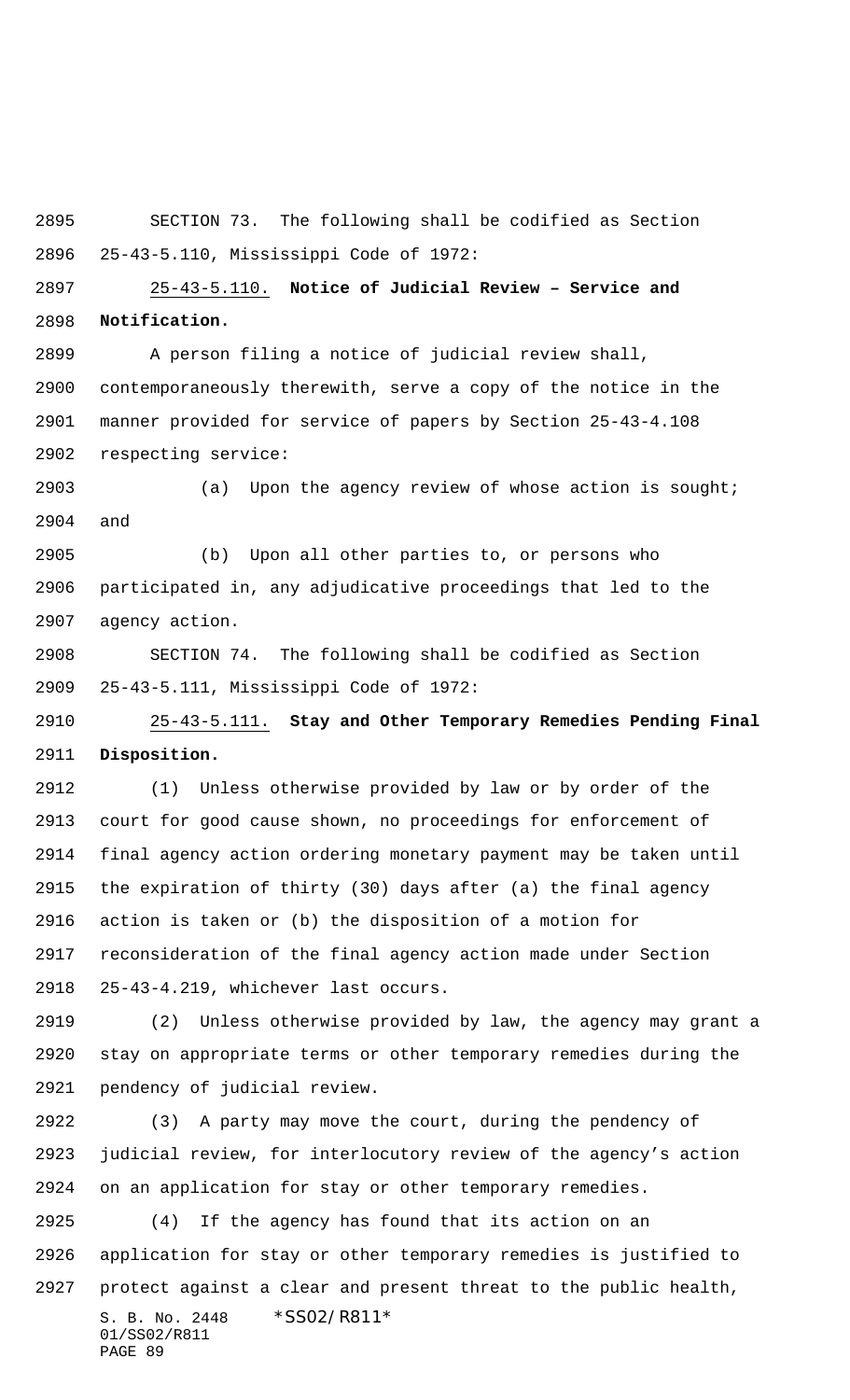SECTION 73. The following shall be codified as Section 25-43-5.110, Mississippi Code of 1972:

25-43-5.110. **Notice of Judicial Review – Service and Notification.**

A person filing a notice of judicial review shall, contemporaneously therewith, serve a copy of the notice in the manner provided for service of papers by Section 25-43-4.108 respecting service:

(a) Upon the agency review of whose action is sought; and

(b) Upon all other parties to, or persons who participated in, any adjudicative proceedings that led to the agency action.

SECTION 74. The following shall be codified as Section 25-43-5.111, Mississippi Code of 1972:

25-43-5.111. **Stay and Other Temporary Remedies Pending Final Disposition.**

(1) Unless otherwise provided by law or by order of the court for good cause shown, no proceedings for enforcement of final agency action ordering monetary payment may be taken until the expiration of thirty (30) days after (a) the final agency action is taken or (b) the disposition of a motion for reconsideration of the final agency action made under Section 25-43-4.219, whichever last occurs.

(2) Unless otherwise provided by law, the agency may grant a stay on appropriate terms or other temporary remedies during the pendency of judicial review.

(3) A party may move the court, during the pendency of judicial review, for interlocutory review of the agency's action on an application for stay or other temporary remedies.

(4) If the agency has found that its action on an application for stay or other temporary remedies is justified to protect against a clear and present threat to the public health,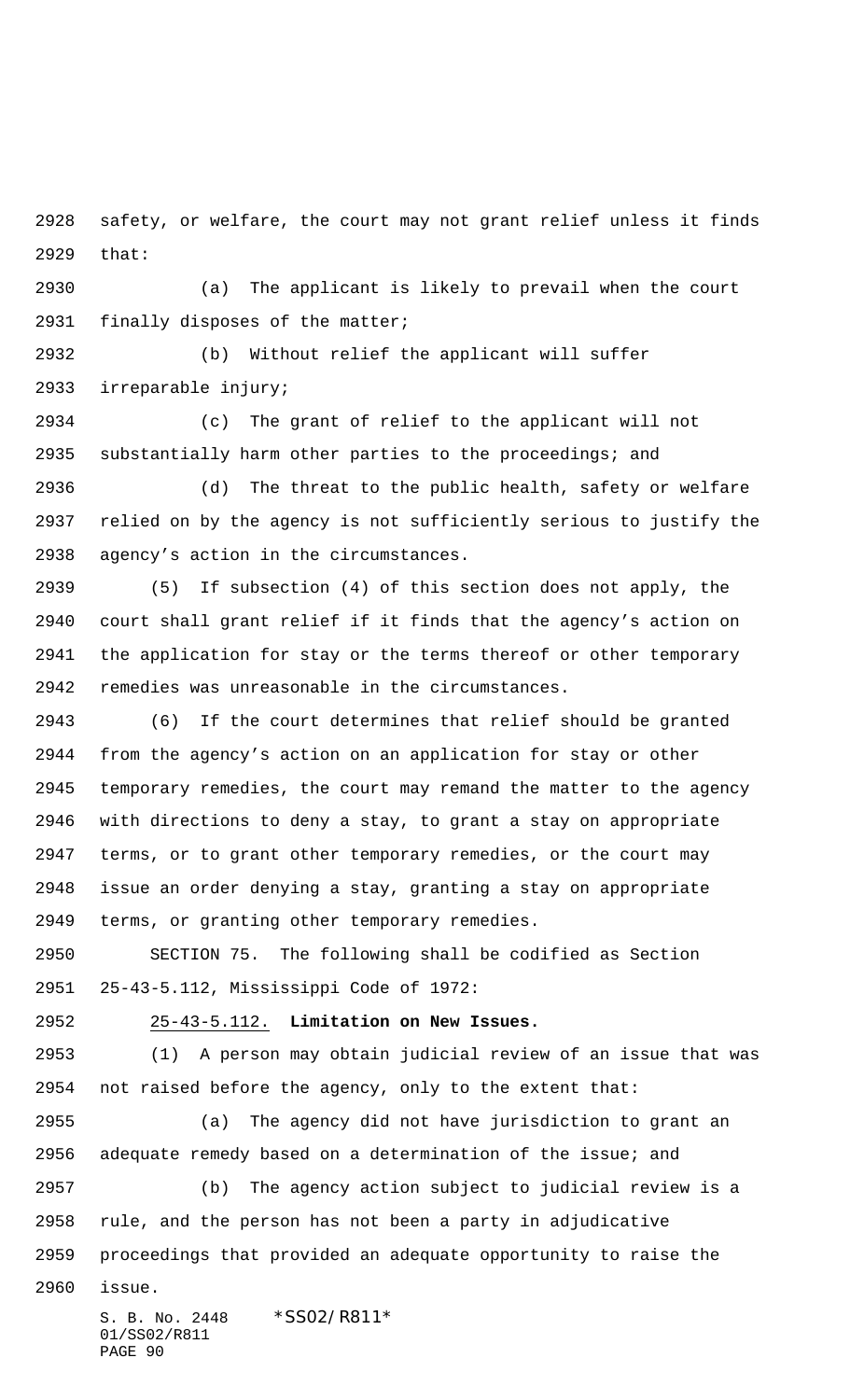safety, or welfare, the court may not grant relief unless it finds that:

(a) The applicant is likely to prevail when the court finally disposes of the matter;

(b) Without relief the applicant will suffer irreparable injury;

(c) The grant of relief to the applicant will not substantially harm other parties to the proceedings; and

(d) The threat to the public health, safety or welfare relied on by the agency is not sufficiently serious to justify the agency's action in the circumstances.

(5) If subsection (4) of this section does not apply, the court shall grant relief if it finds that the agency's action on the application for stay or the terms thereof or other temporary remedies was unreasonable in the circumstances.

(6) If the court determines that relief should be granted from the agency's action on an application for stay or other temporary remedies, the court may remand the matter to the agency with directions to deny a stay, to grant a stay on appropriate terms, or to grant other temporary remedies, or the court may issue an order denying a stay, granting a stay on appropriate terms, or granting other temporary remedies.

SECTION 75. The following shall be codified as Section 25-43-5.112, Mississippi Code of 1972:

25-43-5.112. **Limitation on New Issues.**

(1) A person may obtain judicial review of an issue that was not raised before the agency, only to the extent that:

(a) The agency did not have jurisdiction to grant an adequate remedy based on a determination of the issue; and

(b) The agency action subject to judicial review is a rule, and the person has not been a party in adjudicative proceedings that provided an adequate opportunity to raise the issue.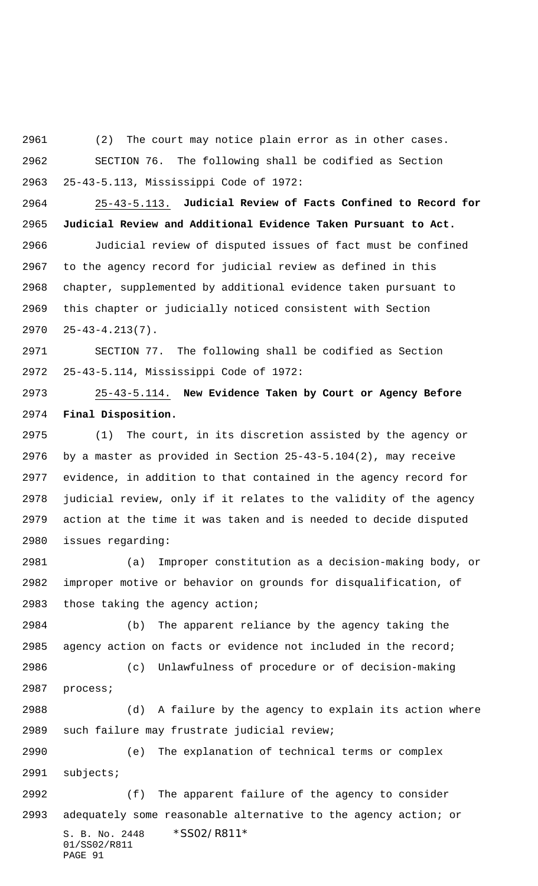(2) The court may notice plain error as in other cases.

SECTION 76. The following shall be codified as Section 25-43-5.113, Mississippi Code of 1972:

25-43-5.113. **Judicial Review of Facts Confined to Record for Judicial Review and Additional Evidence Taken Pursuant to Act.**

Judicial review of disputed issues of fact must be confined to the agency record for judicial review as defined in this chapter, supplemented by additional evidence taken pursuant to this chapter or judicially noticed consistent with Section 25-43-4.213(7).

SECTION 77. The following shall be codified as Section 25-43-5.114, Mississippi Code of 1972:

25-43-5.114. **New Evidence Taken by Court or Agency Before Final Disposition.**

(1) The court, in its discretion assisted by the agency or by a master as provided in Section 25-43-5.104(2), may receive evidence, in addition to that contained in the agency record for judicial review, only if it relates to the validity of the agency action at the time it was taken and is needed to decide disputed issues regarding:

(a) Improper constitution as a decision-making body, or improper motive or behavior on grounds for disqualification, of those taking the agency action;

(b) The apparent reliance by the agency taking the agency action on facts or evidence not included in the record;

(c) Unlawfulness of procedure or of decision-making process;

(d) A failure by the agency to explain its action where such failure may frustrate judicial review;

(e) The explanation of technical terms or complex subjects;

(f) The apparent failure of the agency to consider adequately some reasonable alternative to the agency action; or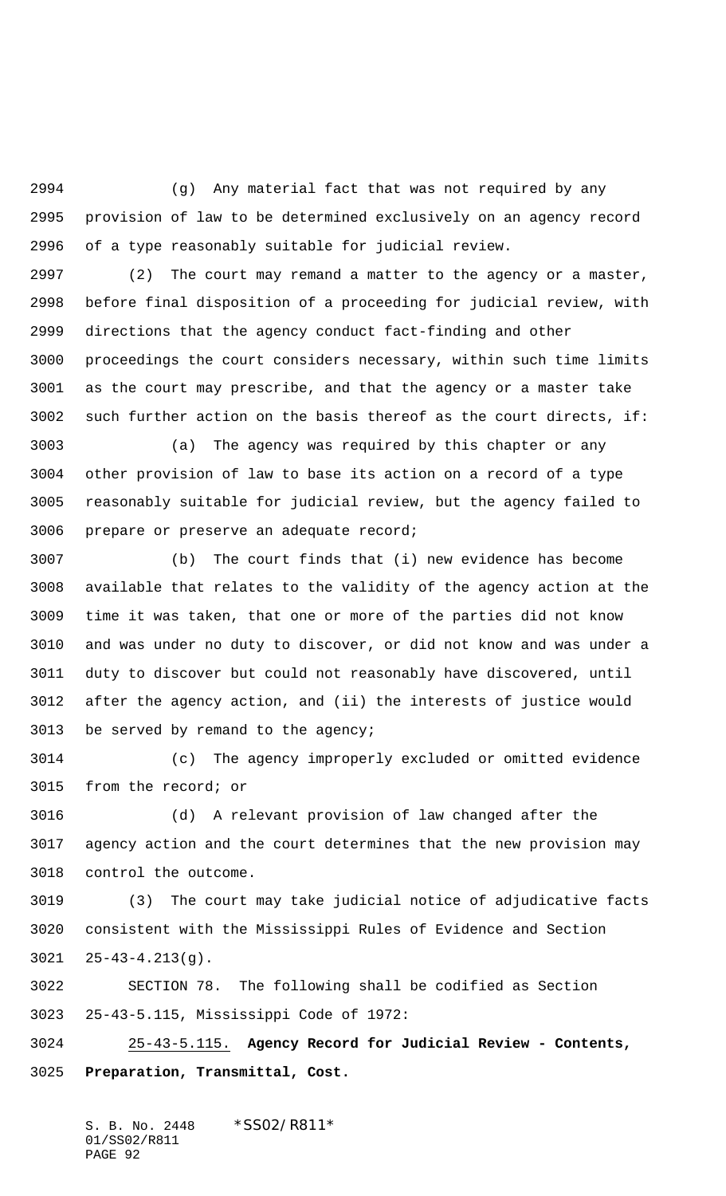(g) Any material fact that was not required by any provision of law to be determined exclusively on an agency record of a type reasonably suitable for judicial review.

(2) The court may remand a matter to the agency or a master, before final disposition of a proceeding for judicial review, with directions that the agency conduct fact-finding and other proceedings the court considers necessary, within such time limits as the court may prescribe, and that the agency or a master take such further action on the basis thereof as the court directs, if:

(a) The agency was required by this chapter or any other provision of law to base its action on a record of a type reasonably suitable for judicial review, but the agency failed to prepare or preserve an adequate record;

(b) The court finds that (i) new evidence has become available that relates to the validity of the agency action at the time it was taken, that one or more of the parties did not know and was under no duty to discover, or did not know and was under a duty to discover but could not reasonably have discovered, until after the agency action, and (ii) the interests of justice would be served by remand to the agency;

(c) The agency improperly excluded or omitted evidence from the record; or

(d) A relevant provision of law changed after the agency action and the court determines that the new provision may control the outcome.

(3) The court may take judicial notice of adjudicative facts consistent with the Mississippi Rules of Evidence and Section 25-43-4.213(g).

SECTION 78. The following shall be codified as Section 25-43-5.115, Mississippi Code of 1972:

25-43-5.115. **Agency Record for Judicial Review - Contents, Preparation, Transmittal, Cost.**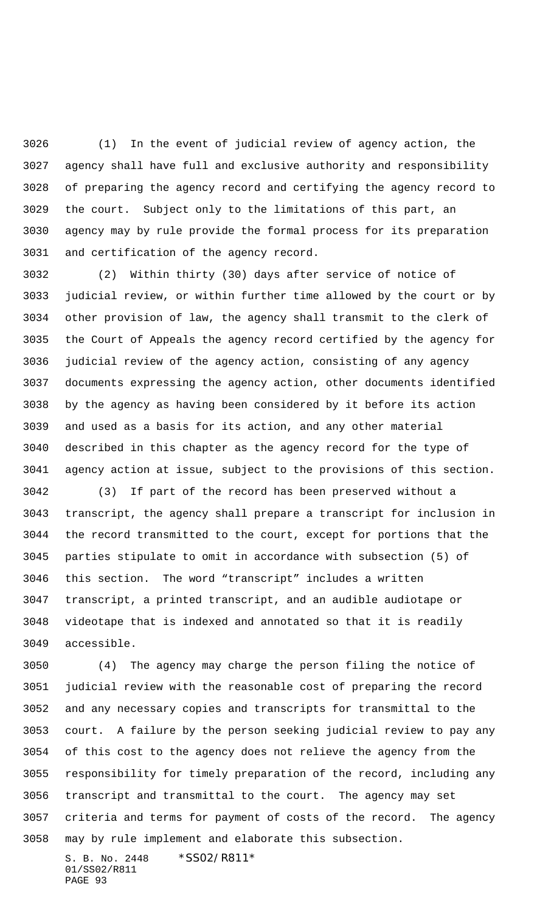(1) In the event of judicial review of agency action, the agency shall have full and exclusive authority and responsibility of preparing the agency record and certifying the agency record to the court. Subject only to the limitations of this part, an agency may by rule provide the formal process for its preparation and certification of the agency record.

(2) Within thirty (30) days after service of notice of judicial review, or within further time allowed by the court or by other provision of law, the agency shall transmit to the clerk of the Court of Appeals the agency record certified by the agency for judicial review of the agency action, consisting of any agency documents expressing the agency action, other documents identified by the agency as having been considered by it before its action and used as a basis for its action, and any other material described in this chapter as the agency record for the type of agency action at issue, subject to the provisions of this section.

(3) If part of the record has been preserved without a transcript, the agency shall prepare a transcript for inclusion in the record transmitted to the court, except for portions that the parties stipulate to omit in accordance with subsection (5) of this section. The word "transcript" includes a written transcript, a printed transcript, and an audible audiotape or videotape that is indexed and annotated so that it is readily accessible.

(4) The agency may charge the person filing the notice of judicial review with the reasonable cost of preparing the record and any necessary copies and transcripts for transmittal to the court. A failure by the person seeking judicial review to pay any of this cost to the agency does not relieve the agency from the responsibility for timely preparation of the record, including any transcript and transmittal to the court. The agency may set criteria and terms for payment of costs of the record. The agency may by rule implement and elaborate this subsection.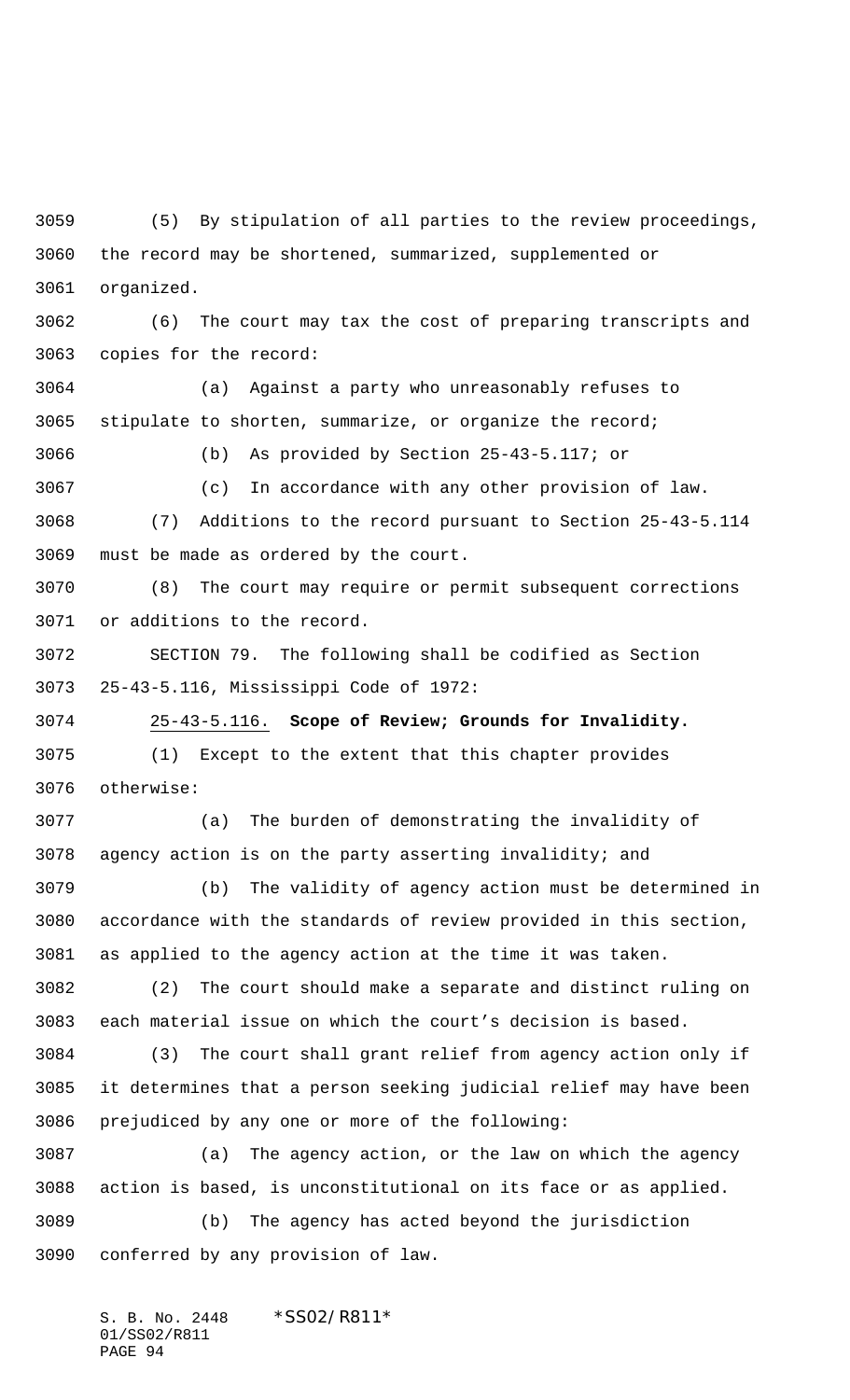(5) By stipulation of all parties to the review proceedings, the record may be shortened, summarized, supplemented or organized.

(6) The court may tax the cost of preparing transcripts and copies for the record:

(a) Against a party who unreasonably refuses to stipulate to shorten, summarize, or organize the record;

(b) As provided by Section 25-43-5.117; or

(c) In accordance with any other provision of law.

(7) Additions to the record pursuant to Section 25-43-5.114 must be made as ordered by the court.

(8) The court may require or permit subsequent corrections or additions to the record.

SECTION 79. The following shall be codified as Section 25-43-5.116, Mississippi Code of 1972:

25-43-5.116. **Scope of Review; Grounds for Invalidity.**

(1) Except to the extent that this chapter provides otherwise:

(a) The burden of demonstrating the invalidity of agency action is on the party asserting invalidity; and

(b) The validity of agency action must be determined in accordance with the standards of review provided in this section, as applied to the agency action at the time it was taken.

(2) The court should make a separate and distinct ruling on each material issue on which the court's decision is based.

(3) The court shall grant relief from agency action only if it determines that a person seeking judicial relief may have been prejudiced by any one or more of the following:

(a) The agency action, or the law on which the agency action is based, is unconstitutional on its face or as applied.

(b) The agency has acted beyond the jurisdiction conferred by any provision of law.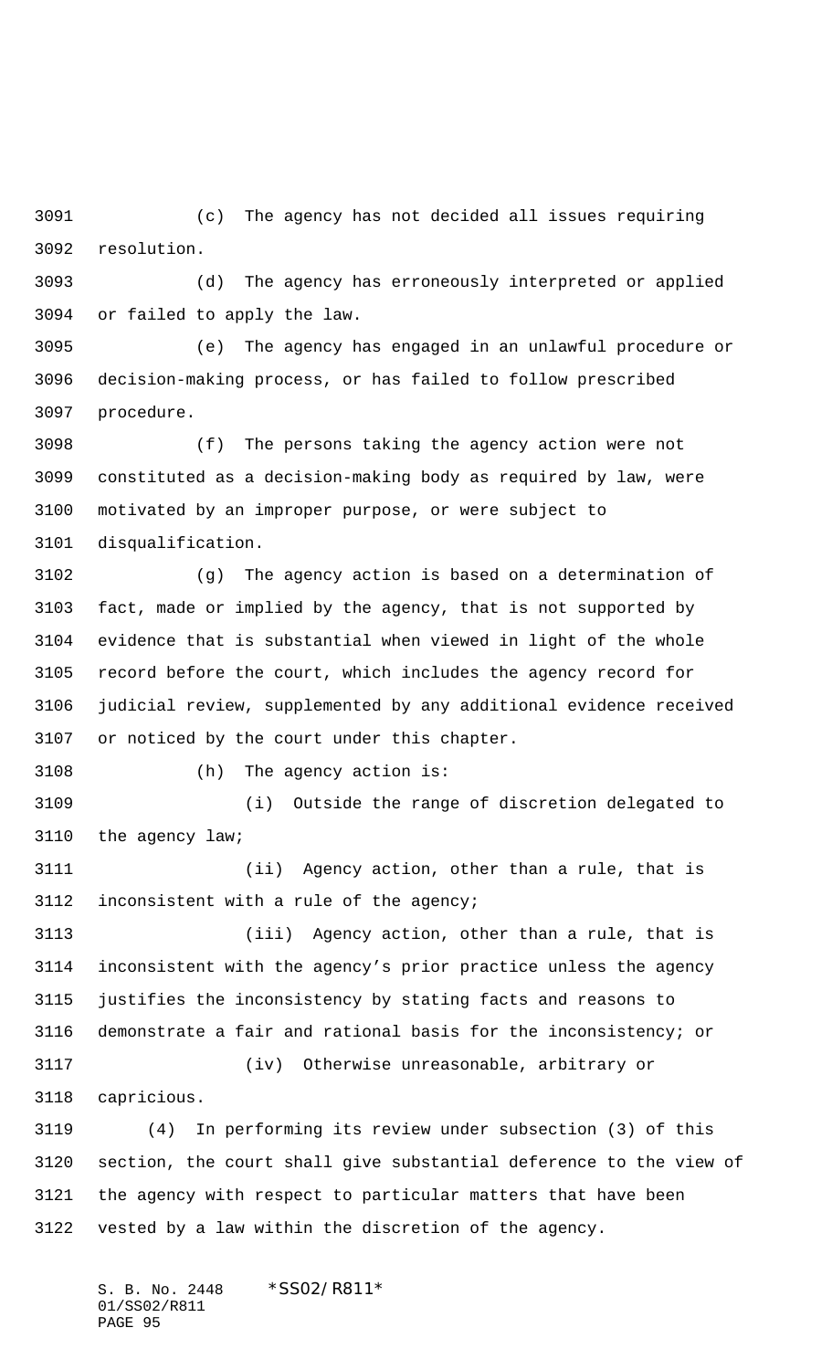(c) The agency has not decided all issues requiring resolution.

(d) The agency has erroneously interpreted or applied or failed to apply the law.

(e) The agency has engaged in an unlawful procedure or decision-making process, or has failed to follow prescribed procedure.

(f) The persons taking the agency action were not constituted as a decision-making body as required by law, were motivated by an improper purpose, or were subject to disqualification.

(g) The agency action is based on a determination of fact, made or implied by the agency, that is not supported by evidence that is substantial when viewed in light of the whole record before the court, which includes the agency record for judicial review, supplemented by any additional evidence received or noticed by the court under this chapter.

(h) The agency action is:

(i) Outside the range of discretion delegated to the agency law;

(ii) Agency action, other than a rule, that is inconsistent with a rule of the agency;

(iii) Agency action, other than a rule, that is inconsistent with the agency's prior practice unless the agency justifies the inconsistency by stating facts and reasons to demonstrate a fair and rational basis for the inconsistency; or

(iv) Otherwise unreasonable, arbitrary or capricious.

(4) In performing its review under subsection (3) of this section, the court shall give substantial deference to the view of the agency with respect to particular matters that have been vested by a law within the discretion of the agency.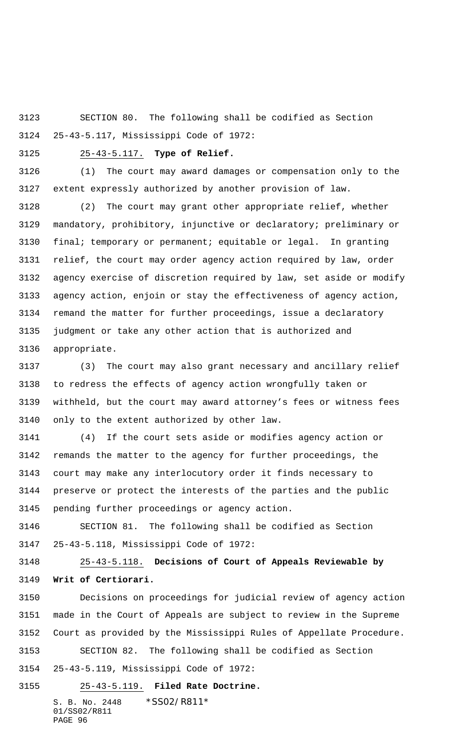SECTION 80. The following shall be codified as Section 25-43-5.117, Mississippi Code of 1972:

25-43-5.117. **Type of Relief.**

(1) The court may award damages or compensation only to the extent expressly authorized by another provision of law.

(2) The court may grant other appropriate relief, whether mandatory, prohibitory, injunctive or declaratory; preliminary or final; temporary or permanent; equitable or legal. In granting relief, the court may order agency action required by law, order agency exercise of discretion required by law, set aside or modify agency action, enjoin or stay the effectiveness of agency action, remand the matter for further proceedings, issue a declaratory judgment or take any other action that is authorized and appropriate.

(3) The court may also grant necessary and ancillary relief to redress the effects of agency action wrongfully taken or withheld, but the court may award attorney's fees or witness fees only to the extent authorized by other law.

(4) If the court sets aside or modifies agency action or remands the matter to the agency for further proceedings, the court may make any interlocutory order it finds necessary to preserve or protect the interests of the parties and the public pending further proceedings or agency action.

SECTION 81. The following shall be codified as Section 25-43-5.118, Mississippi Code of 1972:

25-43-5.118. **Decisions of Court of Appeals Reviewable by Writ of Certiorari.**

Decisions on proceedings for judicial review of agency action made in the Court of Appeals are subject to review in the Supreme Court as provided by the Mississippi Rules of Appellate Procedure.

SECTION 82. The following shall be codified as Section 25-43-5.119, Mississippi Code of 1972:

25-43-5.119. **Filed Rate Doctrine.**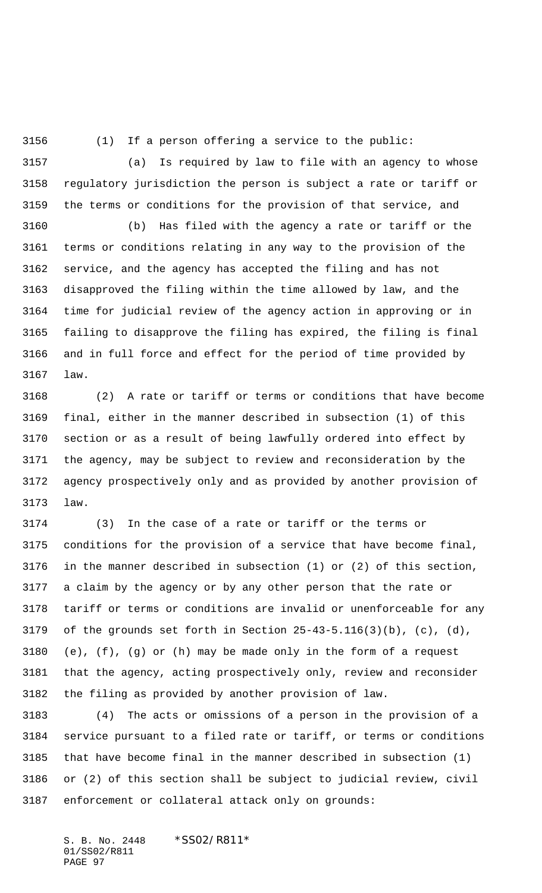(1) If a person offering a service to the public:

(a) Is required by law to file with an agency to whose regulatory jurisdiction the person is subject a rate or tariff or the terms or conditions for the provision of that service, and

(b) Has filed with the agency a rate or tariff or the terms or conditions relating in any way to the provision of the service, and the agency has accepted the filing and has not disapproved the filing within the time allowed by law, and the time for judicial review of the agency action in approving or in failing to disapprove the filing has expired, the filing is final and in full force and effect for the period of time provided by law.

(2) A rate or tariff or terms or conditions that have become final, either in the manner described in subsection (1) of this section or as a result of being lawfully ordered into effect by the agency, may be subject to review and reconsideration by the agency prospectively only and as provided by another provision of law.

(3) In the case of a rate or tariff or the terms or conditions for the provision of a service that have become final, in the manner described in subsection (1) or (2) of this section, a claim by the agency or by any other person that the rate or tariff or terms or conditions are invalid or unenforceable for any of the grounds set forth in Section 25-43-5.116(3)(b), (c), (d), (e), (f), (g) or (h) may be made only in the form of a request that the agency, acting prospectively only, review and reconsider the filing as provided by another provision of law.

(4) The acts or omissions of a person in the provision of a service pursuant to a filed rate or tariff, or terms or conditions that have become final in the manner described in subsection (1) or (2) of this section shall be subject to judicial review, civil enforcement or collateral attack only on grounds: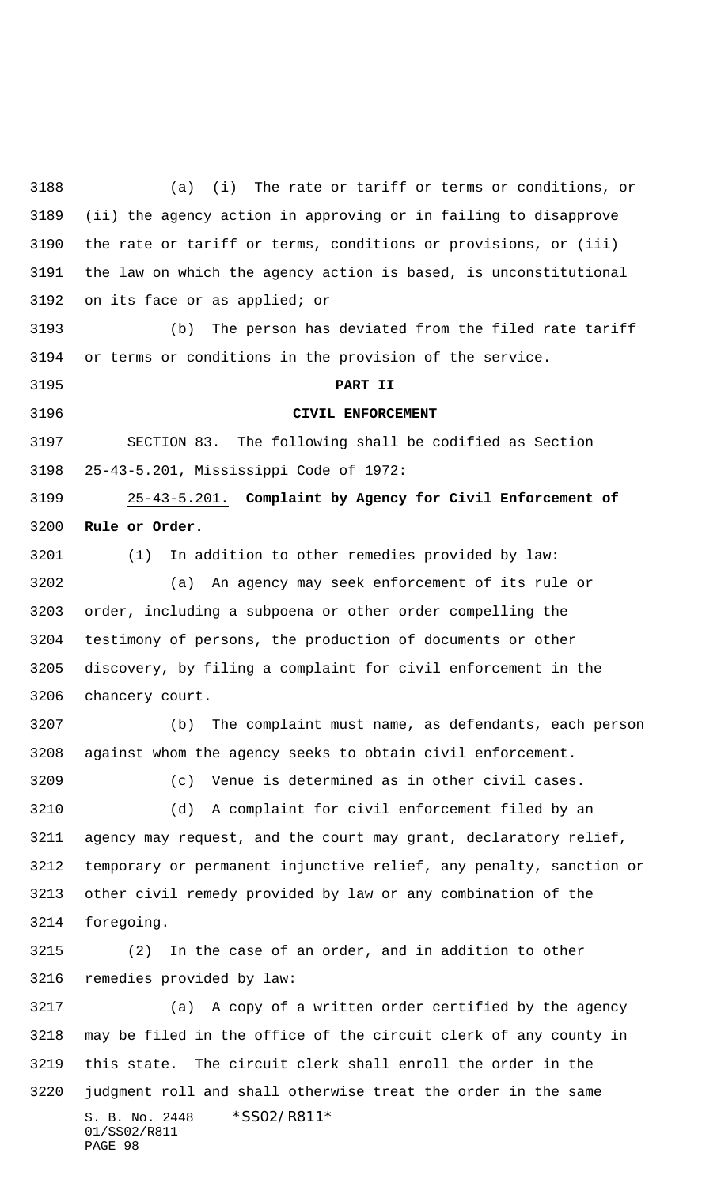(a) (i) The rate or tariff or terms or conditions, or (ii) the agency action in approving or in failing to disapprove the rate or tariff or terms, conditions or provisions, or (iii) the law on which the agency action is based, is unconstitutional on its face or as applied; or

(b) The person has deviated from the filed rate tariff or terms or conditions in the provision of the service.

**PART II**

**CIVIL ENFORCEMENT**

SECTION 83. The following shall be codified as Section 25-43-5.201, Mississippi Code of 1972:

25-43-5.201. **Complaint by Agency for Civil Enforcement of Rule or Order.**

(1) In addition to other remedies provided by law:

(a) An agency may seek enforcement of its rule or order, including a subpoena or other order compelling the testimony of persons, the production of documents or other discovery, by filing a complaint for civil enforcement in the chancery court.

(b) The complaint must name, as defendants, each person against whom the agency seeks to obtain civil enforcement.

(c) Venue is determined as in other civil cases.

(d) A complaint for civil enforcement filed by an agency may request, and the court may grant, declaratory relief, temporary or permanent injunctive relief, any penalty, sanction or other civil remedy provided by law or any combination of the foregoing.

(2) In the case of an order, and in addition to other remedies provided by law:

(a) A copy of a written order certified by the agency may be filed in the office of the circuit clerk of any county in this state. The circuit clerk shall enroll the order in the judgment roll and shall otherwise treat the order in the same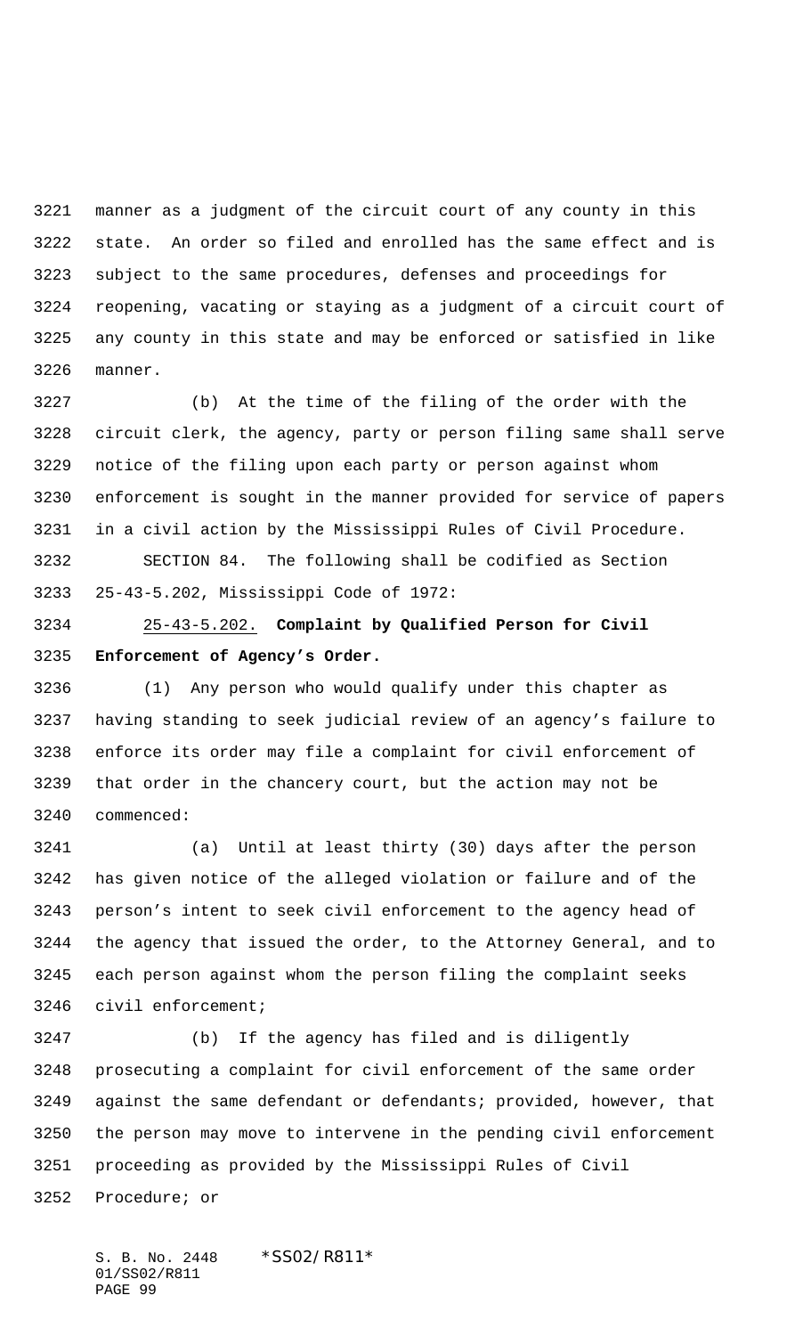manner as a judgment of the circuit court of any county in this state. An order so filed and enrolled has the same effect and is subject to the same procedures, defenses and proceedings for reopening, vacating or staying as a judgment of a circuit court of any county in this state and may be enforced or satisfied in like manner.

(b) At the time of the filing of the order with the circuit clerk, the agency, party or person filing same shall serve notice of the filing upon each party or person against whom enforcement is sought in the manner provided for service of papers in a civil action by the Mississippi Rules of Civil Procedure.

SECTION 84. The following shall be codified as Section 25-43-5.202, Mississippi Code of 1972:

25-43-5.202. **Complaint by Qualified Person for Civil Enforcement of Agency's Order.**

(1) Any person who would qualify under this chapter as having standing to seek judicial review of an agency's failure to enforce its order may file a complaint for civil enforcement of that order in the chancery court, but the action may not be commenced:

(a) Until at least thirty (30) days after the person has given notice of the alleged violation or failure and of the person's intent to seek civil enforcement to the agency head of the agency that issued the order, to the Attorney General, and to each person against whom the person filing the complaint seeks civil enforcement;

(b) If the agency has filed and is diligently prosecuting a complaint for civil enforcement of the same order against the same defendant or defendants; provided, however, that the person may move to intervene in the pending civil enforcement proceeding as provided by the Mississippi Rules of Civil Procedure; or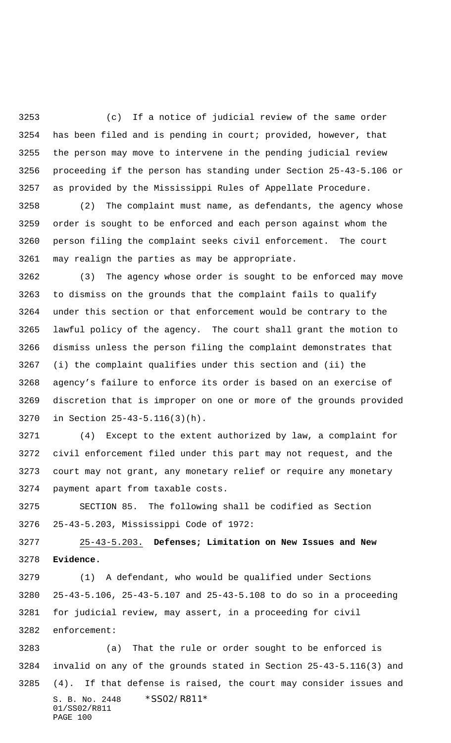(c) If a notice of judicial review of the same order has been filed and is pending in court; provided, however, that the person may move to intervene in the pending judicial review proceeding if the person has standing under Section 25-43-5.106 or as provided by the Mississippi Rules of Appellate Procedure.

(2) The complaint must name, as defendants, the agency whose order is sought to be enforced and each person against whom the person filing the complaint seeks civil enforcement. The court may realign the parties as may be appropriate.

(3) The agency whose order is sought to be enforced may move to dismiss on the grounds that the complaint fails to qualify under this section or that enforcement would be contrary to the lawful policy of the agency. The court shall grant the motion to dismiss unless the person filing the complaint demonstrates that (i) the complaint qualifies under this section and (ii) the agency's failure to enforce its order is based on an exercise of discretion that is improper on one or more of the grounds provided in Section 25-43-5.116(3)(h).

(4) Except to the extent authorized by law, a complaint for civil enforcement filed under this part may not request, and the court may not grant, any monetary relief or require any monetary payment apart from taxable costs.

SECTION 85. The following shall be codified as Section 25-43-5.203, Mississippi Code of 1972:

25-43-5.203. **Defenses; Limitation on New Issues and New Evidence.**

(1) A defendant, who would be qualified under Sections 25-43-5.106, 25-43-5.107 and 25-43-5.108 to do so in a proceeding for judicial review, may assert, in a proceeding for civil enforcement:

(a) That the rule or order sought to be enforced is invalid on any of the grounds stated in Section 25-43-5.116(3) and (4). If that defense is raised, the court may consider issues and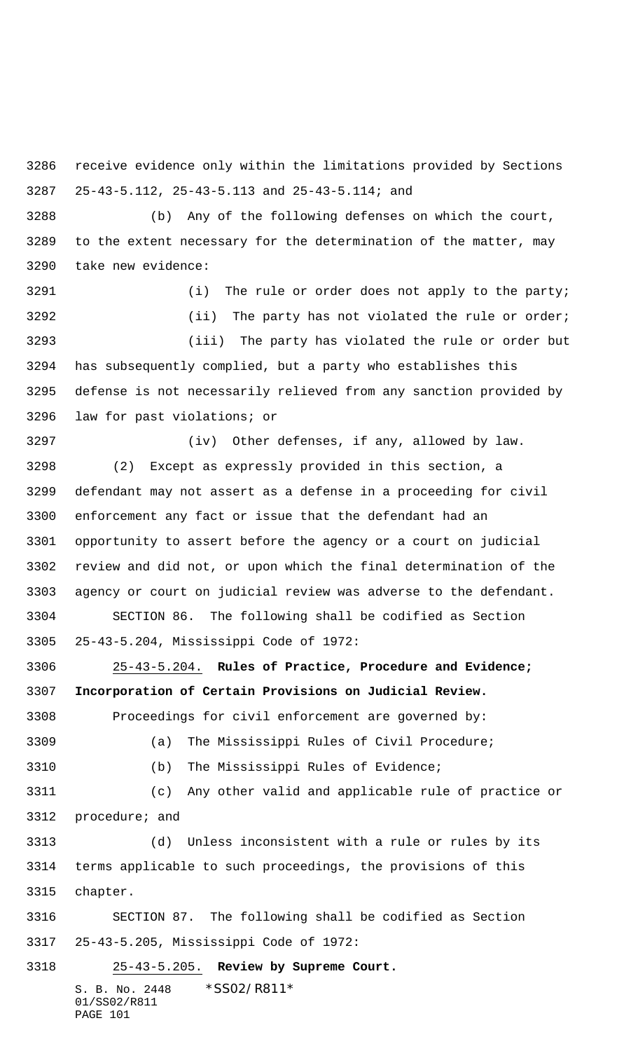receive evidence only within the limitations provided by Sections 25-43-5.112, 25-43-5.113 and 25-43-5.114; and

(b) Any of the following defenses on which the court, to the extent necessary for the determination of the matter, may take new evidence:

(i) The rule or order does not apply to the party;

(ii) The party has not violated the rule or order;

(iii) The party has violated the rule or order but has subsequently complied, but a party who establishes this defense is not necessarily relieved from any sanction provided by law for past violations; or

(iv) Other defenses, if any, allowed by law.

(2) Except as expressly provided in this section, a defendant may not assert as a defense in a proceeding for civil enforcement any fact or issue that the defendant had an opportunity to assert before the agency or a court on judicial review and did not, or upon which the final determination of the agency or court on judicial review was adverse to the defendant.

SECTION 86. The following shall be codified as Section 25-43-5.204, Mississippi Code of 1972:

25-43-5.204. **Rules of Practice, Procedure and Evidence; Incorporation of Certain Provisions on Judicial Review.**

Proceedings for civil enforcement are governed by:

(a) The Mississippi Rules of Civil Procedure;

(b) The Mississippi Rules of Evidence;

(c) Any other valid and applicable rule of practice or procedure; and

(d) Unless inconsistent with a rule or rules by its terms applicable to such proceedings, the provisions of this chapter.

SECTION 87. The following shall be codified as Section 25-43-5.205, Mississippi Code of 1972:

25-43-5.205. **Review by Supreme Court.**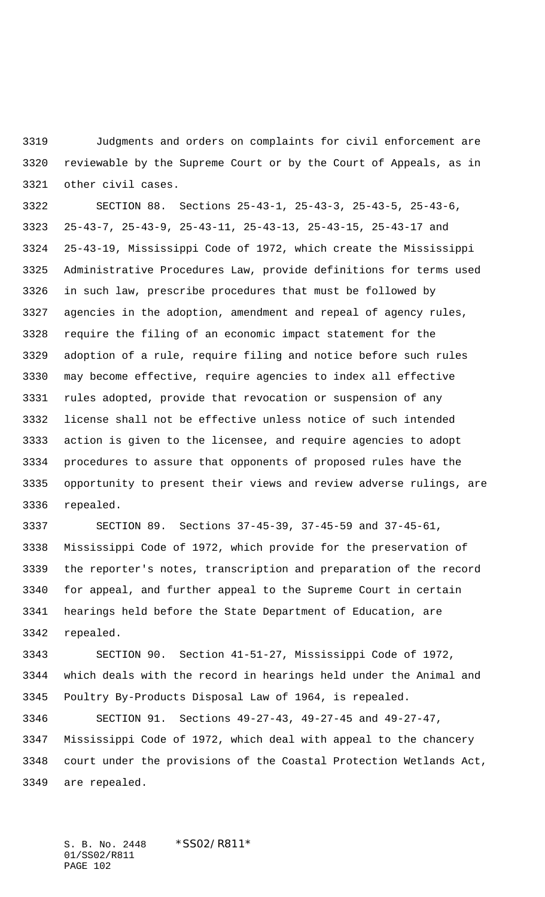Judgments and orders on complaints for civil enforcement are reviewable by the Supreme Court or by the Court of Appeals, as in other civil cases.

SECTION 88. Sections 25-43-1, 25-43-3, 25-43-5, 25-43-6, 25-43-7, 25-43-9, 25-43-11, 25-43-13, 25-43-15, 25-43-17 and 25-43-19, Mississippi Code of 1972, which create the Mississippi Administrative Procedures Law, provide definitions for terms used in such law, prescribe procedures that must be followed by agencies in the adoption, amendment and repeal of agency rules, require the filing of an economic impact statement for the adoption of a rule, require filing and notice before such rules may become effective, require agencies to index all effective rules adopted, provide that revocation or suspension of any license shall not be effective unless notice of such intended action is given to the licensee, and require agencies to adopt procedures to assure that opponents of proposed rules have the opportunity to present their views and review adverse rulings, are repealed.

SECTION 89. Sections 37-45-39, 37-45-59 and 37-45-61, Mississippi Code of 1972, which provide for the preservation of the reporter's notes, transcription and preparation of the record for appeal, and further appeal to the Supreme Court in certain hearings held before the State Department of Education, are repealed.

SECTION 90. Section 41-51-27, Mississippi Code of 1972, which deals with the record in hearings held under the Animal and Poultry By-Products Disposal Law of 1964, is repealed.

SECTION 91. Sections 49-27-43, 49-27-45 and 49-27-47, Mississippi Code of 1972, which deal with appeal to the chancery court under the provisions of the Coastal Protection Wetlands Act, are repealed.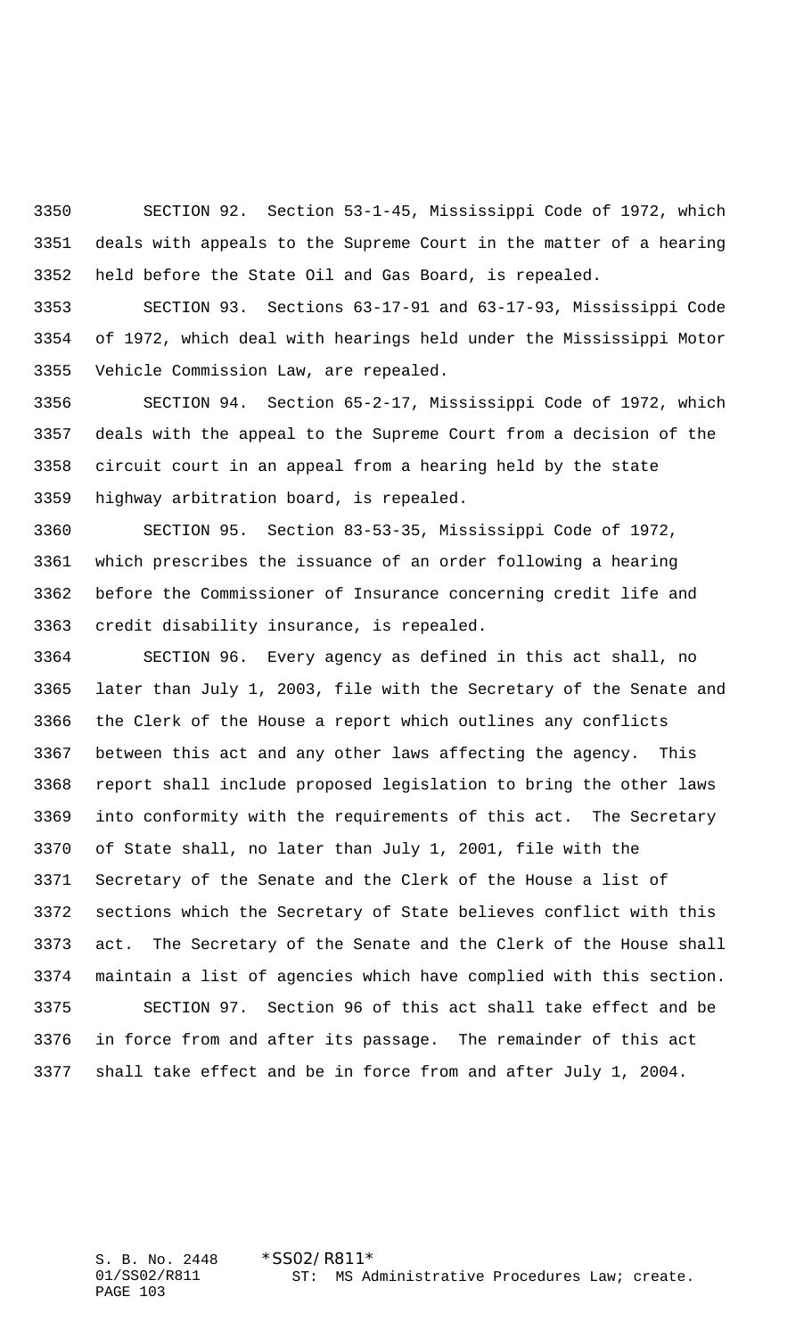SECTION 92. Section 53-1-45, Mississippi Code of 1972, which deals with appeals to the Supreme Court in the matter of a hearing held before the State Oil and Gas Board, is repealed.

SECTION 93. Sections 63-17-91 and 63-17-93, Mississippi Code of 1972, which deal with hearings held under the Mississippi Motor Vehicle Commission Law, are repealed.

SECTION 94. Section 65-2-17, Mississippi Code of 1972, which deals with the appeal to the Supreme Court from a decision of the circuit court in an appeal from a hearing held by the state highway arbitration board, is repealed.

SECTION 95. Section 83-53-35, Mississippi Code of 1972, which prescribes the issuance of an order following a hearing before the Commissioner of Insurance concerning credit life and credit disability insurance, is repealed.

SECTION 96. Every agency as defined in this act shall, no later than July 1, 2003, file with the Secretary of the Senate and the Clerk of the House a report which outlines any conflicts between this act and any other laws affecting the agency. This report shall include proposed legislation to bring the other laws into conformity with the requirements of this act. The Secretary of State shall, no later than July 1, 2001, file with the Secretary of the Senate and the Clerk of the House a list of sections which the Secretary of State believes conflict with this act. The Secretary of the Senate and the Clerk of the House shall maintain a list of agencies which have complied with this section.

SECTION 97. Section 96 of this act shall take effect and be in force from and after its passage. The remainder of this act shall take effect and be in force from and after July 1, 2004.